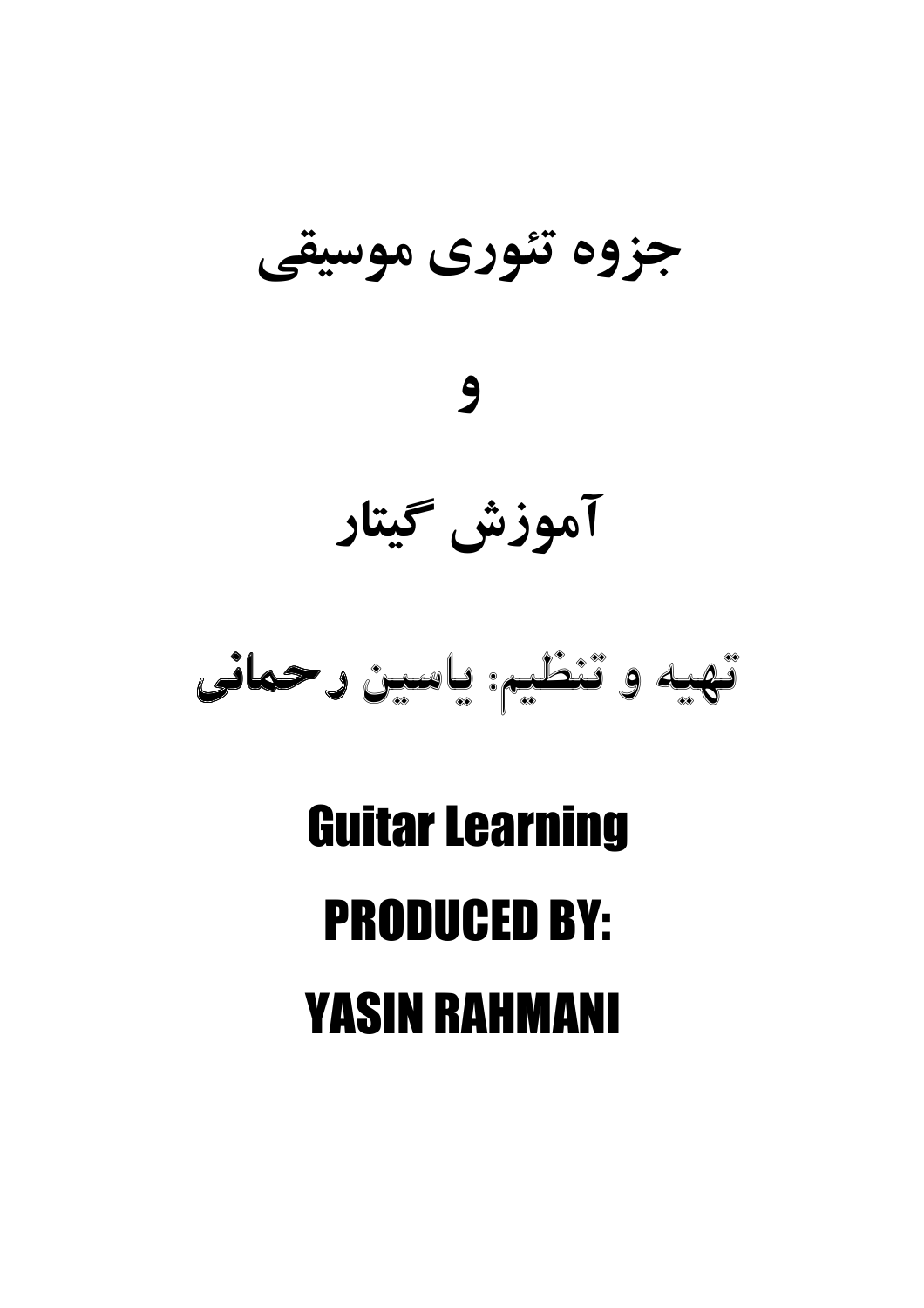# جزوه تئوری موسیقی

# و

# آموزش گیتار

## تهیه و تنظیم: یاسین رحمانی

## Guitar Learning

## PRODUCED BY:

## YASIN RAHMANI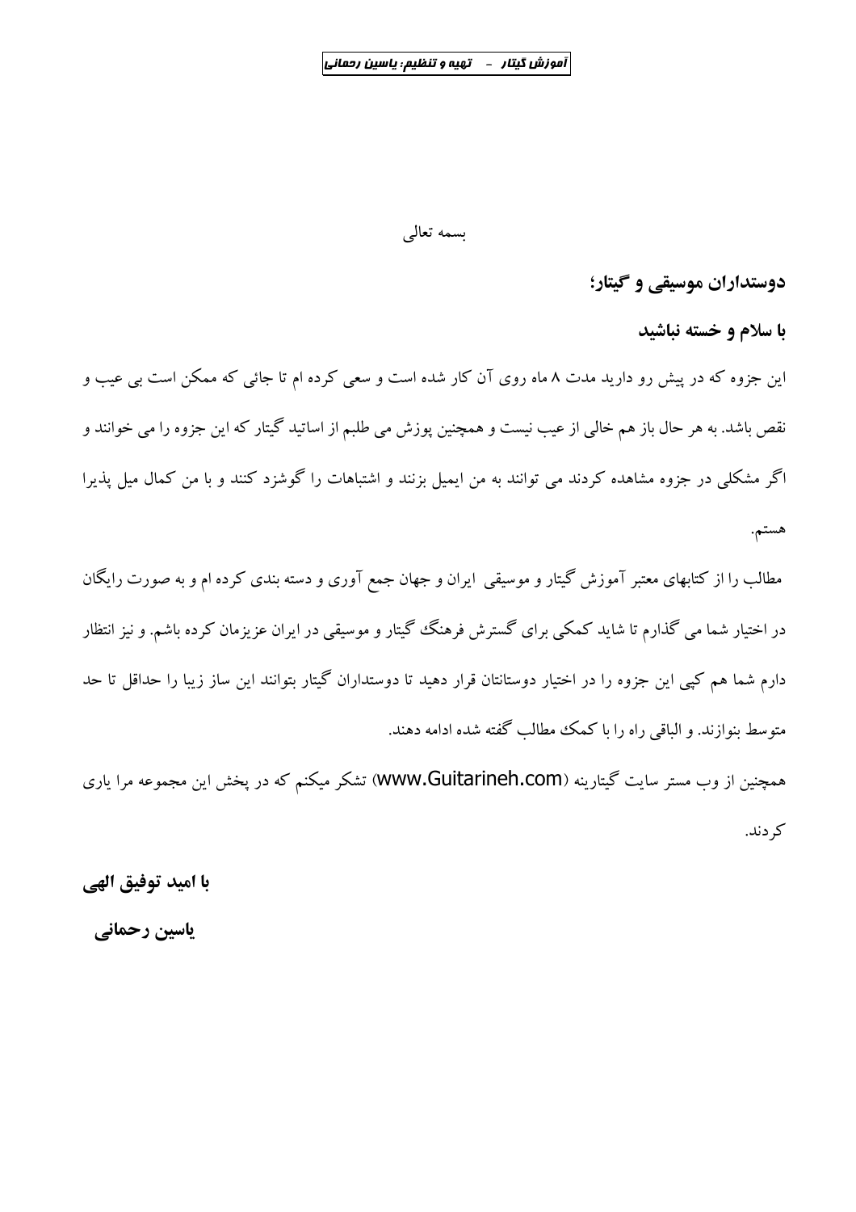بسمه تعالی

**دوستداران موسیقی و گیتار؛**

**با سلام و خسته نباشید**

این جزوه که در پیش رو دارید مدت ۸ ماه روی آن کار شده است و سعی کرده ام تا جائی که ممکن است بی عیب و نقص باشد. به هر حال باز هم خالی از عیب نیست و همچنین پوزش می طلبم از اساتید گیتار که این جزوه را می خوانند و اگر مشکلی در جزوه مشاهده کردند می توانند به من ایمیل بزنند و اشتباهات را گوشزد کنند و با من کمال میل پذیرا هستم.

مطالب را از کتابهای معتبر آموزش گیتار و موسیقی ایران و جهان جمع آوری و دسته بندی کرده ام و به صورت رایگان در اختیار شما می گذارم تا شاید کمکی برای گسترش فرهنگ گیتار و موسیقی در ایران عزیزمان کرده باشم. و نیز انتظار دارم شما هم کپی این جزوه را در اختیار دوستانتان قرار دهید تا دوستداران گیتار بتوانند این ساز زیبا را حداقل تا حد متوسط بنوازند. و الباقی راه را با کمک مطالب گفته شده ادامه دهند.

همچنین از وب مستر سایت گیتارینه (www.Guitarineh.com) تشکر میکنم که در پخش این مجموعه مرا یاری کردند.

**با امید توفیق الهی**

**یاسین رحمانی**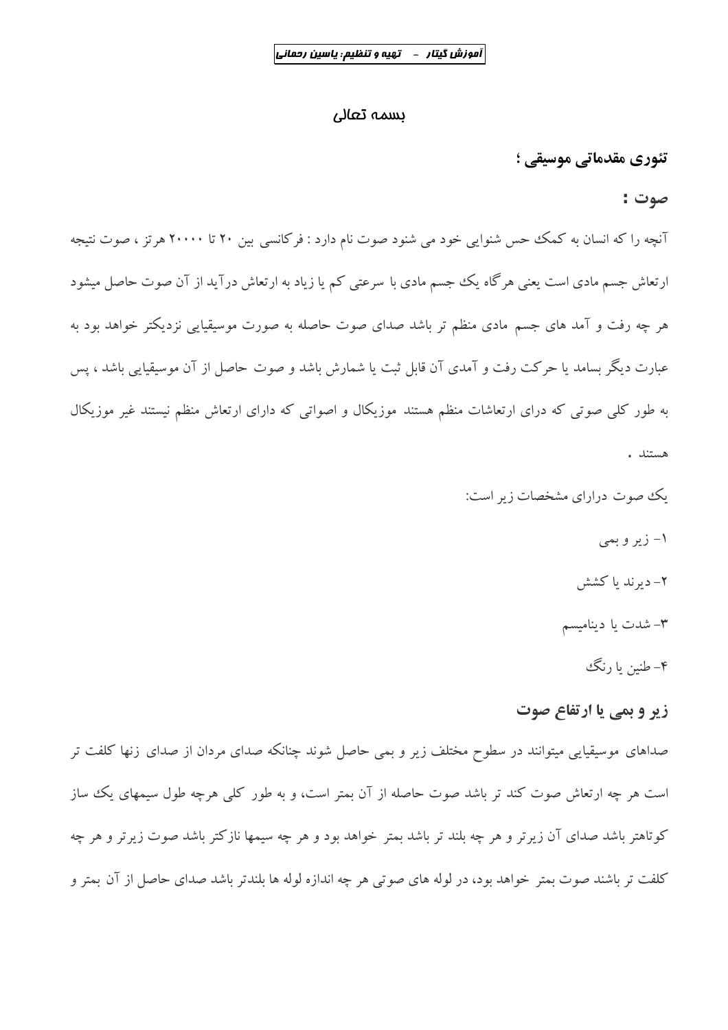بسمه تعالی

## تئوری مقدماتی موسیقی ؛

### صوت :

آنچه را که انسان به کمک حس شنوایی خود می شنود صوت نام دارد : فرکانسی بین ۲۰ تا ۲۰۰۰۰ هرتز ، صوت نتیجه ارتعاش جسم مادی است یعنی هرگاه یک جسم مادی با سرعتی کم یا زیاد به ارتعاش درآید از آن صوت حاصل میشود هر چه رفت و آمد های جسم مادی منظم تر باشد صدای صوت حاصله به صورت موسیقیایی نزدیکتر خواهد بود به عبارت دیگر بسامد یا حرکت رفت و آمدی آن قابل ثبت یا شمارش باشد و صوت حاصل از آن موسیقیایی باشد ، پس به طور کلی صوتی که درای ارتعاشات منظم هستند موزیکال و اصواتی که دارای ارتعاش منظم نیستند غیر موزیکال هستند .

یک صوت درارای مشخصات زیر است:

۱- زیر و بمی

۲- دیرند یا کشش

۳- شدت یا دینامیسم

۴- طنین یا رنگ

### زیر و بمی یا ارتفاع صوت

صداهای موسیقیایی میتوانند در سطوح مختلف زیر و بمی حاصل شوند چنانکه صدای مردان از صدای زنها کلفت تر است هر چه ارتعاش صوت کند تر باشد صوت حاصله از آن بمتر است، و به طور کلی هرچه طول سیمهای یک ساز کوتاهتر باشد صدای آن زیرتر و هر چه بلند تر باشد بمتر خواهد بود و هر چه سیمها نازکتر باشد صوت زیرتر و هر چه کلفت تر باشند صوت بمتر خواهد بود، در لوله های صوتی هر چه اندازه لوله ها بلندتر باشد صدای حاصل از آن بمتر و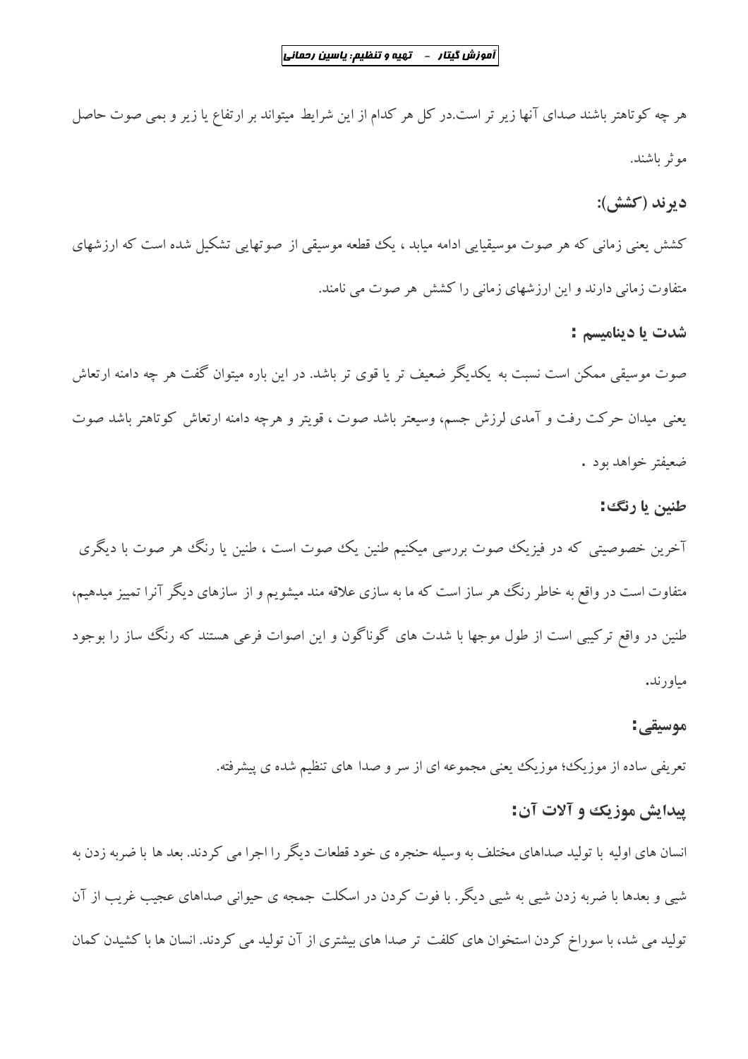هر چه کوتاهتر باشند صدای آنها زیر تر است.در کل هر کدام از این شرایط میتواند بر ارتفاع یا زیر و بمی صوت حاصل موثر باشند.

### دیرند (کشش):

کشش یعنی زمانی که هر صوت موسیقیایی ادامه میابد ، یک قطعه موسیقی از صوتهایی تشکیل شده است که ارزشهای متفاوت زمانی دارند و این ارزشهای زمانی را کشش هر صوت می نامند.

### شدت یا دینامیسم :

صوت موسیقی ممکن است نسبت به یکدیگر ضعیف تر یا قوی تر باشد. در این باره میتوان گفت هر چه دامنه ارتعاش یعنی میدان حرکت رفت و آمدی لرزش جسم، وسیعتر باشد صوت ، قویتر و هرچه دامنه ارتعاش کوتاهتر باشد صوت ضعیفتر خواهد بود .

### طنین یا رنگ:

آخرین خصوصیتی که در فیزیک صوت بررسی میکنیم طنین یک صوت است ، طنین یا رنگ هر صوت با دیگری متفاوت است در واقع به خاطر رنگ هر ساز است که ما به سازی علاقه مند میشویم و از سازهای دیگر آنرا تمیز میدهیم، طنین در واقع ترکیبی است از طول موجها با شدت های گوناگون و این اصوات فرعی هستند که رنگ ساز را بوجود میاورند.

### موسیقی:

تعریفی ساده از موزیک؛ موزیک یعنی مجموعه ای از سر و صدا های تنظیم شده ی پیشرفته.

### پیدایش موزیک و آلات آن:

انسان های اولیه با تولید صداهای مختلف به وسیله حنجره ی خود قطعات دیگر را اجرا می کردند. بعد ها با ضربه زدن به شیی و بعدها با ضربه زدن شیی به شیی دیگر. با فوت کردن در اسکلت جمجه ی حیوانی صداهای عجیب غریب از آن تولید می شد، با سوراخ کردن استخوان های کلفت تر صدا های بیشتری از آن تولید می کردند. انسان ها با کشیدن کمان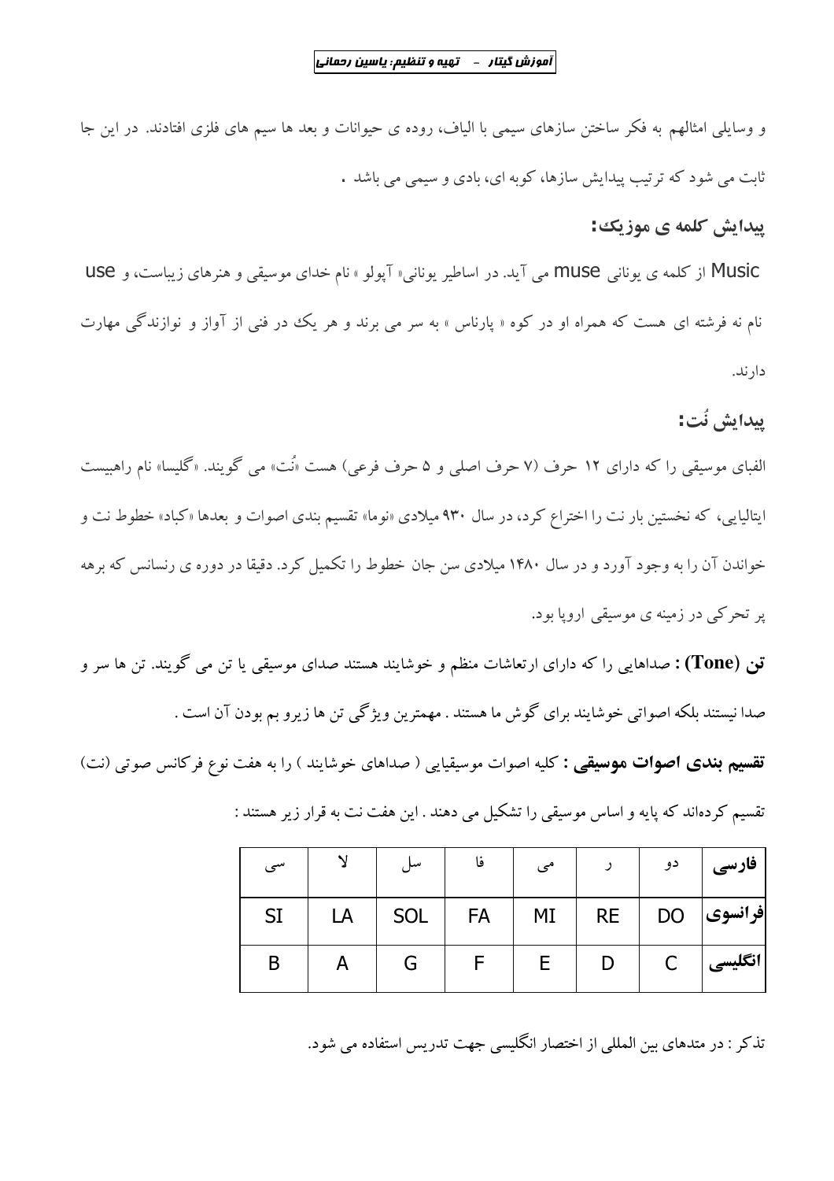و وسایلی امثالهم به فکر ساختن سازهای سیمی با الیاف، روده ی حیوانات و بعد ها سیم های فلزی افتادند. در این جا ثابت می شود که ترتیب پیدایش سازها، کوبه ای، بادی و سیمی می باشد .

## پیدایش کلمه ی موزیک:

Music از کلمه ی یونانی muse می آید. در اساطیر یونانی« آپولو » نام خدای موسیقی و هنرهای زیباست، و use نام نه فرشته ای هست که همراه او در کوه « پارناس » به سر می برند و هر یک در فنی از آواز و نوازندگی مهارت دارند.

## پیدایش نُت:

الفبای موسیقی را که دارای ۱۲ حرف (۷ حرف اصلی و ۵ حرف فرعی) هست «نُت» می گویند. «گلیسا» نام راهبیست ایتالیایی، که نخستین بار نت را اختراع کرد، در سال ۹۳۰ میلادی «نوما» تقسیم بندی اصوات و بعدها «کباد» خطوط نت و خواندن آن را به وجود آورد و در سال ۱۴۸۰ میلادی سن جان خطوط را تکمیل کرد. دقیقا در دوره ی رنسانس که برهه پر تحرکی در زمینه ی موسیقی اروپا بود.

**تن (Tone) :** صداهایی را که دارای ارتعاشات منظم و خوشایند هستند صدای موسیقی یا تن می گویند. تن ها سر و صدا نیستند بلکه اصواتی خوشایند برای گوش ما هستند . مهمترین ویژگی تن ها زیرو بم بودن آن است .

**تقسیم بندی اصوات موسیقی :** کلیه اصوات موسیقیایی ( صداهای خوشایند ) را به هفت نوع فرکانس صوتی (نت) تقسیم کرده‌اند که پایه و اساس موسیقی را تشکیل می دهند . این هفت نت به قرار زیر هستند :

| **فارسی** | دو | ر | می | فا | سل | لا | سی |
|---|---|---|---|---|---|---|---|
| **فرانسوی** | DO | RE | MI | FA | SOL | LA | SI |
| **انگلیسی** | C | D | E | F | G | A | B |

تذکر : در متدهای بین المللی از اختصار انگلیسی جهت تدریس استفاده می شود.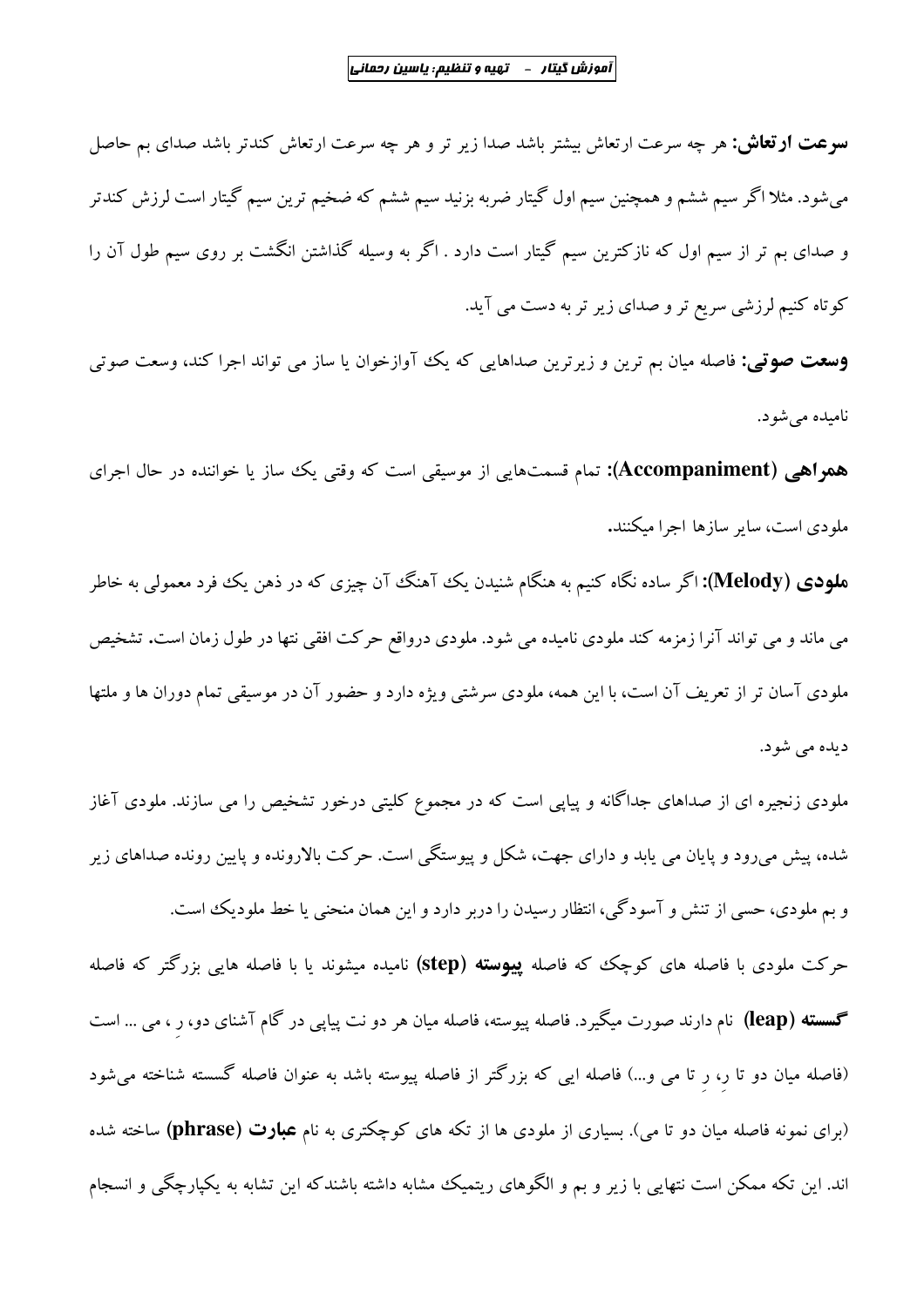**سرعت ارتعاش:** هر چه سرعت ارتعاش بیشتر باشد صدا زیر تر و هر چه سرعت ارتعاش کندتر باشد صدای بم حاصل می‌شود. مثلا اگر سیم ششم و همچنین سیم اول گیتار ضربه بزنید سیم ششم که ضخیم ترین سیم گیتار است لرزش کندتر و صدای بم تر از سیم اول که نازکترین سیم گیتار است دارد . اگر به وسیله گذاشتن انگشت بر روی سیم طول آن را کوتاه کنیم لرزشی سریع تر و صدای زیر تر به دست می آید.

**وسعت صوتی:** فاصله میان بم ترین و زیرترین صداهایی که یک آوازخوان یا ساز می تواند اجرا کند، وسعت صوتی نامیده می‌شود.

**همراهی (Accompaniment):** تمام قسمت‌هایی از موسیقی است که وقتی یک ساز یا خواننده در حال اجرای ملودی است، سایر سازها اجرا میکنند.

**ملودی (Melody):** اگر ساده نگاه کنیم به هنگام شنیدن یک آهنگ آن چیزی که در ذهن یک فرد معمولی به خاطر می ماند و می تواند آنرا زمزمه کند ملودی نامیده می شود. ملودی درواقع حرکت افقی نتها در طول زمان است. تشخیص ملودی آسان تر از تعریف آن است، با این همه، ملودی سرشتی ویژه دارد و حضور آن در موسیقی تمام دوران ها و ملتها دیده می شود.

ملودی زنجیره ای از صداهای جداگانه و پیاپی است که در مجموع کلیتی درخور تشخیص را می سازند. ملودی آغاز شده، پیش می‌رود و پایان می یابد و دارای جهت، شکل و پیوستگی است. حرکت بالارونده و پایین رونده صداهای زیر و بم ملودی، حسی از تنش و آسودگی، انتظار رسیدن را دربر دارد و این همان منحنی یا خط ملودیک است.

حرکت ملودی با فاصله های کوچک که فاصله **پیوسته (step)** نامیده میشوند یا با فاصله هایی بزرگتر که فاصله **گسسته (leap)** نام دارند صورت میگیرد. فاصله پیوسته، فاصله میان هر دو نت پیاپی در گام آشنای دو، رِ ، می ... است (فاصله میان دو تا رِ، رِ تا می و...) فاصله ایی که بزرگتر از فاصله پیوسته باشد به عنوان فاصله گسسته شناخته می‌شود (برای نمونه فاصله میان دو تا می). بسیاری از ملودی ها از تکه های کوچکتری به نام **عبارت (phrase)** ساخته شده اند. این تکه ممکن است نتهایی با زیر و بم و الگوهای ریتمیک مشابه داشته باشندکه این تشابه به یکپارچگی و انسجام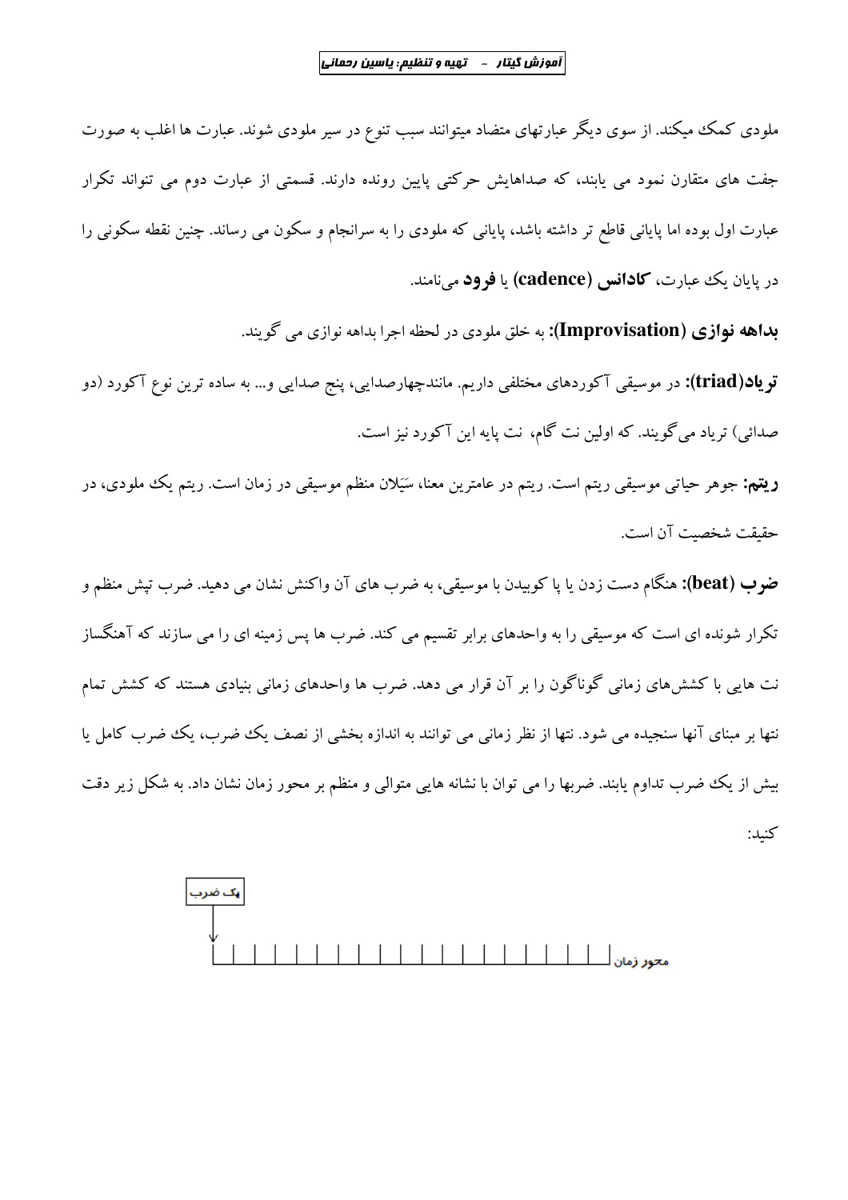ملودی کمک میکند. از سوی دیگر عبارتهای متضاد میتوانند سبب تنوع در سیر ملودی شوند. عبارت ها اغلب به صورت جفت های متقارن نمود می یابند، که صداهایش حرکتی پایین رونده دارند. قسمتی از عبارت دوم می تواند تکرار عبارت اول بوده اما پایانی قاطع تر داشته باشد، پایانی که ملودی را به سرانجام و سکون می رساند. چنین نقطه سکونی را در پایان یک عبارت، **کادانس (cadence)** یا **فرود** می‌نامند.

**بداهه نوازی (Improvisation):** به خلق ملودی در لحظه اجرا بداهه نوازی می گویند.

**تریاد(triad):** در موسیقی آکوردهای مختلفی داریم. مانندچهارصدایی، پنج صدایی و... به ساده ترین نوع آکورد (دو صدائی) تریاد می‌گویند. که اولین نت گام، نت پایه این آکورد نیز است.

**ریتم:** جوهر حیاتی موسیقی ریتم است. ریتم در عامترین معنا، سَیَلان منظم موسیقی در زمان است. ریتم یک ملودی، در حقیقت شخصیت آن است.

**ضرب (beat):** هنگام دست زدن یا پا کوبیدن با موسیقی، به ضرب های آن واکنش نشان می دهید. ضرب تپش منظم و تکرار شونده ای است که موسیقی را به واحدهای برابر تقسیم می کند. ضرب ها پس زمینه ای را می سازند که آهنگساز نت هایی با کشش‌های زمانی گوناگون را بر آن قرار می دهد. ضرب ها واحدهای زمانی بنیادی هستند که کشش تمام نتها بر مبنای آنها سنجیده می شود. نتها از نظر زمانی می توانند به اندازه بخشی از نصف یک ضرب، یک ضرب کامل یا بیش از یک ضرب تداوم یابند. ضربها را می توان با نشانه هایی متوالی و منظم بر محور زمان نشان داد. به شکل زیر دقت کنید:

یک ضرب

محور زمان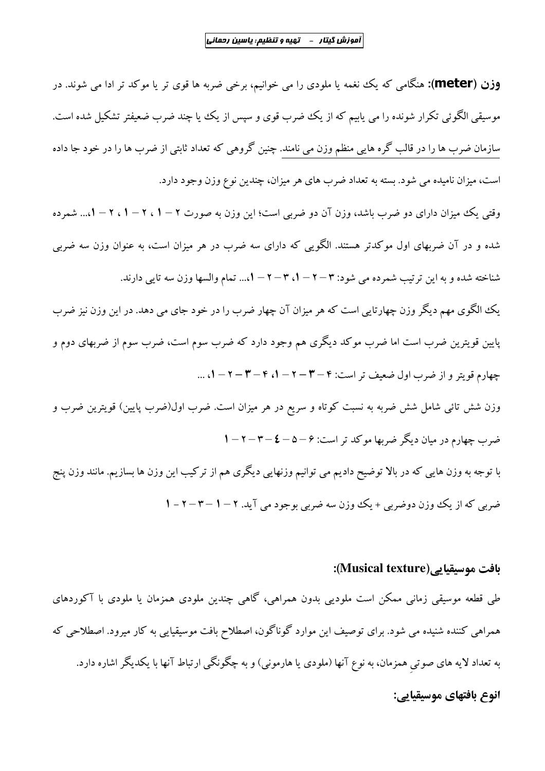**وزن (meter)**: هنگامی که یک نغمه یا ملودی را می خوانیم، برخی ضربه ها قوی تر یا موکد تر ادا می شوند. در موسیقی الگوئی تکرار شونده را می یابیم که از یک ضرب قوی و سپس از یک یا چند ضرب ضعیفتر تشکیل شده است. سازمان ضرب ها را در قالب گره هایی منظم وزن می نامند. چنین گروهی که تعداد ثابتی از ضرب ها را در خود جا داده است، میزان نامیده می شود. بسته به تعداد ضرب های هر میزان، چندین نوع وزن وجود دارد.

وقتی یک میزان دارای دو ضرب باشد، وزن آن دو ضربی است؛ این وزن به صورت ۲ – **۱** ، ۲ – **۱** ، ۲ – **۱**،... شمرده شده و در آن ضربهای اول موکدتر هستند. الگویی که دارای سه ضرب در هر میزان است، به عنوان وزن سه ضربی شناخته شده و به این ترتیب شمرده می شود: ۳ – ۲ – **۱**، ۳ – ۲ – **۱**،... تمام والسها وزن سه تایی دارند.

یک الگوی مهم دیگر وزن چهارتایی است که هر میزان آن چهار ضرب را در خود جای می دهد. در این وزن نیز ضرب پایین قویترین ضرب است اما ضرب موکد دیگری هم وجود دارد که ضرب سوم است، ضرب سوم از ضربهای دوم و چهارم قویتر و از ضرب اول ضعیف تر است: ۴ – **۳** – ۲ – **۱**، ۴ – **۳** – ۲ – **۱**، ...

وزن شش تائی شامل شش ضربه به نسبت کوتاه و سریع در هر میزان است. ضرب اول(ضرب پایین) قویترین ضرب و ضرب چهارم در میان دیگر ضربها موکد تر است: ۶ – ۵ – **٤** – ۳ – ۲ – **۱**

با توجه به وزن هایی که در بالا توضیح دادیم می توانیم وزنهایی دیگری هم از ترکیب این وزن ها بسازیم. مانند وزن پنج ضربی که از یک وزن دوضربی + یک وزن سه ضربی بوجود می آید. ۲ – **۱** – ۳ – ۲ - **۱**

### بافت موسیقیایی(Musical texture):

طی قطعه موسیقی زمانی ممکن است ملودیی بدون همراهی، گاهی چندین ملودی همزمان یا ملودی با آکوردهای همراهی کننده شنیده می شود. برای توصیف این موارد گوناگون، اصطلاح بافت موسیقیایی به کار میرود. اصطلاحی که به تعداد لایه های صوتیِ همزمان، به نوع آنها (ملودی یا هارمونی) و به چگونگی ارتباط آنها با یکدیگر اشاره دارد.

### انوع بافتهای موسیقیایی: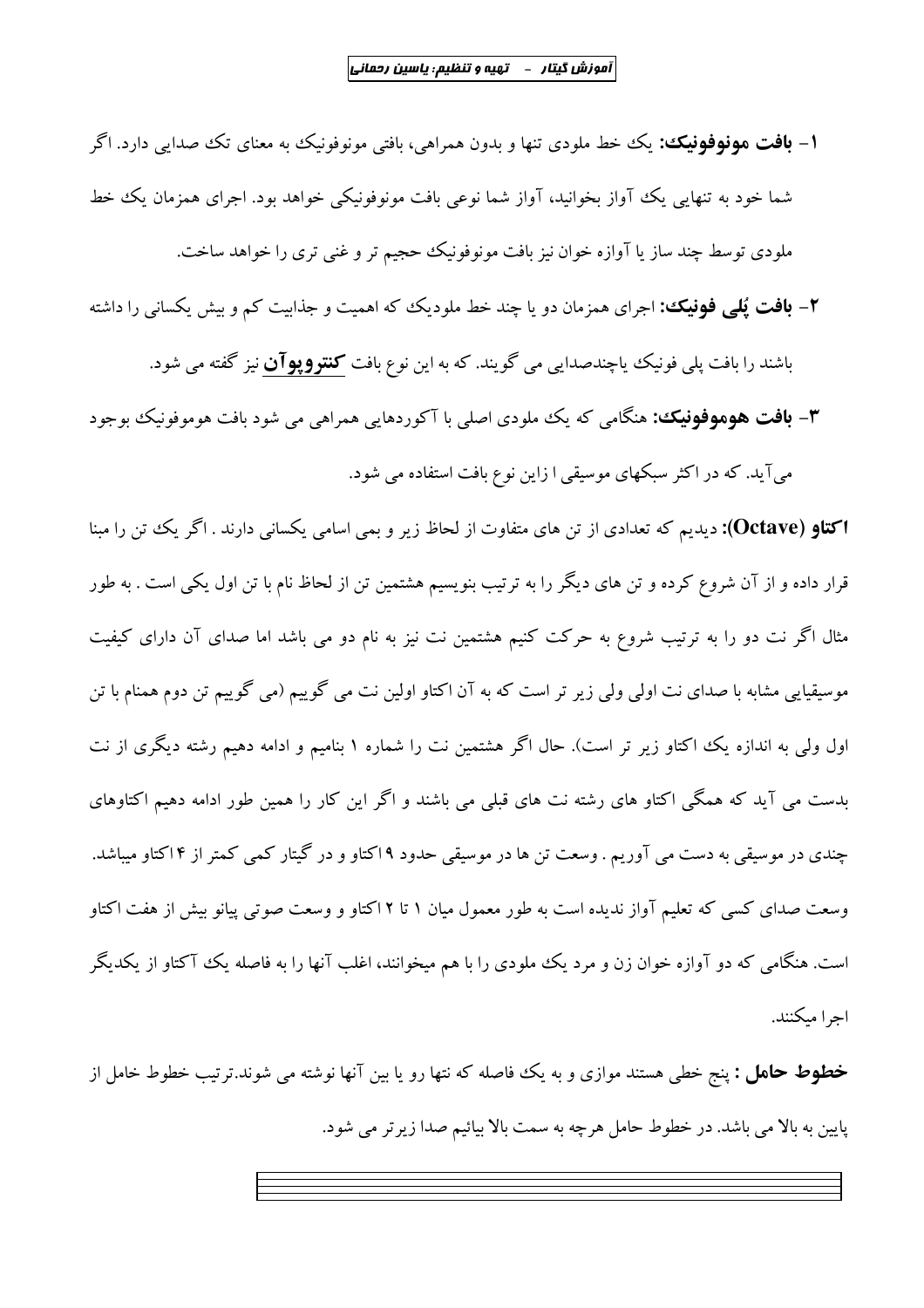۱- **بافت مونوفونیک:** یک خط ملودی تنها و بدون همراهی، بافتی مونوفونیک به معنای تک صدایی دارد. اگر شما خود به تنهایی یک آواز بخوانید، آواز شما نوعی بافت مونوفونیکی خواهد بود. اجرای همزمان یک خط ملودی توسط چند ساز یا آوازه خوان نیز بافت مونوفونیک حجیم تر و غنی تری را خواهد ساخت.

۲- **بافت پُلی فونیک:** اجرای همزمان دو یا چند خط ملودیک که اهمیت و جذابیت کم و بیش یکسانی را داشته باشند را بافت پلی فونیک یاچندصدایی می گویند. که به این نوع بافت **کنتروپوآن** نیز گفته می شود.

۳- **بافت هوموفونیک:** هنگامی که یک ملودی اصلی با آکوردهایی همراهی می شود بافت هوموفونیک بوجود می‌آید. که در اکثر سبکهای موسیقی ا زاین نوع بافت استفاده می شود.

**اکتاو (Octave):** دیدیم که تعدادی از تن های متفاوت از لحاظ زیر و بمی اسامی یکسانی دارند . اگر یک تن را مبنا قرار داده و از آن شروع کرده و تن های دیگر را به ترتیب بنویسیم هشتمین تن از لحاظ نام با تن اول یکی است . به طور مثال اگر نت دو را به ترتیب شروع به حرکت کنیم هشتمین نت نیز به نام دو می باشد اما صدای آن دارای کیفیت موسیقیایی مشابه با صدای نت اولی ولی زیر تر است که به آن اکتاو اولین نت می گوییم (می گوییم تن دوم همنام با تن اول ولی به اندازه یک اکتاو زیر تر است). حال اگر هشتمین نت را شماره ۱ بنامیم و ادامه دهیم رشته دیگری از نت بدست می آید که همگی اکتاو های رشته نت های قبلی می باشند و اگر این کار را همین طور ادامه دهیم اکتاوهای چندی در موسیقی به دست می آوریم . وسعت تن ها در موسیقی حدود ۹ اکتاو و در گیتار کمی کمتر از ۴ اکتاو میباشد. وسعت صدای کسی که تعلیم آواز ندیده است به طور معمول میان ۱ تا ۲ اکتاو و وسعت صوتی پیانو بیش از هفت اکتاو است. هنگامی که دو آوازه خوان زن و مرد یک ملودی را با هم میخوانند، اغلب آنها را به فاصله یک آکتاو از یکدیگر اجرا میکنند.

**خطوط حامل :** پنج خطی هستند موازی و به یک فاصله که نتها رو یا بین آنها نوشته می شوند.ترتیب خطوط خامل از پایین به بالا می باشد. در خطوط حامل هرچه به سمت بالا بیائیم صدا زیرتر می شود.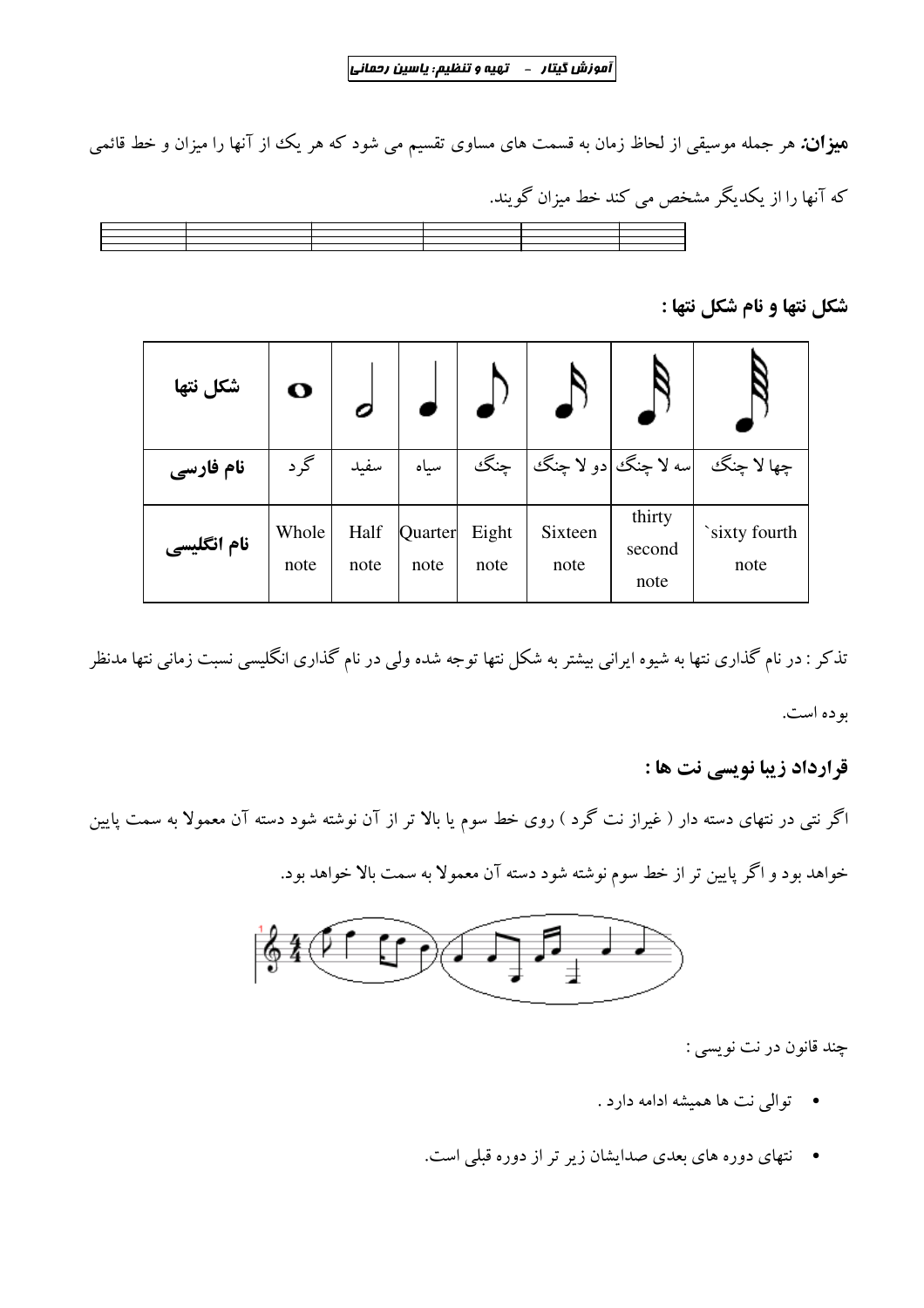**میزان:** هر جمله موسیقی از لحاظ زمان به قسمت های مساوی تقسیم می شود که هر یک از آنها را میزان و خط قائمی که آنها را از یکدیگر مشخص می کند خط میزان گویند.

**شکل نتها و نام شکل نتها :**

| شکل نتها | | | | | | | |
|---|---|---|---|---|---|---|---|
| **نام فارسی** | گرد | سفید | سیاه | چنگ | دو لا چنگ | سه لا چنگ | چها لا چنگ |
| **نام انگلیسی** | Whole note | Half note | Quarter note | Eight note | Sixteen note | thirty second note | `sixty fourth note |

تذکر : در نام گذاری نتها به شیوه ایرانی بیشتر به شکل نتها توجه شده ولی در نام گذاری انگلیسی نسبت زمانی نتها مدنظر بوده است.

**قرارداد زیبا نویسی نت ها :**

اگر نتی در نتهای دسته دار ( غیراز نت گرد ) روی خط سوم یا بالا تر از آن نوشته شود دسته آن معمولا به سمت پایین خواهد بود و اگر پایین تر از خط سوم نوشته شود دسته آن معمولا به سمت بالا خواهد بود.

چند قانون در نت نویسی :

- توالی نت ها همیشه ادامه دارد .
- نتهای دوره های بعدی صدایشان زیر تر از دوره قبلی است.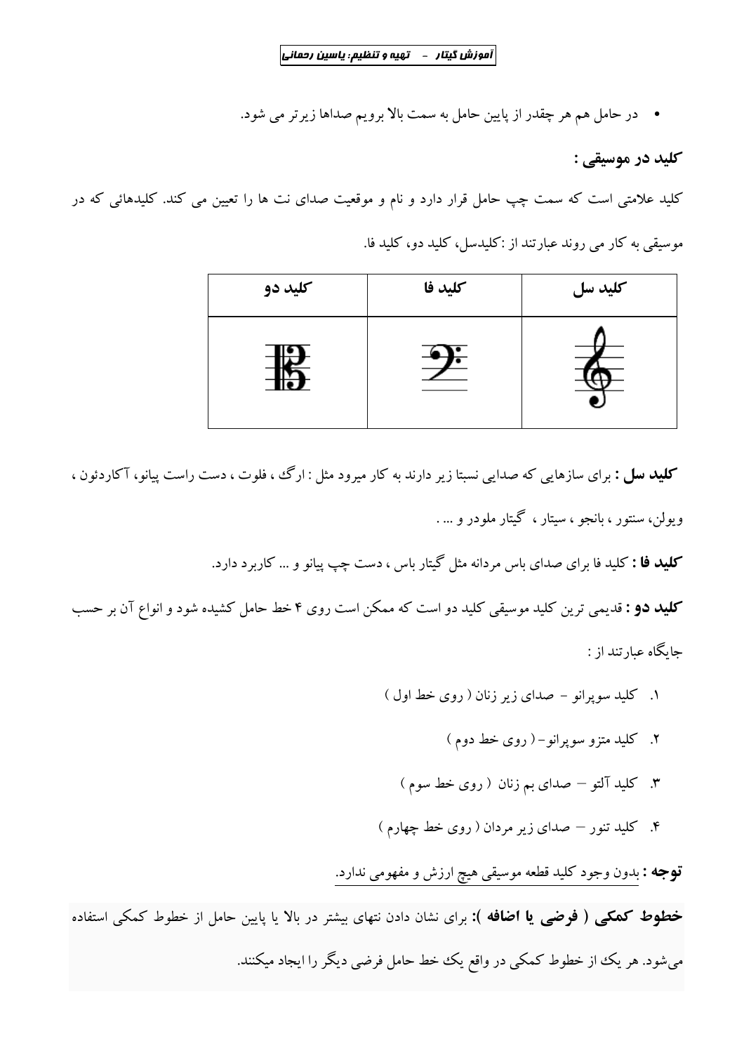- در حامل هم هر چقدر از پایین حامل به سمت بالا برویم صداها زیرتر می شود.

### کلید در موسیقی :

کلید علامتی است که سمت چپ حامل قرار دارد و نام و موقعیت صدای نت ها را تعیین می کند. کلیدهائی که در موسیقی به کار می روند عبارتند از :کلیدسل، کلید دو، کلید فا.

| کلید سل | کلید فا | کلید دو |
| --- | --- | --- |
| | | |

**کلید سل :** برای سازهایی که صدایی نسبتا زیر دارند به کار میرود مثل : ارگ ، فلوت ، دست راست پیانو، آکاردئون ، ویولن، سنتور ، بانجو ، سیتار ، گیتار ملودر و ... .

**کلید فا :** کلید فا برای صدای باس مردانه مثل گیتار باس ، دست چپ پیانو و ... کاربرد دارد.

**کلید دو :** قدیمی ترین کلید موسیقی کلید دو است که ممکن است روی ۴ خط حامل کشیده شود و انواع آن بر حسب جایگاه عبارتند از :

1. کلید سوپرانو – صدای زیر زنان ( روی خط اول )
2. کلید متزو سوپرانو – ( روی خط دوم )
3. کلید آلتو – صدای بم زنان ( روی خط سوم )
4. کلید تنور – صدای زیر مردان ( روی خط چهارم )

**توجه :** بدون وجود کلید قطعه موسیقی هیچ ارزش و مفهومی ندارد.

**خطوط کمکی ( فرضی یا اضافه ):** برای نشان دادن نتهای بیشتر در بالا یا پایین حامل از خطوط کمکی استفاده می‌شود. هر یک از خطوط کمکی در واقع یک خط حامل فرضی دیگر را ایجاد میکنند.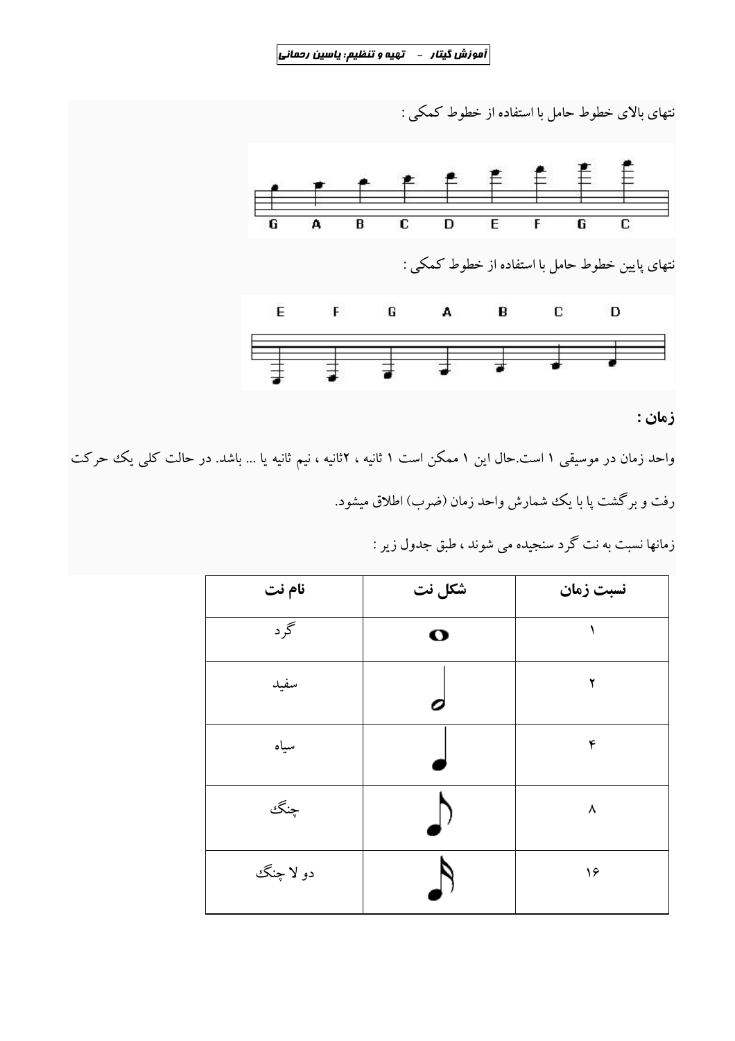نتهای بالای خطوط حامل با استفاده از خطوط کمکی :

G A B C D E F G C

نتهای پایین خطوط حامل با استفاده از خطوط کمکی :

E F G A B C D

## زمان :

واحد زمان در موسیقی ۱ است.حال این ۱ ممکن است ۱ ثانیه ، ۲ثانیه ، نیم ثانیه یا ... باشد. در حالت کلی یک حرکت رفت و برگشت پا با یک شمارش واحد زمان (ضرب) اطلاق میشود.

زمانها نسبت به نت گرد سنجیده می شوند ، طبق جدول زیر :

| نام نت | شکل نت | نسبت زمان |
|---|---|---|
| گرد | 𝅝 | ۱ |
| سفید | 𝅗𝅥 | ۲ |
| سیاه | ♩ | ۴ |
| چنگ | ♪ | ۸ |
| دو لا چنگ | 𝅘𝅥𝅯 | ۱۶ |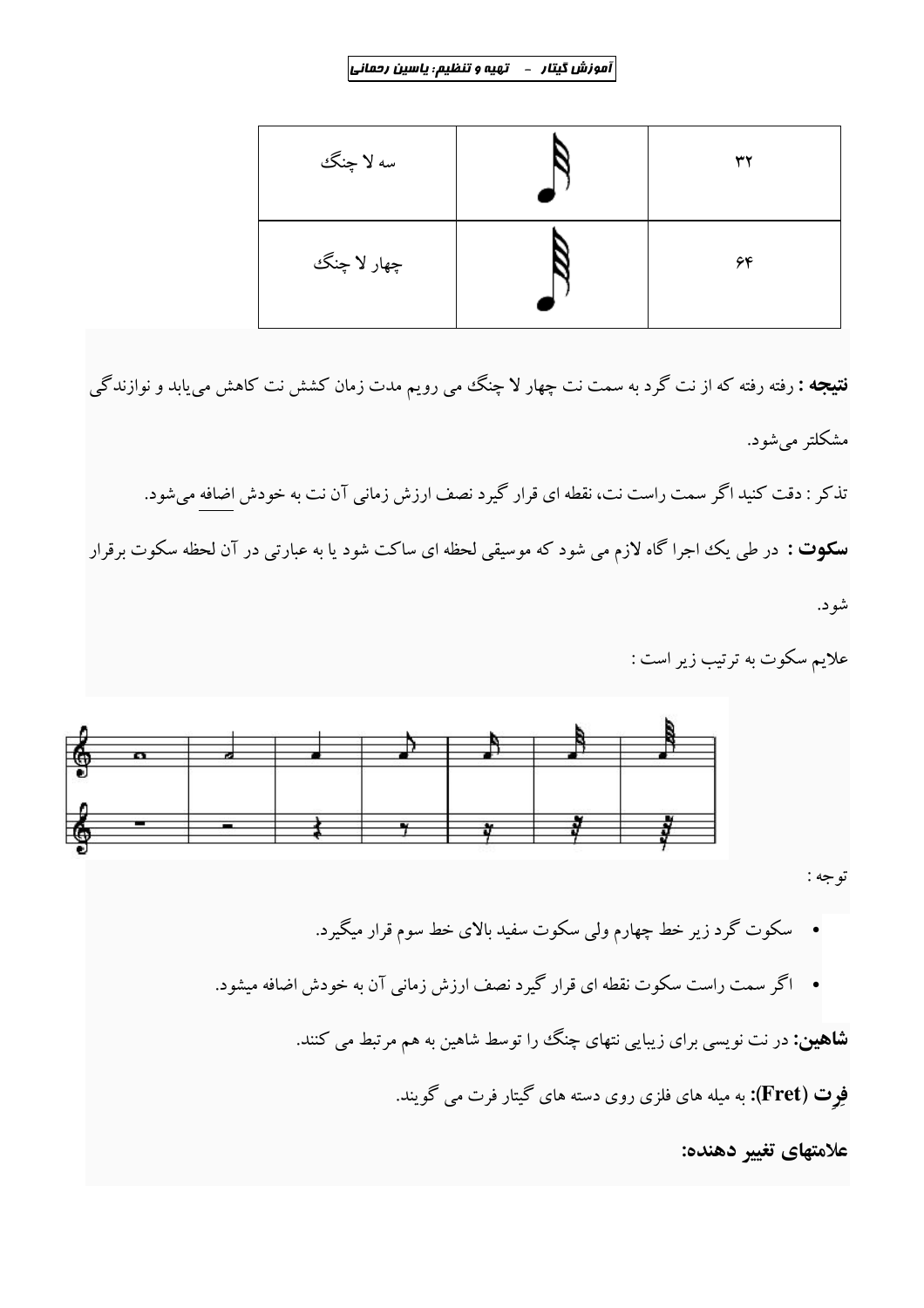| سه لا چنگ | | ۳۲ |
| --- | --- | --- |
| چهار لا چنگ | | ۶۴ |

**نتیجه :** رفته رفته که از نت گرد به سمت نت چهار لا چنگ می رویم مدت زمان کشش نت کاهش می‌یابد و نوازندگی مشکلتر می‌شود.

تذکر : دقت کنید اگر سمت راست نت، نقطه ای قرار گیرد نصف ارزش زمانی آن نت به خودش اضافه می‌شود.

**سکوت :** در طی یک اجرا گاه لازم می شود که موسیقی لحظه ای ساکت شود یا به عبارتی در آن لحظه سکوت برقرار شود.

علایم سکوت به ترتیب زیر است :

توجه :

- سکوت گرد زیر خط چهارم ولی سکوت سفید بالای خط سوم قرار میگیرد.
- اگر سمت راست سکوت نقطه ای قرار گیرد نصف ارزش زمانی آن به خودش اضافه میشود.

**شاهین:** در نت نویسی برای زیبایی نتهای چنگ را توسط شاهین به هم مرتبط می کنند.

**فِرت (Fret):** به میله های فلزی روی دسته های گیتار فرت می گویند.

**علامتهای تغییر دهنده:**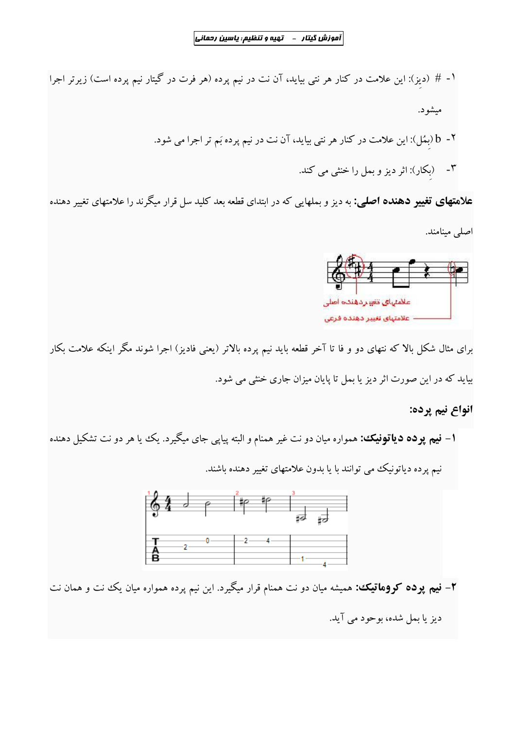۱- # (دیز): این علامت در کنار هر نتی بیاید، آن نت در نیم پرده (هر فرت در گیتار نیم پرده است) زیرتر اجرا میشود.

۲- b (بِمُل): این علامت در کنار هر نتی بیاید، آن نت در نیم پرده بَم تر اجرا می شود.

۳- (بِکار): اثر دیز و بمل را خنثی می کند.

**علامتهای تغییر دهنده اصلی:** به دیز و بملهایی که در ابتدای قطعه بعد کلید سل قرار میگرند را علامتهای تغییر دهنده اصلی مینامند.

برای مثال شکل بالا که نتهای دو و فا تا آخر قطعه باید نیم پرده بالاتر (یعنی فادیز) اجرا شوند مگر اینکه علامت بکار بیاید که در این صورت اثر دیز یا بمل تا پایان میزان جاری خنثی می شود.

## انواع نیم پرده:

۱- **نیم پرده دیاتونیک:** همواره میان دو نت غیر همنام و البته پیاپی جای میگیرد. یک یا هر دو نت تشکیل دهنده نیم پرده دیاتونیک می توانند با یا بدون علامتهای تغییر دهنده باشند.

۲- **نیم پرده کروماتیک:** همیشه میان دو نت همنام قرار میگیرد. این نیم پرده همواره میان یک نت و همان نت دیز یا بمل شده، بوجود می آید.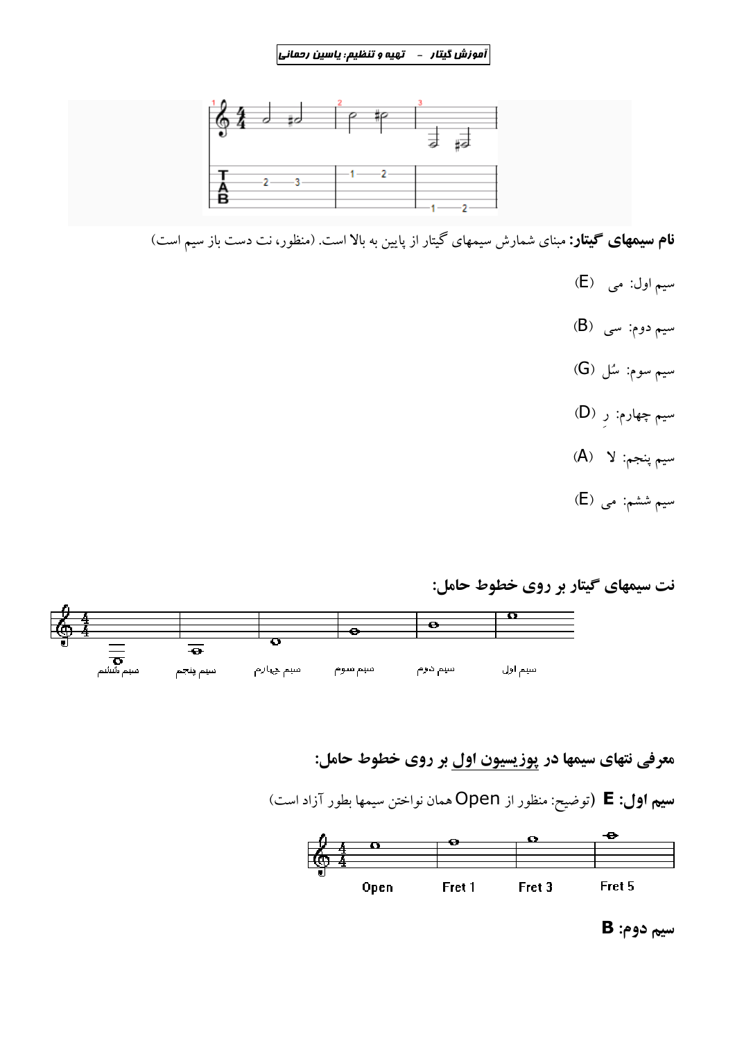**نام سیمهای گیتار:** مبنای شمارش سیمهای گیتار از پایین به بالا است. (منظور، نت دست باز سیم است)

سیم اول: می (E)

سیم دوم: سی (B)

سیم سوم: سُل (G)

سیم چهارم: رِ (D)

سیم پنجم: لا (A)

سیم ششم: می (E)

**نت سیمهای گیتار بر روی خطوط حامل:**

سیم ششم — سیم پنجم — سیم چهارم — سیم سوم — سیم دوم — سیم اول

**معرفی نتهای سیمها در پوزیسیون اول بر روی خطوط حامل:**

**سیم اول: E** (توضیح: منظور از Open همان نواختن سیمها بطور آزاد است)

Open — Fret 1 — Fret 3 — Fret 5

**سیم دوم: B**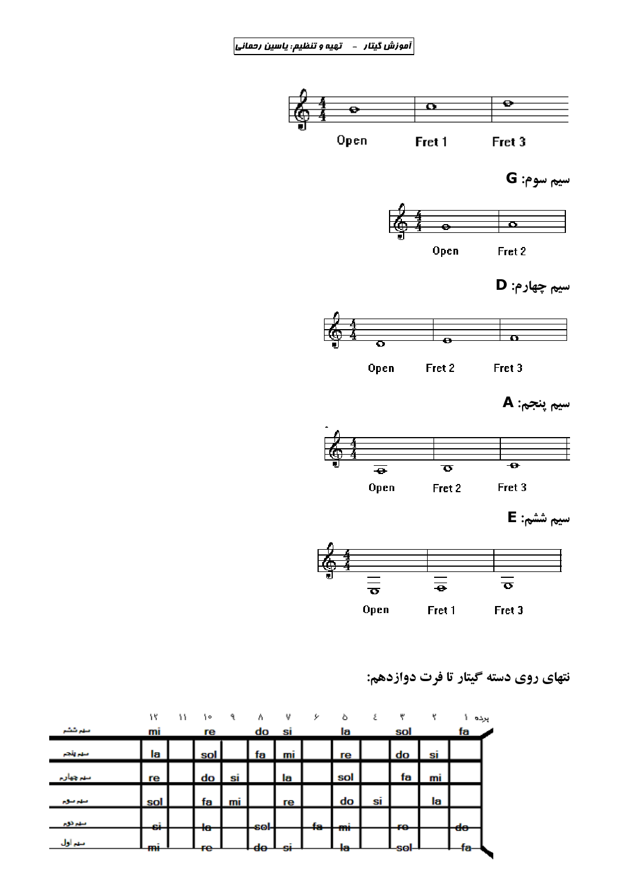Open | Fret 1 | Fret 3

**سیم سوم: G**

Open | Fret 2

**سیم چهارم: D**

Open | Fret 2 | Fret 3

**سیم پنجم: A**

Open | Fret 2 | Fret 3

**سیم ششم: E**

Open | Fret 1 | Fret 3

**نتهای روی دسته گیتار تا فرت دوازدهم:**

| | پرده ۱ | ۲ | ۳ | ٤ | ۵ | ۶ | ۷ | ۸ | ۹ | ۱۰ | ۱۱ | ۱۲ |
|---|---|---|---|---|---|---|---|---|---|---|---|---|
| سیم ششم | fa | | sol | | la | | si | do | | re | | mi |
| سیم پنجم | | si | do | | re | | mi | fa | | sol | | la |
| سیم چهارم | | mi | fa | | sol | | la | | si | do | | re |
| سیم سوم | | la | | si | do | | re | | mi | fa | | sol |
| سیم دوم | do | | re | | mi | fa | | sol | | la | | si |
| سیم اول | fa | | sol | | la | | si | do | | re | | mi |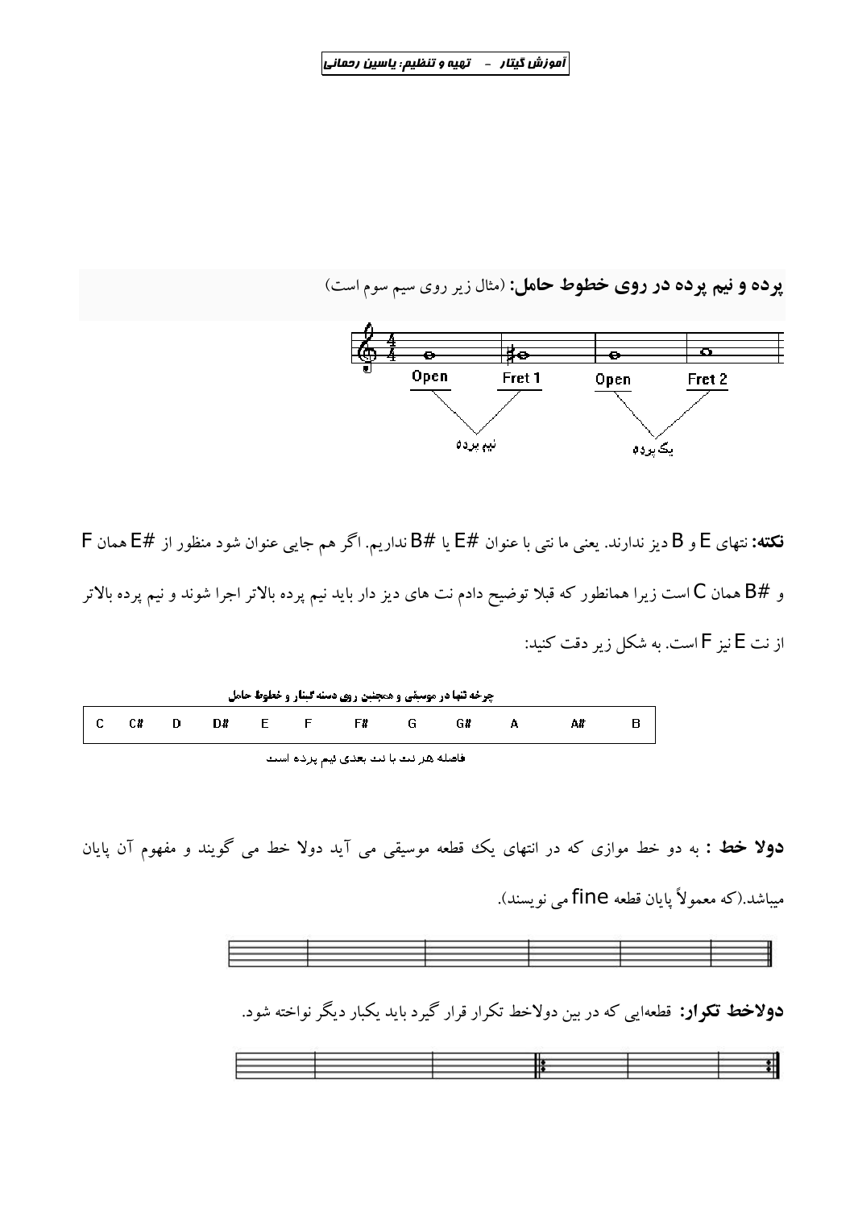**پرده و نیم پرده در روی خطوط حامل:** (مثال زیر روی سیم سوم است)

Open — Fret 1: نیم پرده

Open — Fret 2: یک پرده

**نکته:** نتهای E و B دیز ندارند. یعنی ما نتی با عنوان #E یا #B نداریم. اگر هم جایی عنوان شود منظور از #E همان F و #B همان C است زیرا همانطور که قبلا توضیح دادم نت های دیز دار باید نیم پرده بالاتر اجرا شوند و نیم پرده بالاتر از نت E نیز F است. به شکل زیر دقت کنید:

چرخه نتها در موسیقی و همچنین روی دسته گیتار و خطوط حامل

| C | C# | D | D# | E | F | F# | G | G# | A | A# | B |
|---|---|---|---|---|---|---|---|---|---|---|---|

فاصله هر نت با نت بعدی نیم پرده است

**دولا خط :** به دو خط موازی که در انتهای یک قطعه موسیقی می آید دولا خط می گویند و مفهوم آن پایان میباشد.(که معمولاً پایان قطعه fine می نویسند).

**دولاخط تکرار:** قطعه‌ایی که در بین دولاخط تکرار قرار گیرد باید یکبار دیگر نواخته شود.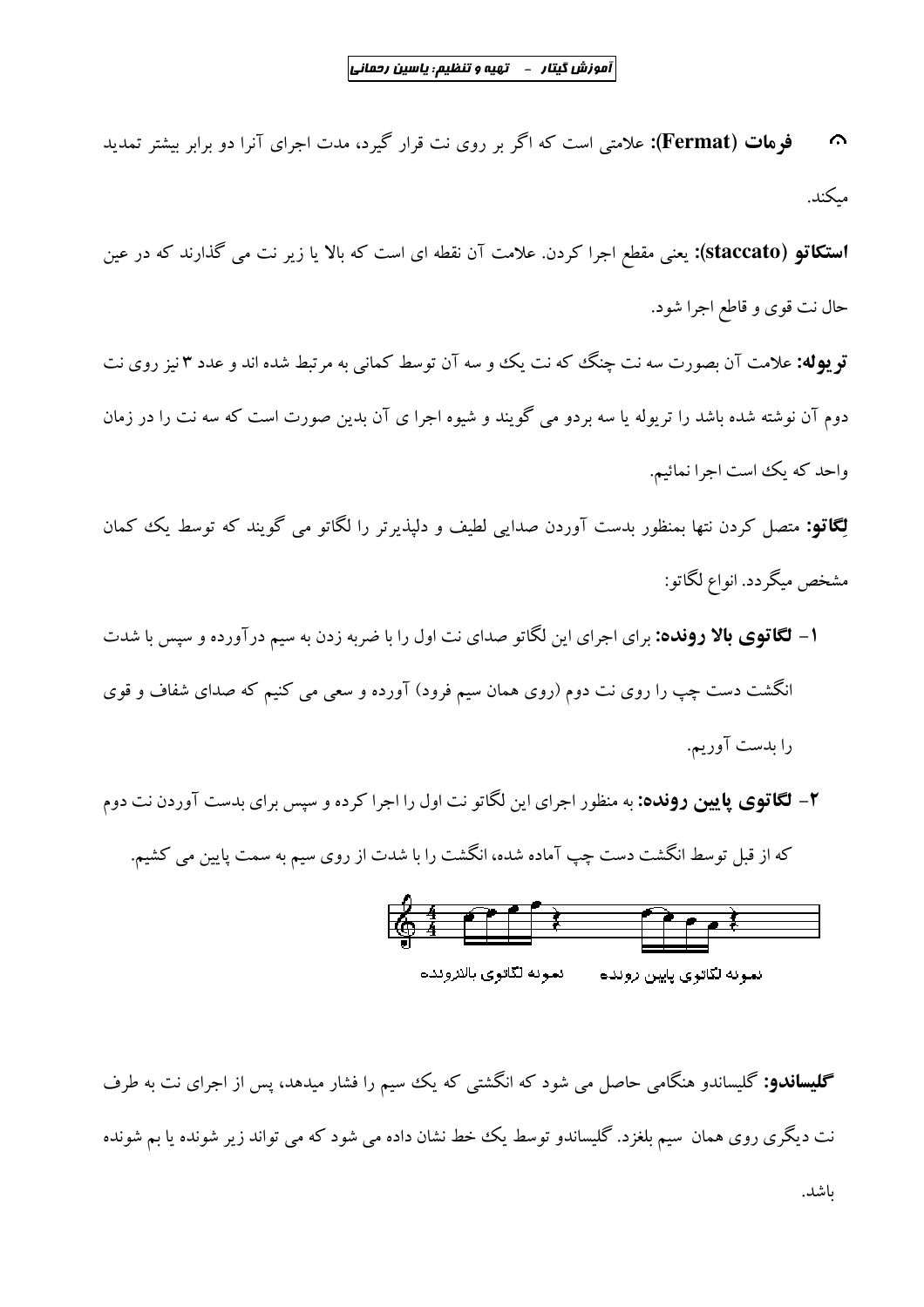**فرمات (Fermat):** علامتی است که اگر بر روی نت قرار گیرد، مدت اجرای آنرا دو برابر بیشتر تمدید میکند.

**استکاتو (staccato):** یعنی مقطع اجرا کردن. علامت آن نقطه ای است که بالا یا زیر نت می گذارند که در عین حال نت قوی و قاطع اجرا شود.

**تریوله:** علامت آن بصورت سه نت چنگ که نت یک و سه آن توسط کمانی به مرتبط شده اند و عدد ۳ نیز روی نت دوم آن نوشته شده باشد را تریوله یا سه بردو می گویند و شیوه اجرا ی آن بدین صورت است که سه نت را در زمان واحد که یک است اجرا نمائیم.

**لِگاتو:** متصل کردن نتها بمنظور بدست آوردن صدایی لطیف و دلپذیرتر را لگاتو می گویند که توسط یک کمان مشخص میگردد. انواع لگاتو:

۱- **لگاتوی بالا رونده:** برای اجرای این لگاتو صدای نت اول را با ضربه زدن به سیم درآورده و سپس با شدت انگشت دست چپ را روی نت دوم (روی همان سیم فرود) آورده و سعی می کنیم که صدای شفاف و قوی را بدست آوریم.

۲- **لگاتوی پایین رونده:** به منظور اجرای این لگاتو نت اول را اجرا کرده و سپس برای بدست آوردن نت دوم که از قبل توسط انگشت دست چپ آماده شده، انگشت را با شدت از روی سیم به سمت پایین می کشیم.

نمونه لگاتوی بالارونده &nbsp;&nbsp;&nbsp;&nbsp; نمونه لگاتوی پایین رونده

**گلیساندو:** گلیساندو هنگامی حاصل می شود که انگشتی که یک سیم را فشار میدهد، پس از اجرای نت به طرف نت دیگری روی همان سیم بلغزد. گلیساندو توسط یک خط نشان داده می شود که می تواند زیر شونده یا بم شونده باشد.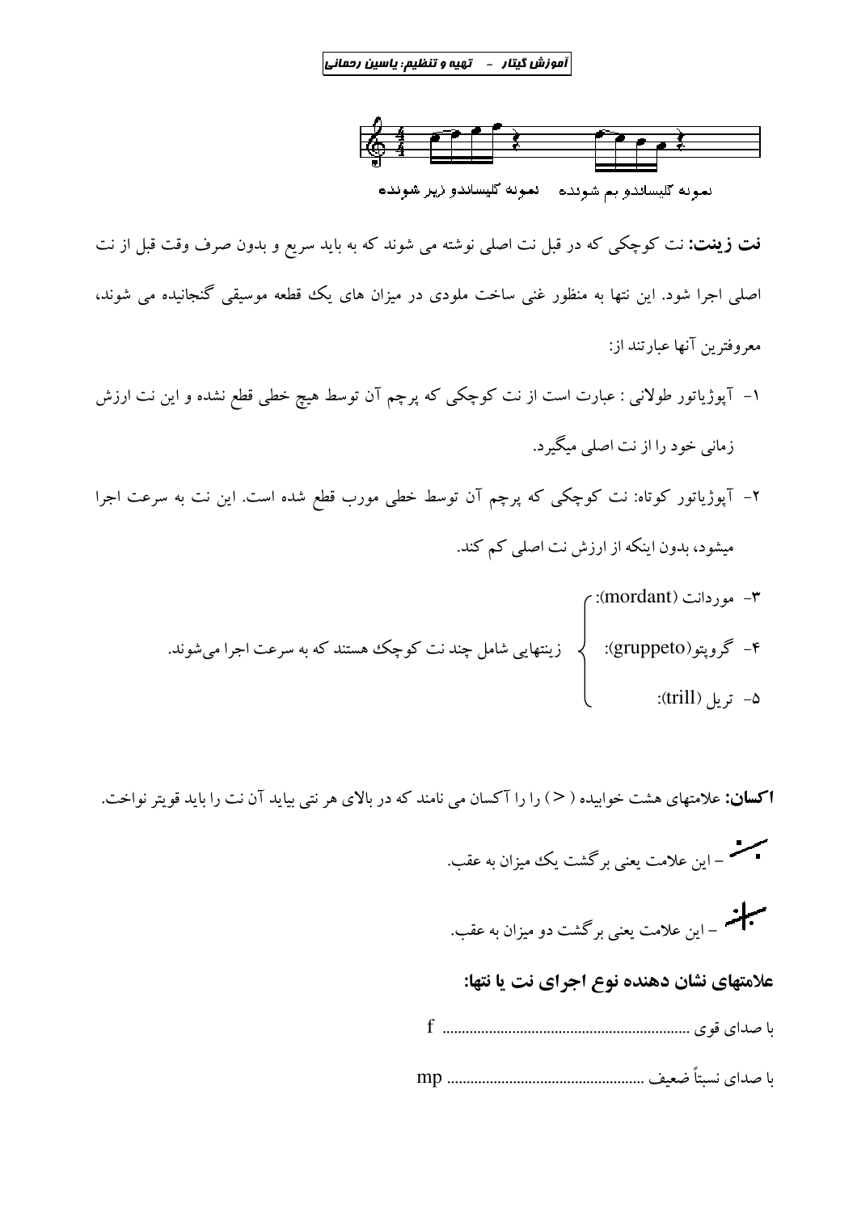نمونه گلیساندو بم شونده    نمونه گلیساندو زیر شونده

**نت زینت:** نت کوچکی که در قبل نت اصلی نوشته می شوند که به باید سریع و بدون صرف وقت قبل از نت اصلی اجرا شود. این نتها به منظور غنی ساخت ملودی در میزان های یک قطعه موسیقی گنجانیده می شوند، معروفترین آنها عبارتند از:

۱- آپوژیاتور طولانی : عبارت است از نت کوچکی که پرچم آن توسط هیچ خطی قطع نشده و این نت ارزش زمانی خود را از نت اصلی میگیرد.

۲- آپوژیاتور کوتاه: نت کوچکی که پرچم آن توسط خطی مورب قطع شده است. این نت به سرعت اجرا میشود، بدون اینکه از ارزش نت اصلی کم کند.

۳- موردانت (mordant):

۴- گروپتو(gruppeto):

۵- تریل (trill):

(موارد ۳ تا ۵:) زینتهایی شامل چند نت کوچک هستند که به سرعت اجرا می‌شوند.

**اکسان:** علامتهای هشت خوابیده ( < ) را آکسان می نامند که در بالای هر نتی بیاید آن نت را باید قویتر نواخت.

– این علامت یعنی برگشت یک میزان به عقب.

– این علامت یعنی برگشت دو میزان به عقب.

### علامتهای نشان دهنده نوع اجرای نت یا نتها:

با صدای قوی ............................................................. f

با صدای نسبتاً ضعیف ................................................. mp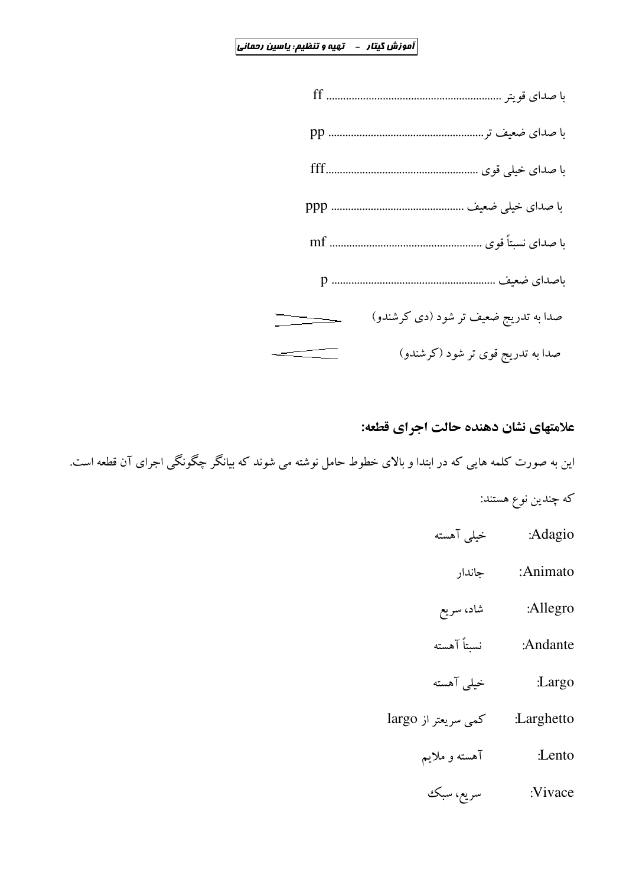با صدای قویتر ............................................................ ff

با صدای ضعیف تر...................................................... pp

با صدای خیلی قوی ...................................................fff

با صدای خیلی ضعیف .............................................. ppp

با صدای نسبتاً قوی .................................................... mf

باصدای ضعیف ........................................................ p

صدا به تدریج ضعیف تر شود (دی کرشندو) >

صدا به تدریج قوی تر شود (کرشندو) <

## علامتهای نشان دهنده حالت اجرای قطعه:

این به صورت کلمه هایی که در ابتدا و بالای خطوط حامل نوشته می شوند که بیانگر چگونگی اجرای آن قطعه است.

که چندین نوع هستند:

Adagio: خیلی آهسته

Animato: جاندار

Allegro: شاد، سریع

Andante: نسبتاً آهسته

Largo: خیلی آهسته

Larghetto: کمی سریعتر از largo

Lento: آهسته و ملایم

Vivace: سریع، سبک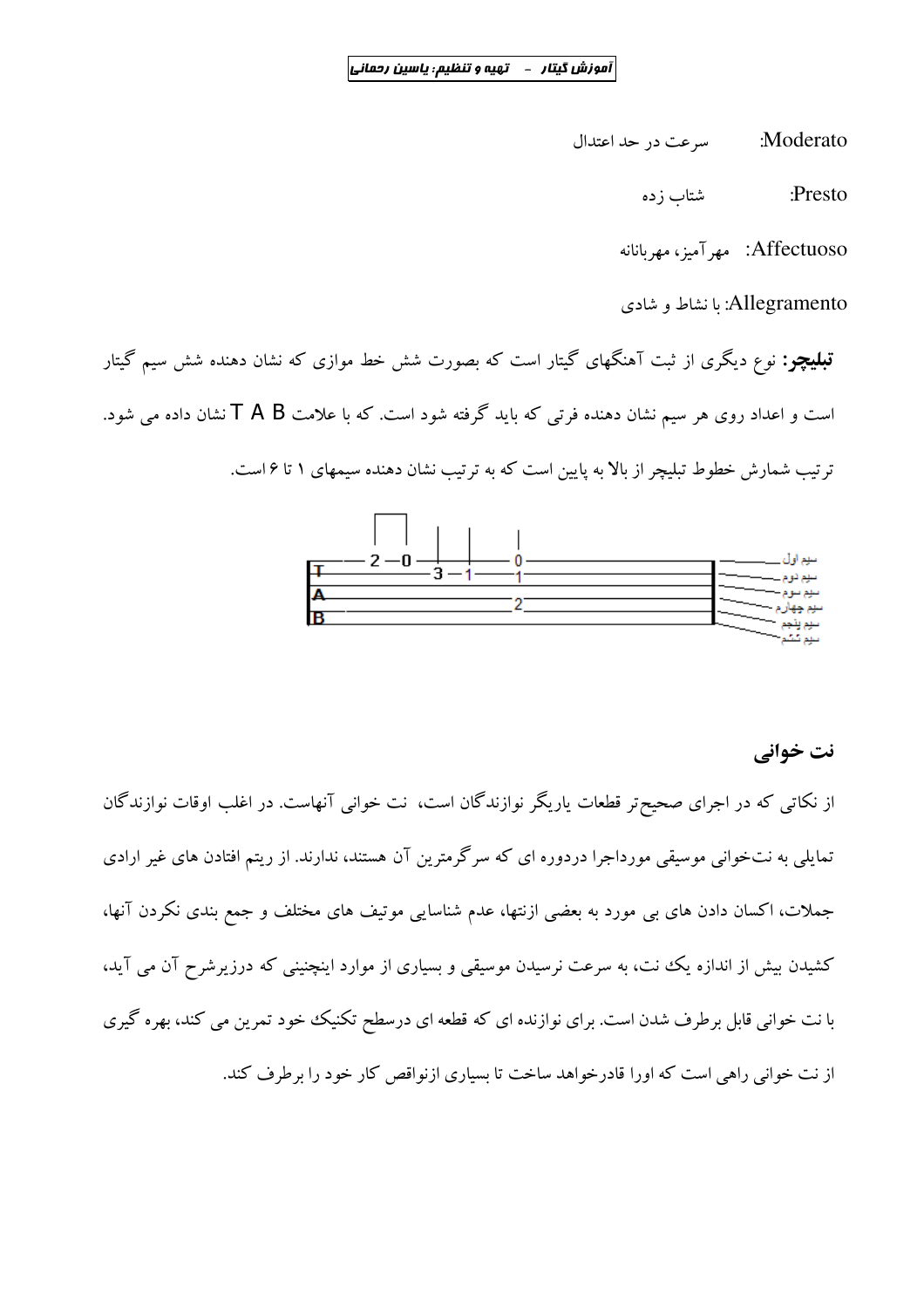Moderato: سرعت در حد اعتدال

Presto: شتاب زده

Affectuoso: مهرآمیز، مهربانانه

Allegramento: با نشاط و شادی

**تبلیچر:** نوع دیگری از ثبت آهنگهای گیتار است که بصورت شش خط موازی که نشان دهنده شش سیم گیتار است و اعداد روی هر سیم نشان دهنده فرتی که باید گرفته شود است. که با علامت T A B نشان داده می شود. ترتیب شمارش خطوط تبلیچر از بالا به پایین است که به ترتیب نشان دهنده سیمهای ۱ تا ۶ است.

```
    ┌─┐  │  │     │
T---2--0------------0----------  سیم اول
A-----------3--1----1----------  سیم دوم
B-------------------------------  سیم سوم
--------------------2----------  سیم چهارم
-------------------------------  سیم پنجم
-------------------------------  سیم ششم
```

## نت خوانی

از نکاتی که در اجرای صحیح‌تر قطعات یاریگر نوازندگان است، نت خوانی آنهاست. در اغلب اوقات نوازندگان تمایلی به نت‌خوانی موسیقی موردراجرا دردوره ای که سرگرمترین آن هستند، ندارند. از ریتم افتادن های غیر ارادی جملات، اکسان دادن های بی مورد به بعضی ازنتها، عدم شناسایی موتیف های مختلف و جمع بندی نکردن آنها، کشیدن بیش از اندازه یک نت، به سرعت نرسیدن موسیقی و بسیاری از موارد اینچنینی که درزیرشرح آن می آید، با نت خوانی قابل برطرف شدن است. برای نوازنده ای که قطعه ای درسطح تکنیک خود تمرین می کند، بهره گیری از نت خوانی راهی است که اورا قادرخواهد ساخت تا بسیاری ازنواقص کار خود را برطرف کند.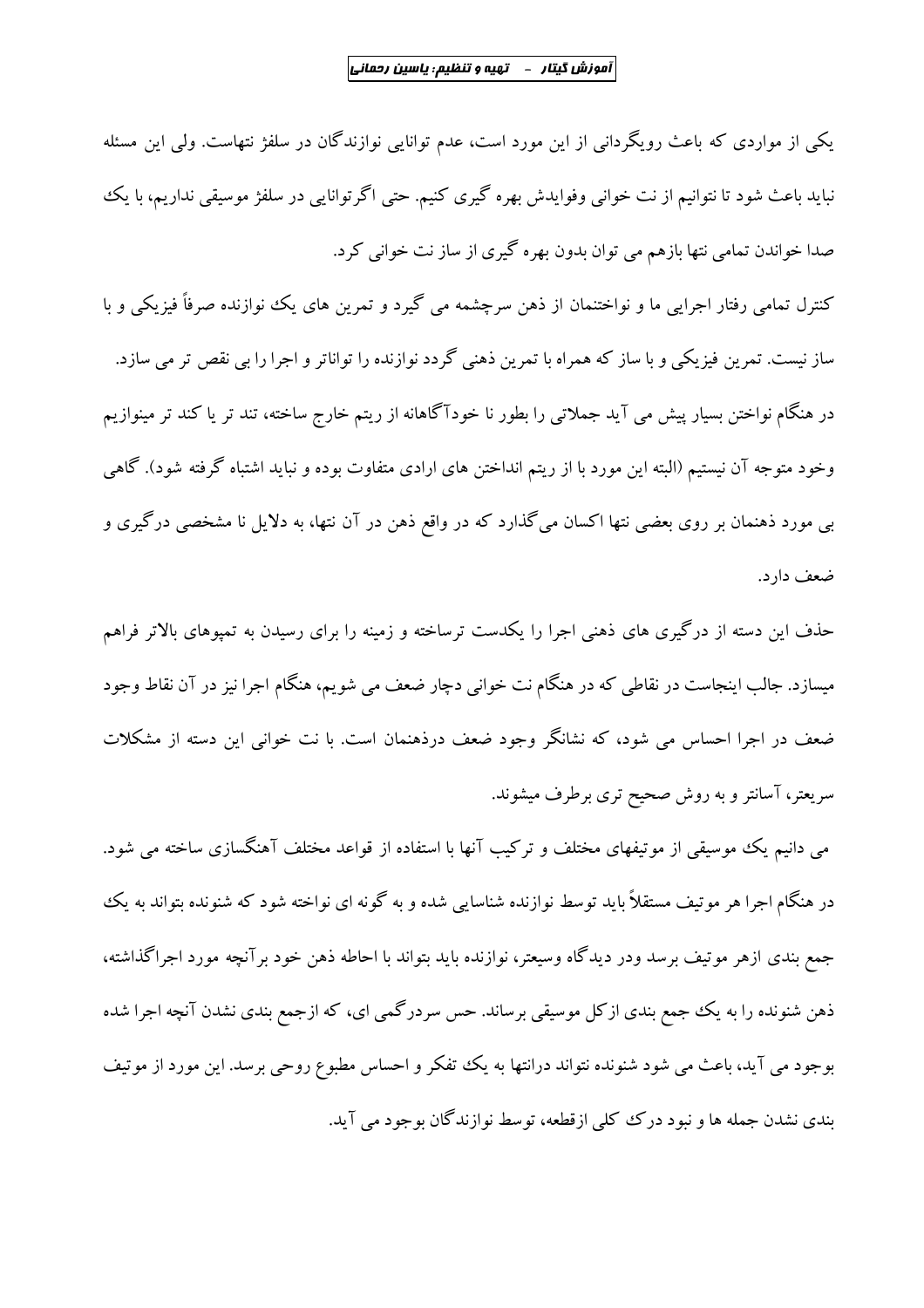یکی از مواردی که باعث رویگردانی از این مورد است، عدم توانایی نوازندگان در سلفژ نتهاست. ولی این مسئله نباید باعث شود تا نتوانیم از نت خوانی وفوایدش بهره گیری کنیم. حتی اگرتوانایی در سلفژ موسیقی نداریم، با یک صدا خواندن تمامی نتها بازهم می توان بدون بهره گیری از ساز نت خوانی کرد.

کنترل تمامی رفتار اجرایی ما و نواختنمان از ذهن سرچشمه می گیرد و تمرین های یک نوازنده صرفاً فیزیکی و با ساز نیست. تمرین فیزیکی و با ساز که همراه با تمرین ذهنی گردد نوازنده را تواناتر و اجرا را بی نقص تر می سازد.

در هنگام نواختن بسیار پیش می آید جملاتی را بطور نا خودآگاهانه از ریتم خارج ساخته، تند تر یا کند تر مینوازیم وخود متوجه آن نیستیم (البته این مورد با از ریتم انداختن های ارادی متفاوت بوده و نباید اشتباه گرفته شود). گاهی بی مورد ذهنمان بر روی بعضی نتها اکسان می‌گذارد که در واقع ذهن در آن نتها، به دلایل نا مشخصی درگیری و ضعف دارد.

حذف این دسته از درگیری های ذهنی اجرا را یکدست ترساخته و زمینه را برای رسیدن به تمپوهای بالاتر فراهم میسازد. جالب اینجاست در نقاطی که در هنگام نت خوانی دچار ضعف می شویم، هنگام اجرا نیز در آن نقاط وجود ضعف در اجرا احساس می شود، که نشانگر وجود ضعف درذهنمان است. با نت خوانی این دسته از مشکلات سریعتر، آسانتر و به روش صحیح تری برطرف میشوند.

می دانیم یک موسیقی از موتیفهای مختلف و ترکیب آنها با استفاده از قواعد مختلف آهنگسازی ساخته می شود. در هنگام اجرا هر موتیف مستقلاً باید توسط نوازنده شناسایی شده و به گونه ای نواخته شود که شنونده بتواند به یک جمع بندی ازهر موتیف برسد ودر دیدگاه وسیعتر، نوازنده باید بتواند با احاطه ذهن خود برآنچه مورد اجراگذاشته، ذهن شنونده را به یک جمع بندی ازکل موسیقی برساند. حس سردرگمی ای، که ازجمع بندی نشدن آنچه اجرا شده بوجود می آید، باعث می شود شنونده نتواند درانتها به یک تفکر و احساس مطبوع روحی برسد. این مورد از موتیف بندی نشدن جمله ها و نبود درک کلی ازقطعه، توسط نوازندگان بوجود می آید.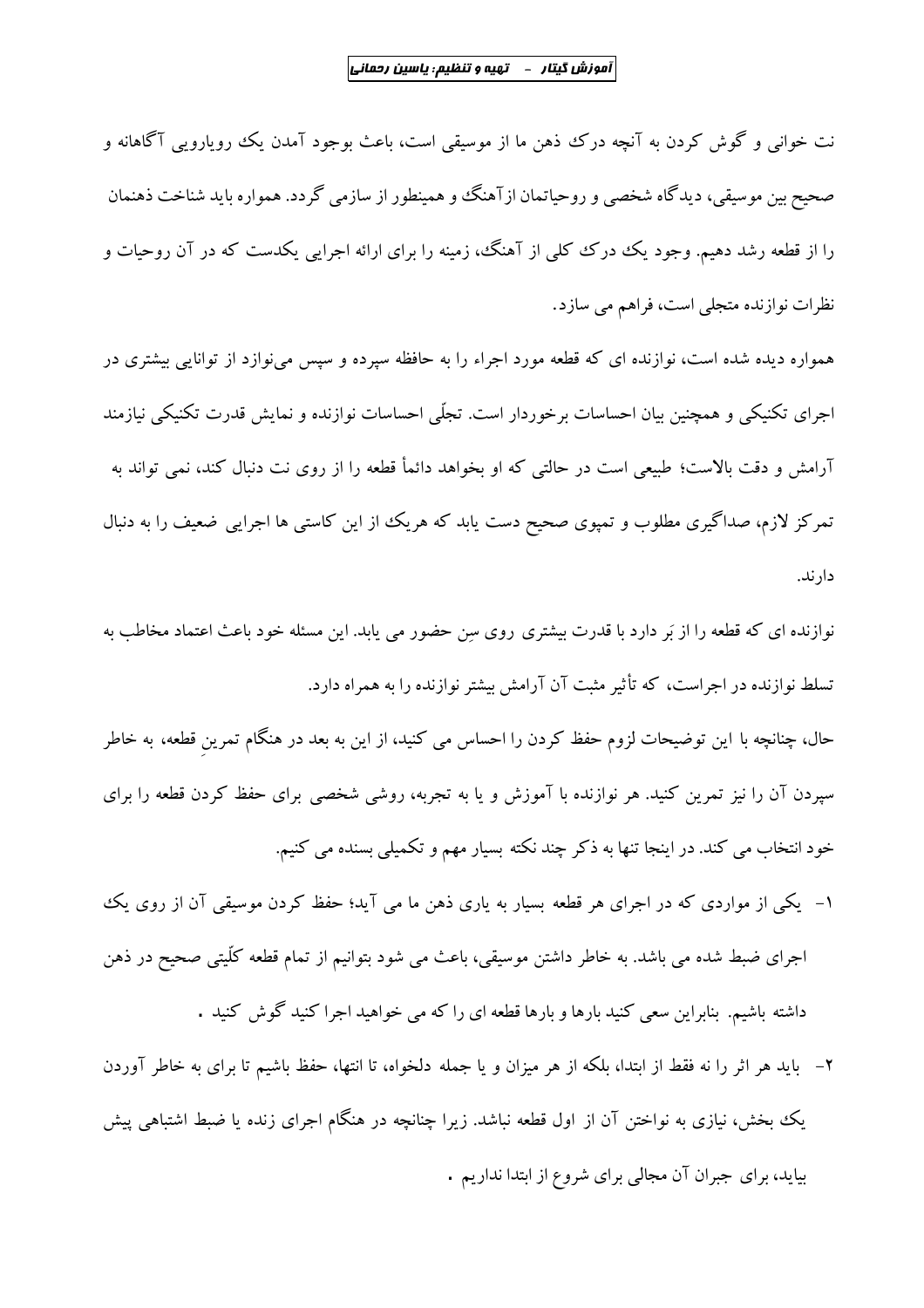نت خوانی و گوش کردن به آنچه درک ذهن ما از موسیقی است، باعث بوجود آمدن یک رویارویی آگاهانه و صحیح بین موسیقی، دیدگاه شخصی و روحیاتمان ازآهنگ و همینطور از سازمی گردد. همواره باید شناخت ذهنمان را از قطعه رشد دهیم. وجود یک درک کلی از آهنگ، زمینه را برای ارائه اجرایی یکدست که در آن روحیات و نظرات نوازنده متجلی است، فراهم می سازد.

همواره دیده شده است، نوازنده ای که قطعه مورد اجراء را به حافظه سپرده و سپس می‌نوازد از توانایی بیشتری در اجرای تکنیکی و همچنین بیان احساسات برخوردار است. تجلّی احساسات نوازنده و نمایش قدرت تکنیکی نیازمند آرامش و دقت بالاست؛ طبیعی است در حالتی که او بخواهد دائماً قطعه را از روی نت دنبال کند، نمی تواند به تمرکز لازم، صداگیری مطلوب و تمپوی صحیح دست یابد که هریک از این کاستی ها اجرایی ضعیف را به دنبال دارند.

نوازنده ای که قطعه را از بَر دارد با قدرت بیشتری روی سِن حضور می یابد. این مسئله خود باعث اعتماد مخاطب به تسلط نوازنده در اجراست، که تأثیر مثبت آن آرامش بیشتر نوازنده را به همراه دارد.

حال، چنانچه با این توضیحات لزوم حفظ کردن را احساس می کنید، از این به بعد در هنگام تمرینِ قطعه، به خاطر سپردن آن را نیز تمرین کنید. هر نوازنده با آموزش و یا به تجربه، روشی شخصی برای حفظ کردن قطعه را برای خود انتخاب می کند. در اینجا تنها به ذکر چند نکته بسیار مهم و تکمیلی بسنده می کنیم.

۱- یکی از مواردی که در اجرای هر قطعه بسیار به یاری ذهن ما می آید؛ حفظ کردن موسیقی آن از روی یک اجرای ضبط شده می باشد. به خاطر داشتن موسیقی، باعث می شود بتوانیم از تمام قطعه کلّیتی صحیح در ذهن داشته باشیم. بنابراین سعی کنید بارها و بارها قطعه ای را که می خواهید اجرا کنید گوش کنید .

۲- باید هر اثر را نه فقط از ابتدا، بلکه از هر میزان و یا جمله دلخواه، تا انتها، حفظ باشیم تا برای به خاطر آوردن یک بخش، نیازی به نواختن آن از اول قطعه نباشد. زیرا چنانچه در هنگام اجرای زنده یا ضبط اشتباهی پیش بیاید، برای جبران آن مجالی برای شروع از ابتدا نداریم .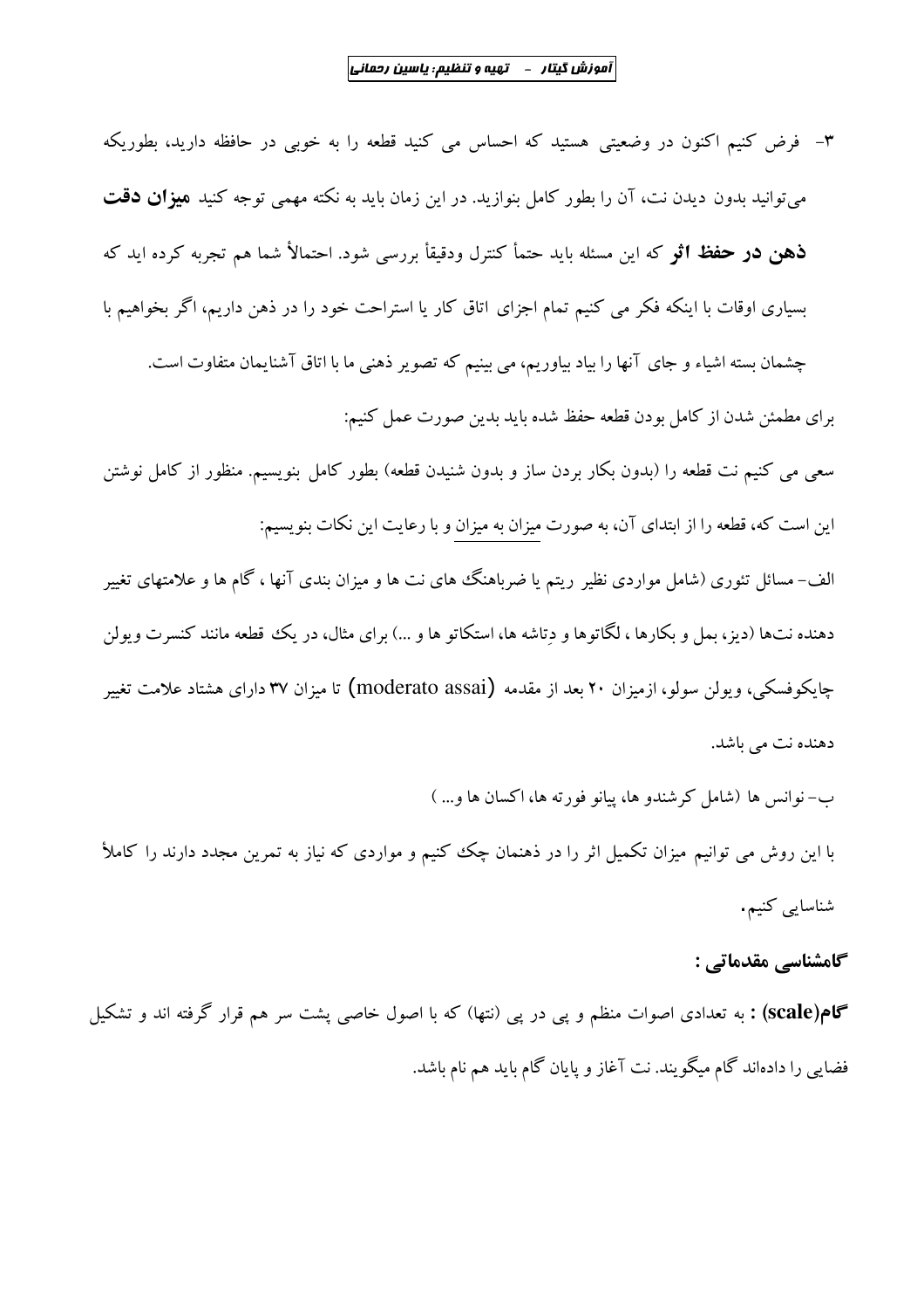۳- فرض کنیم اکنون در وضعیتی هستید که احساس می کنید قطعه را به خوبی در حافظه دارید، بطوریکه می‌توانید بدون دیدن نت، آن را بطور کامل بنوازید. در این زمان باید به نکته مهمی توجه کنید **میزان دقت ذهن در حفظ اثر** که این مسئله باید حتماً کنترل ودقیقاً بررسی شود. احتمالاً شما هم تجربه کرده اید که بسیاری اوقات با اینکه فکر می کنیم تمام اجزای اتاق کار یا استراحت خود را در ذهن داریم، اگر بخواهیم با چشمان بسته اشیاء و جای آنها را بیاد بیاوریم، می بینیم که تصویر ذهنی ما با اتاق آشنایمان متفاوت است.

برای مطمئن شدن از کامل بودن قطعه حفظ شده باید بدین صورت عمل کنیم:

سعی می کنیم نت قطعه را (بدون بکار بردن ساز و بدون شنیدن قطعه) بطور کامل بنویسیم. منظور از کامل نوشتن این است که، قطعه را از ابتدای آن، به صورت میزان به میزان و با رعایت این نکات بنویسیم:

الف- مسائل تئوری (شامل مواردی نظیر ریتم یا ضرباهنگ های نت ها و میزان بندی آنها ، گام ها و علامتهای تغییر دهنده نت‌ها (دیز، بمل و بکارها ، لگاتوها و دِتاشه ها، استکاتو ها و ...) برای مثال، در یک قطعه مانند کنسرت ویولن چایکوفسکی، ویولن سولو، ازمیزان ۲۰ بعد از مقدمه (moderato assai) تا میزان ۳۷ دارای هشتاد علامت تغییر دهنده نت می باشد.

ب- نوانس ها (شامل کرشندو ها، پیانو فورته ها، اکسان ها و... )

با این روش می توانیم میزان تکمیل اثر را در ذهنمان چک کنیم و مواردی که نیاز به تمرین مجدد دارند را کاملاً شناسایی کنیم.

## گامشناسی مقدماتی :

**گام(scale) :** به تعدادی اصوات منظم و پی در پی (نتها) که با اصول خاصی پشت سر هم قرار گرفته اند و تشکیل فضایی را داده‌اند گام میگویند. نت آغاز و پایان گام باید هم نام باشد.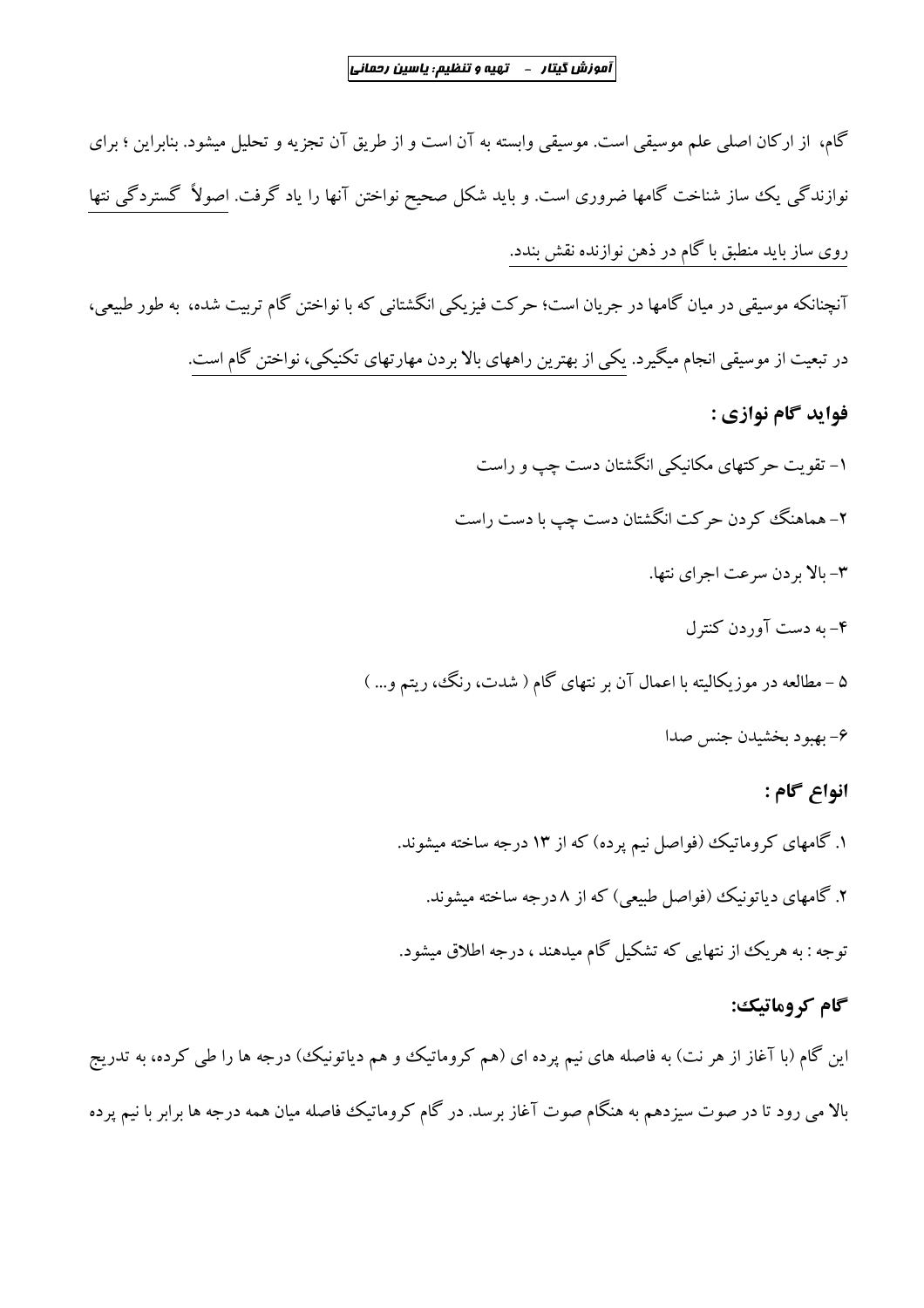گام، از ارکان اصلی علم موسیقی است. موسیقی وابسته به آن است و از طریق آن تجزیه و تحلیل میشود. بنابراین ؛ برای نوازندگی یک ساز شناخت گامها ضروری است. و باید شکل صحیح نواختن آنها را یاد گرفت. اصولاً گستردگی نتها روی ساز باید منطبق با گام در ذهن نوازنده نقش بندد.

آنچنانکه موسیقی در میان گامها در جریان است؛ حرکت فیزیکی انگشتانی که با نواختن گام تربیت شده، به طور طبیعی، در تبعیت از موسیقی انجام میگیرد. یکی از بهترین راههای بالا بردن مهارتهای تکنیکی، نواختن گام است.

### فواید گام نوازی :

۱- تقویت حرکتهای مکانیکی انگشتان دست چپ و راست

۲- هماهنگ کردن حرکت انگشتان دست چپ با دست راست

۳- بالا بردن سرعت اجرای نتها.

۴- به دست آوردن کنترل

۵ – مطالعه در موزیکالیته با اعمال آن بر نتهای گام ( شدت، رنگ، ریتم و... )

۶- بهبود بخشیدن جنس صدا

### انواع گام :

۱. گامهای کروماتیک (فواصل نیم پرده) که از ۱۳ درجه ساخته میشوند.

۲. گامهای دیاتونیک (فواصل طبیعی) که از ۸ درجه ساخته میشوند.

توجه : به هریک از نتهایی که تشکیل گام میدهند ، درجه اطلاق میشود.

### گام کروماتیک:

این گام (با آغاز از هر نت) به فاصله های نیم پرده ای (هم کروماتیک و هم دیاتونیک) درجه ها را طی کرده، به تدریج بالا می رود تا در صوت سیزدهم به هنگام صوت آغاز برسد. در گام کروماتیک فاصله میان همه درجه ها برابر با نیم پرده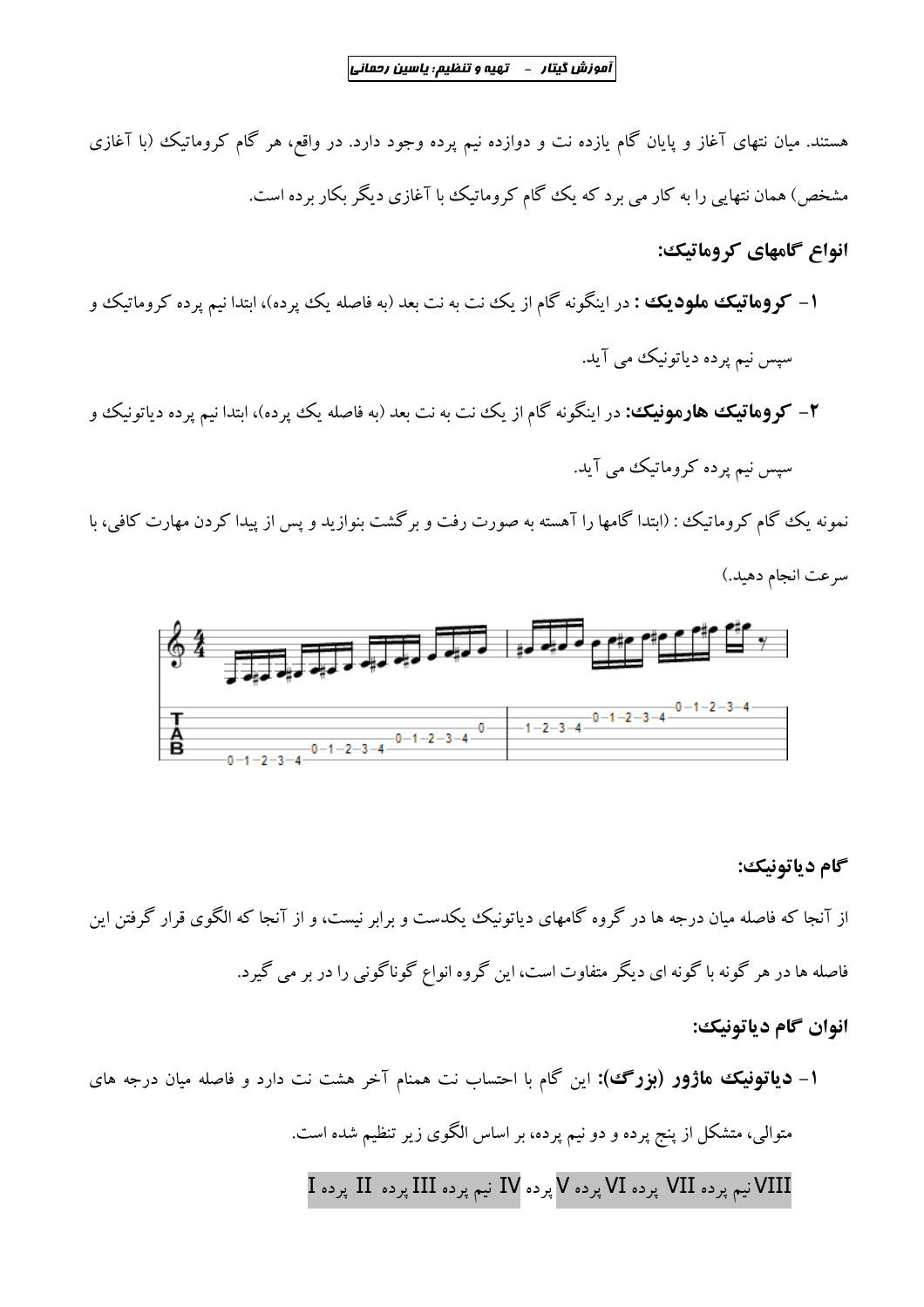هستند. میان نتهای آغاز و پایان گام یازده نت و دوازده نیم پرده وجود دارد. در واقع، هر گام کروماتیک (با آغازی مشخص) همان نتهایی را به کار می برد که یک گام کروماتیک با آغازی دیگر بکار برده است.

### انواع گامهای کروماتیک:

۱- **کروماتیک ملودیک :** در اینگونه گام از یک نت به نت بعد (به فاصله یک پرده)، ابتدا نیم پرده کروماتیک و سپس نیم پرده دیاتونیک می آید.

۲- **کروماتیک هارمونیک:** در اینگونه گام از یک نت به نت بعد (به فاصله یک پرده)، ابتدا نیم پرده دیاتونیک و سپس نیم پرده کروماتیک می آید.

نمونه یک گام کروماتیک : (ابتدا گامها را آهسته به صورت رفت و برگشت بنوازید و پس از پیدا کردن مهارت کافی، با سرعت انجام دهید.)

### گام دیاتونیک:

از آنجا که فاصله میان درجه ها در گروه گامهای دیاتونیک یکدست و برابر نیست، و از آنجا که الگوی قرار گرفتن این فاصله ها در هر گونه با گونه ای دیگر متفاوت است، این گروه انواع گوناگونی را در بر می گیرد.

### انوان گام دیاتونیک:

۱- **دیاتونیک ماژور (بزرگ):** این گام با احتساب نت همنام آخر هشت نت دارد و فاصله میان درجه های متوالی، متشکل از پنج پرده و دو نیم پرده، بر اساس الگوی زیر تنظیم شده است.

I پرده II پرده III نیم پرده IV پرده V پرده VI پرده VII نیم پرده VIII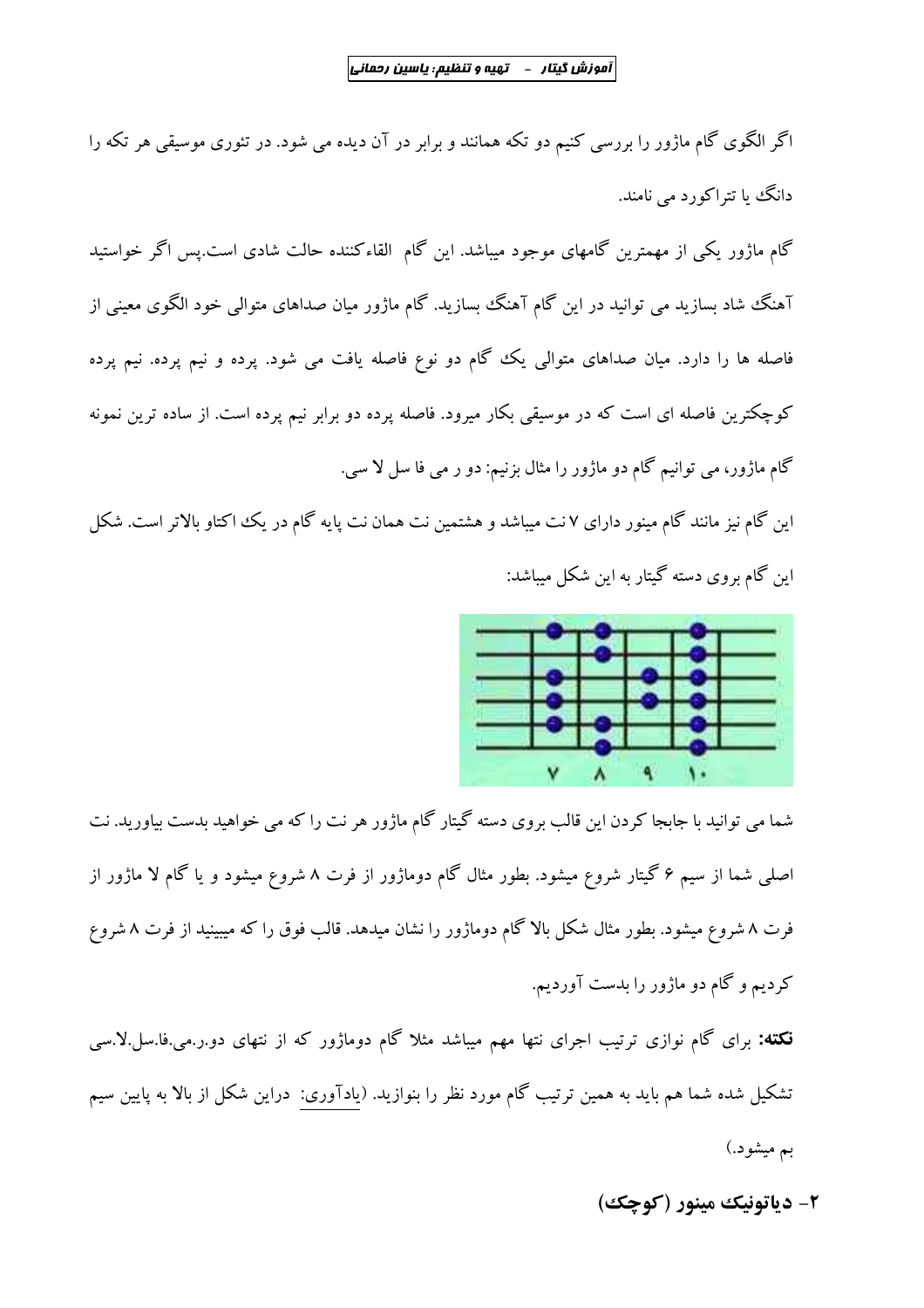اگر الگوی گام ماژور را بررسی کنیم دو تکه همانند و برابر در آن دیده می شود. در تئوری موسیقی هر تکه را دانگ یا تتراکورد می نامند.

گام ماژور یکی از مهمترین گامهای موجود میباشد. این گام القاءکننده حالت شادی است.پس اگر خواستید آهنگ شاد بسازید می توانید در این گام آهنگ بسازید. گام ماژور میان صداهای متوالی خود الگوی معینی از فاصله ها را دارد. میان صداهای متوالی یک گام دو نوع فاصله یافت می شود. پرده و نیم پرده. نیم پرده کوچکترین فاصله ای است که در موسیقی بکار میرود. فاصله پرده دو برابر نیم پرده است. از ساده ترین نمونه گام ماژور، می توانیم گام دو ماژور را مثال بزنیم: دو ر می فا سل لا سی.

این گام نیز مانند گام مینور دارای ۷ نت میباشد و هشتمین نت همان نت پایه گام در یک اکتاو بالاتر است. شکل این گام بروی دسته گیتار به این شکل میباشد:

شما می توانید با جابجا کردن این قالب بروی دسته گیتار گام ماژور هر نت را که می خواهید بدست بیاورید. نت اصلی شما از سیم ۶ گیتار شروع میشود. بطور مثال گام دوماژور از فرت ۸ شروع میشود و یا گام لا ماژور از فرت ۸ شروع میشود. بطور مثال شکل بالا گام دوماژور را نشان میدهد. قالب فوق را که میبینید از فرت ۸ شروع کردیم و گام دو ماژور را بدست آوردیم.

**نکته:** برای گام نوازی ترتیب اجرای نتها مهم میباشد مثلا گام دوماژور که از نتهای دو.ر.می.فا.سل.لا.سی تشکیل شده شما هم باید به همین ترتیب گام مورد نظر را بنوازید. (یادآوری: دراین شکل از بالا به پایین سیم بم میشود.)

## ۲- دیاتونیک مینور (کوچک)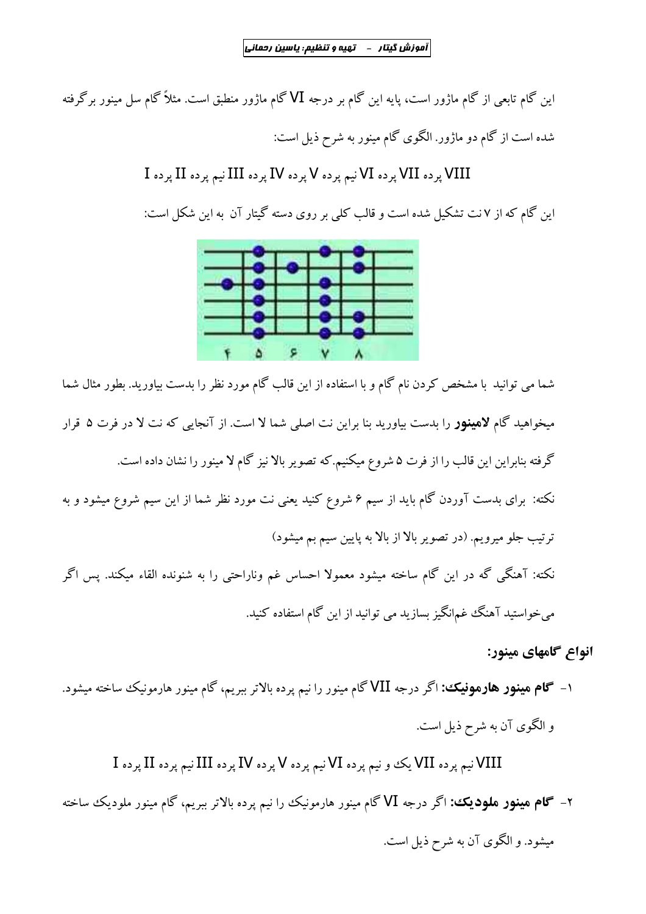این گام تابعی از گام ماژور است، پایه این گام بر درجه VI گام ماژور منطبق است. مثلاً گام سل مینور برگرفته شده است از گام دو ماژور. الگوی گام مینور به شرح ذیل است:

I پرده II نیم پرده III پرده IV پرده V نیم پرده VI پرده VII پرده VIII

این گام که از ۷ نت تشکیل شده است و قالب کلی بر روی دسته گیتار آن به این شکل است:

شما می توانید با مشخص کردن نام گام و با استفاده از این قالب گام مورد نظر را بدست بیاورید. بطور مثال شما میخواهید گام **لامینور** را بدست بیاورید بنا براین نت اصلی شما لا است. از آنجایی که نت لا در فرت ۵ قرار گرفته بنابراین این قالب را از فرت ۵ شروع میکنیم. که تصویر بالا نیز گام لا مینور را نشان داده است.

نکته: برای بدست آوردن گام باید از سیم ۶ شروع کنید یعنی نت مورد نظر شما از این سیم شروع میشود و به ترتیب جلو میرویم. (در تصویر بالا از بالا به پایین سیم بم میشود)

نکته: آهنگی گه در این گام ساخته میشود معمولا احساس غم وناراحتی را به شنونده القاء میکند. پس اگر می‌خواستید آهنگ غم‌انگیز بسازید می توانید از این گام استفاده کنید.

### انواع گامهای مینور:

۱- **گام مینور هارمونیک:** اگر درجه VII گام مینور را نیم پرده بالاتر ببریم، گام مینور هارمونیک ساخته میشود. و الگوی آن به شرح ذیل است.

I پرده II نیم پرده III پرده IV پرده V نیم پرده VI یک و نیم پرده VII نیم پرده VIII

۲- **گام مینور ملودیک:** اگر درجه VI گام مینور هارمونیک را نیم پرده بالاتر ببریم، گام مینور ملودیک ساخته میشود. و الگوی آن به شرح ذیل است.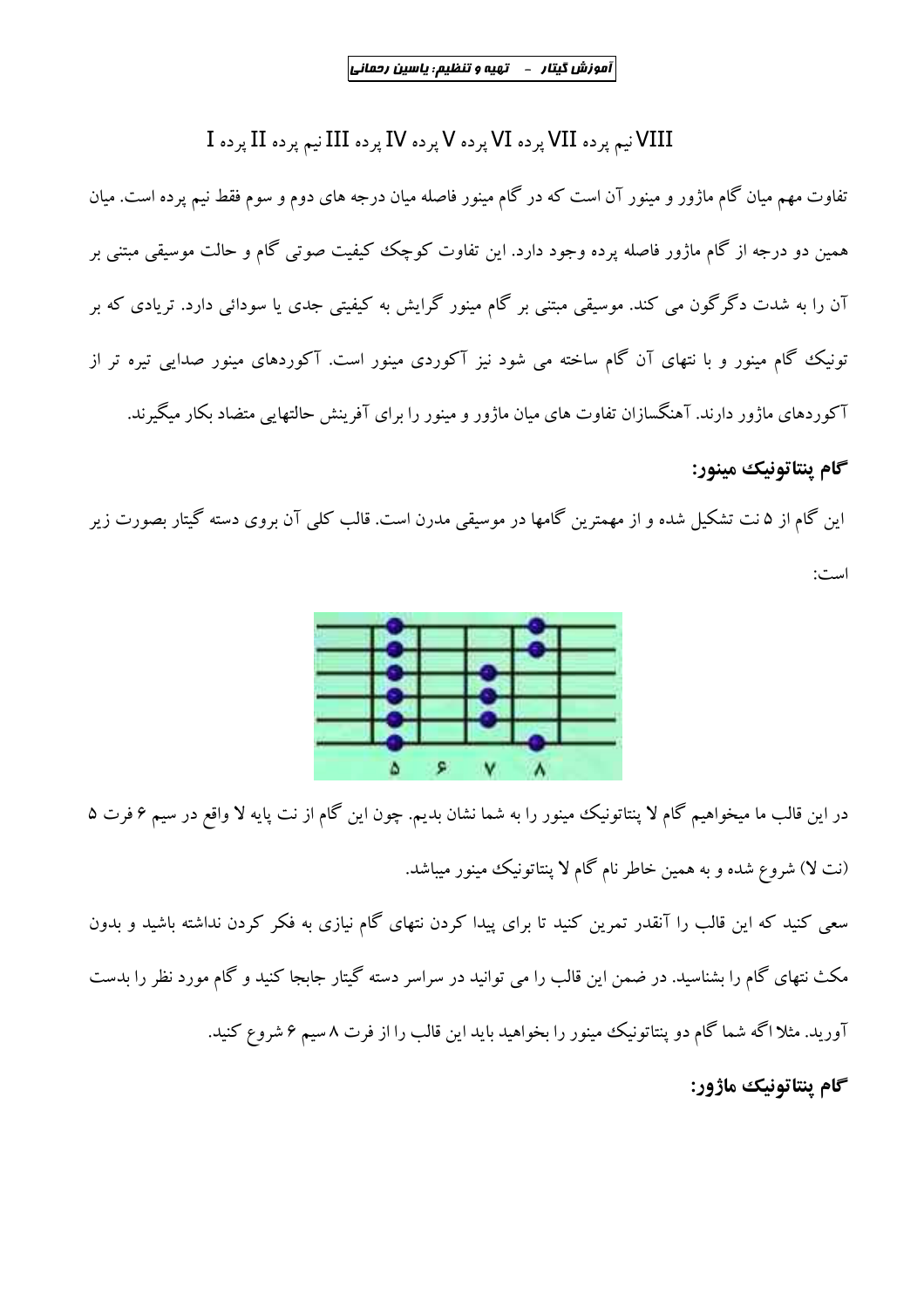VIII نیم پرده VII پرده VI پرده V پرده IV پرده III نیم پرده II پرده I

تفاوت مهم میان گام ماژور و مینور آن است که در گام مینور فاصله میان درجه های دوم و سوم فقط نیم پرده است. میان همین دو درجه از گام ماژور فاصله پرده وجود دارد. این تفاوت کوچک کیفیت صوتی گام و حالت موسیقی مبتنی بر آن را به شدت دگرگون می کند. موسیقی مبتنی بر گام مینور گرایش به کیفیتی جدی یا سودائی دارد. تریادی که بر تونیک گام مینور و با نتهای آن گام ساخته می شود نیز آکوردی مینور است. آکوردهای مینور صدایی تیره تر از آکوردهای ماژور دارند. آهنگسازان تفاوت های میان ماژور و مینور را برای آفرینش حالتهایی متضاد بکار میگیرند.

## گام پنتاتونیک مینور:

این گام از ۵ نت تشکیل شده و از مهمترین گامها در موسیقی مدرن است. قالب کلی آن بروی دسته گیتار بصورت زیر است:

در این قالب ما میخواهیم گام لا پنتاتونیک مینور را به شما نشان بدیم. چون این گام از نت پایه لا واقع در سیم ۶ فرت ۵ (نت لا) شروع شده و به همین خاطر نام گام لا پنتاتونیک مینور میباشد.

سعی کنید که این قالب را آنقدر تمرین کنید تا برای پیدا کردن نتهای گام نیازی به فکر کردن نداشته باشید و بدون مکث نتهای گام را بشناسید. در ضمن این قالب را می توانید در سراسر دسته گیتار جابجا کنید و گام مورد نظر را بدست آورید. مثلا اگه شما گام دو پنتاتونیک مینور را بخواهید باید این قالب را از فرت ۸ سیم ۶ شروع کنید.

## گام پنتاتونیک ماژور: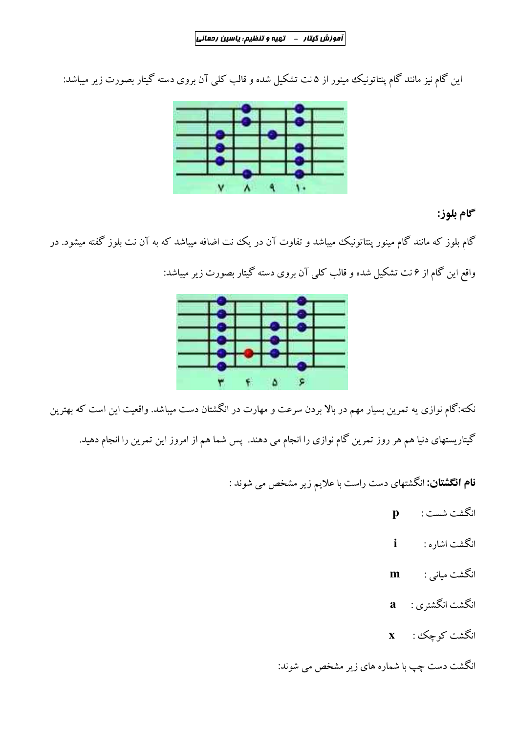این گام نیز مانند گام پنتاتونیک مینور از ۵ نت تشکیل شده و قالب کلی آن بروی دسته گیتار بصورت زیر میباشد:

## گام بلوز:

گام بلوز که مانند گام مینور پنتاتونیک میباشد و تفاوت آن در یک نت اضافه میباشد که به آن نت بلوز گفته میشود. در واقع این گام از ۶ نت تشکیل شده و قالب کلی آن بروی دسته گیتار بصورت زیر میباشد:

نکته:گام نوازی یه تمرین بسیار مهم در بالا بردن سرعت و مهارت در انگشتان دست میباشد. واقعیت این است که بهترین گیتاریستهای دنیا هم هر روز تمرین گام نوازی را انجام می دهند. پس شما هم از امروز این تمرین را انجام دهید.

**نام انگشتان:** انگشتهای دست راست با علایم زیر مشخص می شوند :

انگشت شست : **p**

انگشت اشاره : **i**

انگشت میانی : **m**

انگشت انگشتری : **a**

انگشت کوچک : **x**

انگشت دست چپ با شماره های زیر مشخص می شوند: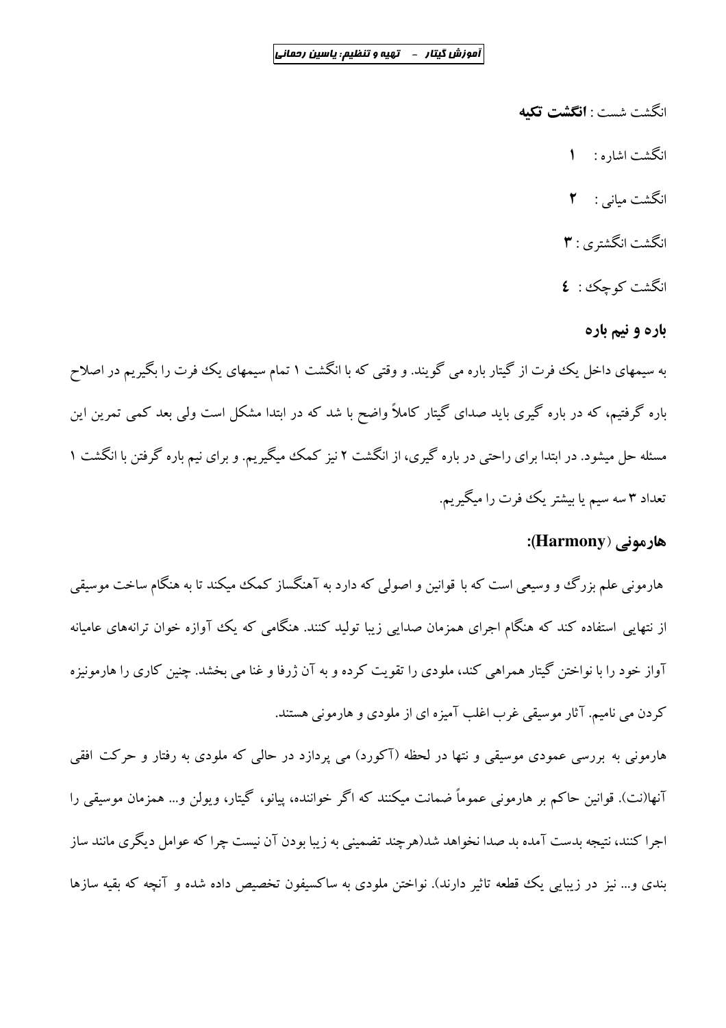انگشت شست : **انگشت تکیه**

انگشت اشاره : **۱**

انگشت میانی : **۲**

انگشت انگشتری : **۳**

انگشت کوچک : **٤**

### باره و نیم باره

به سیمهای داخل یک فرت از گیتار باره می گویند. و وقتی که با انگشت ۱ تمام سیمهای یک فرت را بگیریم در اصلاح باره گرفتیم، که در باره گیری باید صدای گیتار کاملاً واضح با شد که در ابتدا مشکل است ولی بعد کمی تمرین این مسئله حل میشود. در ابتدا برای راحتی در باره گیری، از انگشت ۲ نیز کمک میگیریم. و برای نیم باره گرفتن با انگشت ۱ تعداد ۳ سه سیم یا بیشتر یک فرت را میگیریم.

### هارمونی (Harmony):

هارمونی علم بزرگ و وسیعی است که با قوانین و اصولی که دارد به آهنگساز کمک میکند تا به هنگام ساخت موسیقی از نتهایی استفاده کند که هنگام اجرای همزمان صدایی زیبا تولید کنند. هنگامی که یک آوازه خوان ترانه‌های عامیانه آواز خود را با نواختن گیتار همراهی کند، ملودی را تقویت کرده و به آن ژرفا و غنا می بخشد. چنین کاری را هارمونیزه کردن می نامیم. آثار موسیقی غرب اغلب آمیزه ای از ملودی و هارمونی هستند.

هارمونی به بررسی عمودی موسیقی و نتها در لحظه (آکورد) می پردازد در حالی که ملودی به رفتار و حرکت افقی آنها(نت). قوانین حاکم بر هارمونی عموماً ضمانت میکنند که اگر خواننده، پیانو، گیتار، ویولن و... همزمان موسیقی را اجرا کنند، نتیجه بدست آمده بد صدا نخواهد شد(هرچند تضمینی به زیبا بودن آن نیست چرا که عوامل دیگری مانند ساز بندی و... نیز در زیبایی یک قطعه تاثیر دارند). نواختن ملودی به ساکسیفون تخصیص داده شده و آنچه که بقیه سازها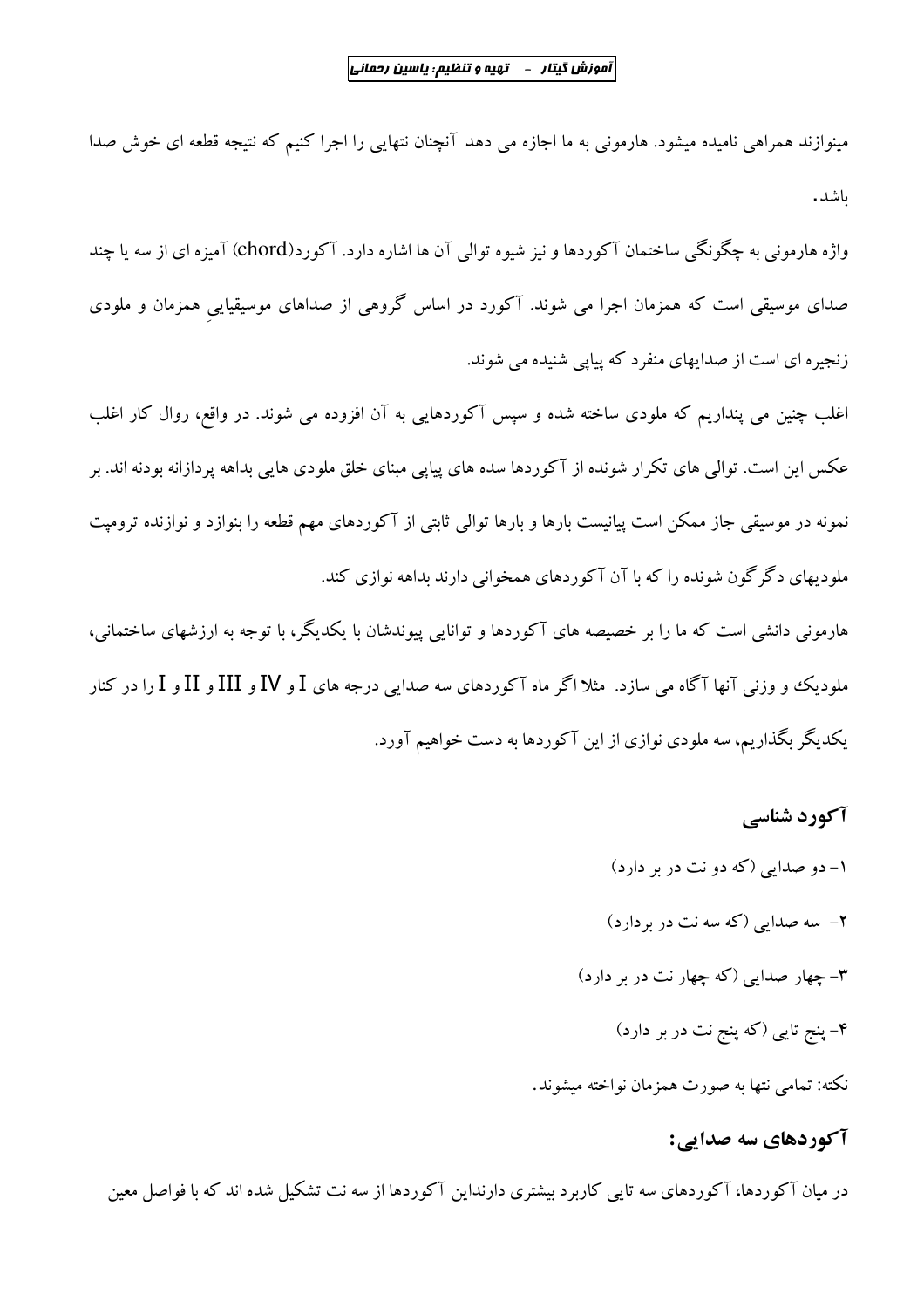مینوازند همراهی نامیده میشود. هارمونی به ما اجازه می دهد آنچنان نتهایی را اجرا کنیم که نتیجه قطعه ای خوش صدا باشد.

واژه هارمونی به چگونگی ساختمان آکوردها و نیز شیوه توالی آن ها اشاره دارد. آکورد(chord) آمیزه ای از سه یا چند صدای موسیقی است که همزمان اجرا می شوند. آکورد در اساس گروهی از صداهای موسیقاییِ همزمان و ملودی زنجیره ای است از صدایهای منفرد که پیاپی شنیده می شوند.

اغلب چنین می پنداریم که ملودی ساخته شده و سپس آکوردهایی به آن افزوده می شوند. در واقع، روال کار اغلب عکس این است. توالی های تکرار شونده از آکوردها سده های پیاپی مبنای خلق ملودی هایی بداهه پردازانه بودنه اند. بر نمونه در موسیقی جاز ممکن است پیانیست بارها و بارها توالی ثابتی از آکوردهای مهم قطعه را بنوازد و نوازنده ترومپت ملودیهای دگرگون شونده را که با آن آکوردهای همخوانی دارند بداهه نوازی کند.

هارمونی دانشی است که ما را بر خصیصه های آکوردها و توانایی پیوندشان با یکدیگر، با توجه به ارزشهای ساختمانی، ملودیک و وزنی آنها آگاه می سازد. مثلا اگر ماه آکوردهای سه صدایی درجه های I و IV و III و II و I را در کنار یکدیگر بگذاریم، سه ملودی نوازی از این آکوردها به دست خواهیم آورد.

## آکورد شناسی

۱- دو صدایی (که دو نت در بر دارد)

۲- سه صدایی (که سه نت در بردارد)

۳- چهار صدایی (که چهار نت در بر دارد)

۴- پنج تایی (که پنج نت در بر دارد)

نکته: تمامی نتها به صورت همزمان نواخته میشوند.

## آکوردهای سه صدایی:

در میان آکوردها، آکوردهای سه تایی کاربرد بیشتری دارنداین آکوردها از سه نت تشکیل شده اند که با فواصل معین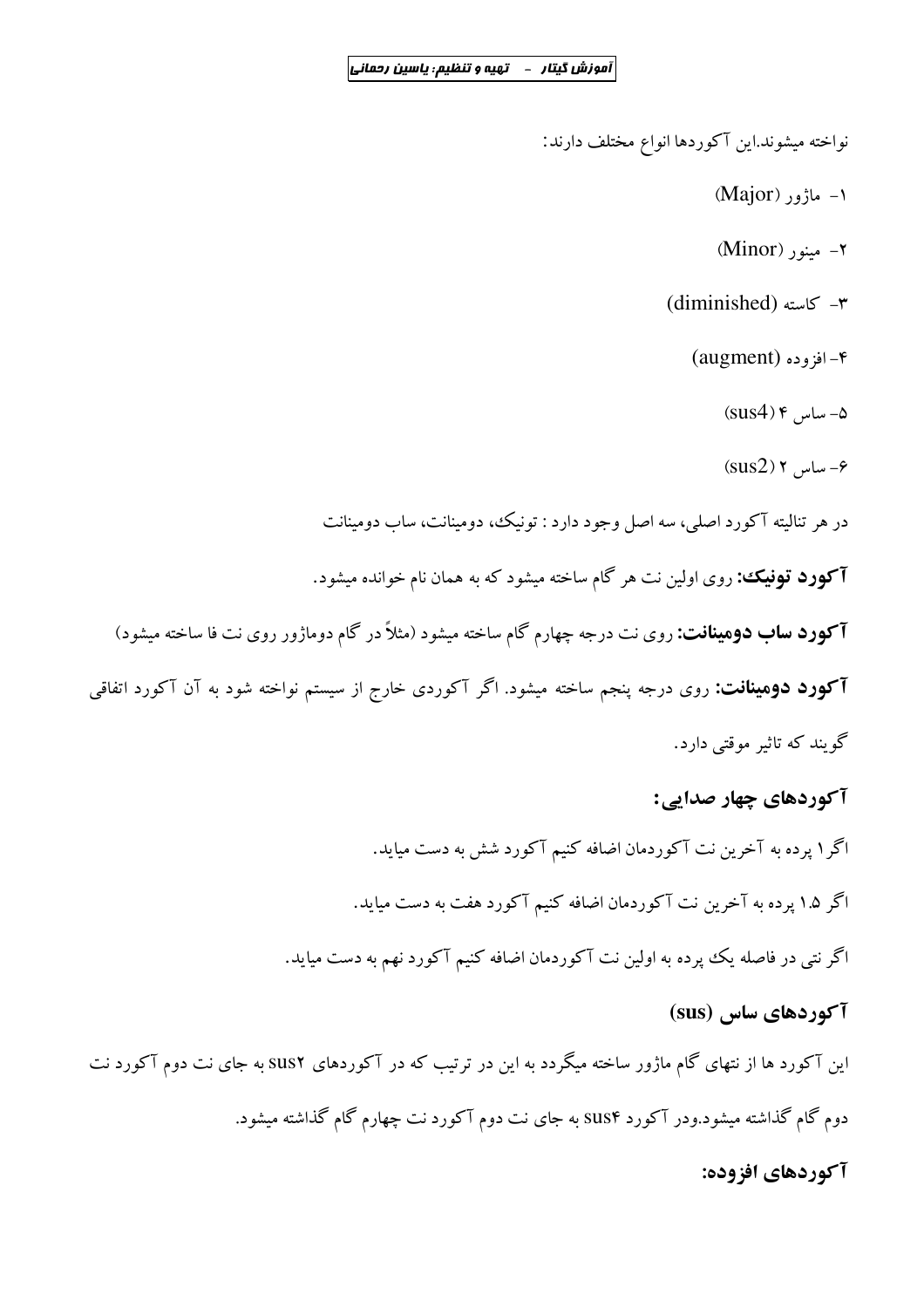نواخته میشوند.این آکوردها انواع مختلف دارند:

۱- ماژور (Major)

۲- مینور (Minor)

۳- کاسته (diminished)

۴-افزوده (augment)

۵- ساس ۴ (sus4)

۶- ساس ۲ (sus2)

در هر تنالیته آکورد اصلی، سه اصل وجود دارد : تونیک، دومینانت، ساب دومینانت

**آکورد تونیک:** روی اولین نت هر گام ساخته میشود که به همان نام خوانده میشود.

**آکورد ساب دومینانت:** روی نت درجه چهارم گام ساخته میشود (مثلاً در گام دوماژور روی نت فا ساخته میشود)

**آکورد دومینانت:** روی درجه پنجم ساخته میشود. اگر آکوردی خارج از سیستم نواخته شود به آن آکورد اتفاقی گویند که تاثیر موقتی دارد.

## آکوردهای چهار صدایی:

اگر۱ پرده به آخرین نت آکوردمان اضافه کنیم آکورد شش به دست میاید.

اگر ۱.۵ پرده به آخرین نت آکوردمان اضافه کنیم آکورد هفت به دست میاید.

اگر نتی در فاصله یک پرده به اولین نت آکوردمان اضافه کنیم آکورد نهم به دست میاید.

## آکوردهای ساس (sus)

این آکورد ها از نتهای گام ماژور ساخته میگردد به این در ترتیب که در آکوردهای sus۲ به جای نت دوم آکورد نت دوم گام گذاشته میشود.ودر آکورد sus۴ به جای نت دوم آکورد نت چهارم گام گذاشته میشود.

## آکوردهای افزوده: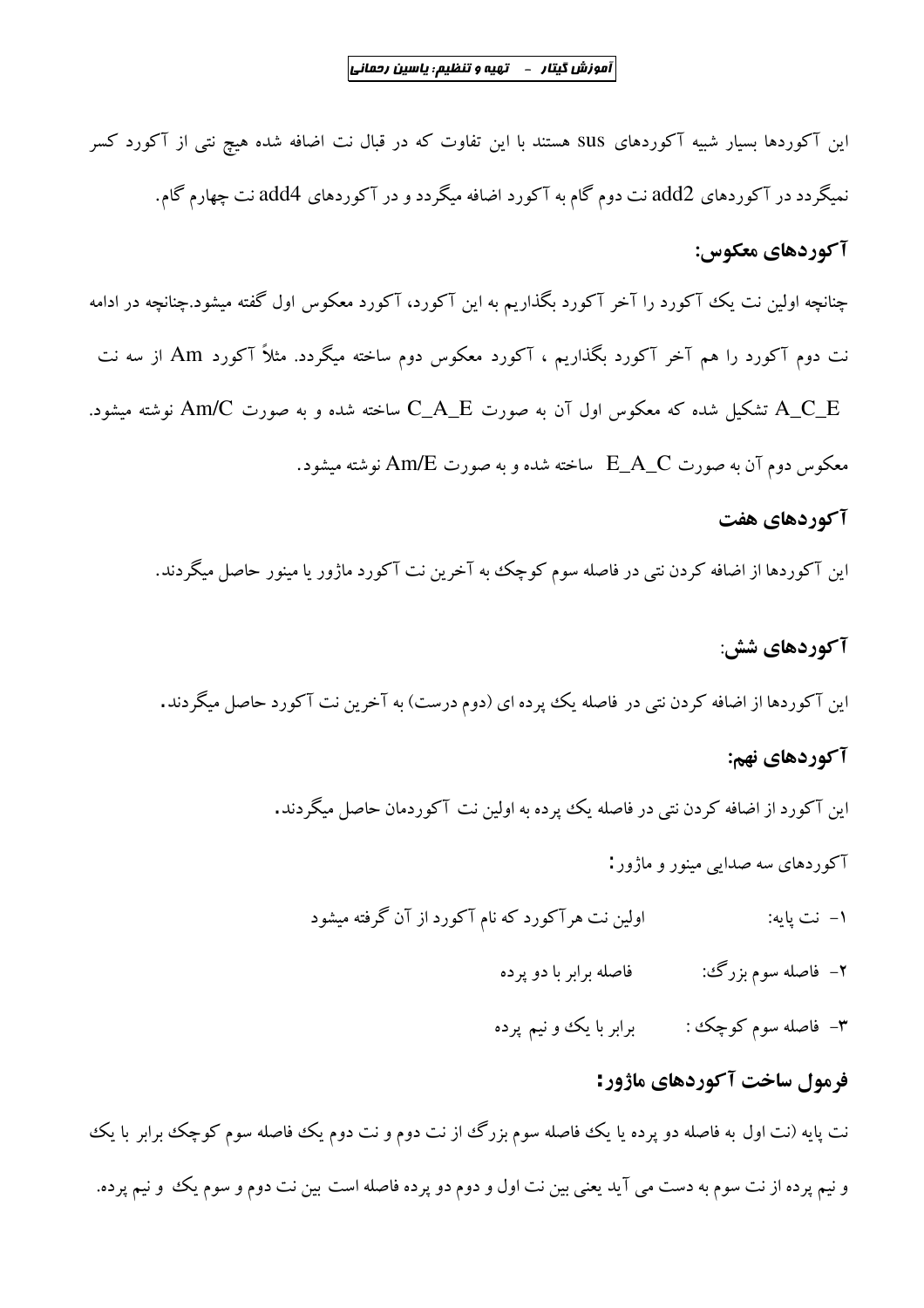این آکوردها بسیار شبیه آکوردهای sus هستند با این تفاوت که در قبال نت اضافه شده هیچ نتی از آکورد کسر نمیگردد در آکوردهای add2 نت دوم گام به آکورد اضافه میگردد و در آکوردهای add4 نت چهارم گام.

## آکوردهای معکوس:

چنانچه اولین نت یک آکورد را آخر آکورد بگذاریم به این آکورد، آکورد معکوس اول گفته میشود.چنانچه در ادامه نت دوم آکورد را هم آخر آکورد بگذاریم ، آکورد معکوس دوم ساخته میگردد. مثلاً آکورد Am از سه نت A_C_E تشکیل شده که معکوس اول آن به صورت C_A_E ساخته شده و به صورت Am/C نوشته میشود. معکوس دوم آن به صورت E_A_C ساخته شده و به صورت Am/E نوشته میشود.

## آکوردهای هفت

این آکوردها از اضافه کردن نتی در فاصله سوم کوچک به آخرین نت آکورد ماژور یا مینور حاصل میگردند.

## آکوردهای شش:

این آکوردها از اضافه کردن نتی در فاصله یک پرده ای (دوم درست) به آخرین نت آکورد حاصل میگردند.

## آکوردهای نهم:

این آکورد از اضافه کردن نتی در فاصله یک پرده به اولین نت آکوردمان حاصل میگردند.

آکوردهای سه صدایی مینور و ماژور:

۱- نت پایه: اولین نت هرآکورد که نام آکورد از آن گرفته میشود

۲- فاصله سوم بزرگ: فاصله برابر با دو پرده

۳- فاصله سوم کوچک : برابر با یک و نیم پرده

## فرمول ساخت آکوردهای ماژور:

نت پایه (نت اول به فاصله دو پرده یا یک فاصله سوم بزرگ از نت دوم و نت دوم یک فاصله سوم کوچک برابر با یک و نیم پرده از نت سوم به دست می آید یعنی بین نت اول و دوم دو پرده فاصله است بین نت دوم و سوم یک و نیم پرده.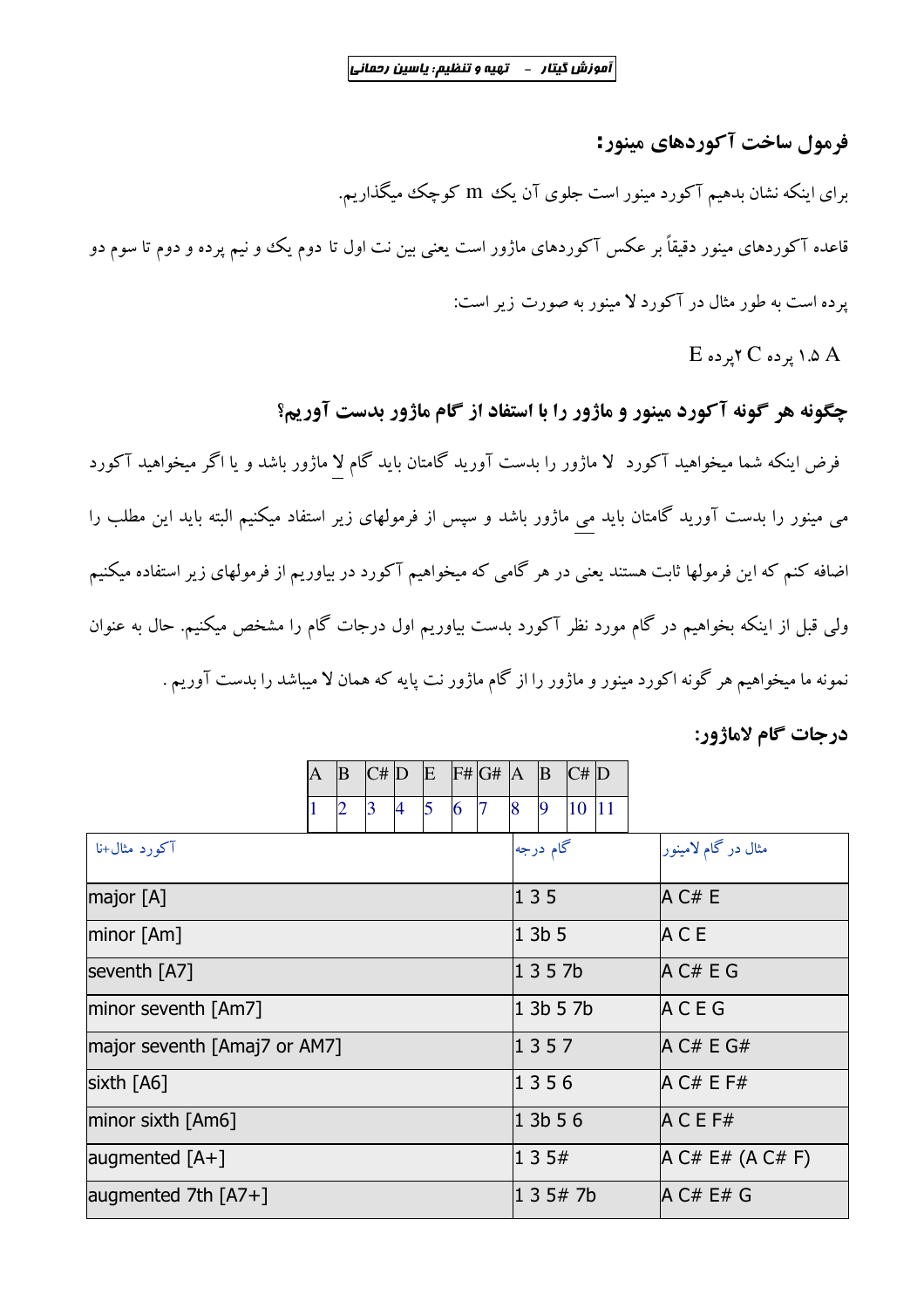## فرمول ساخت آکوردهای مینور:

برای اینکه نشان بدهیم آکورد مینور است جلوی آن یک m کوچک میگذاریم.

قاعده آکوردهای مینور دقیقاً بر عکس آکوردهای ماژور است یعنی بین نت اول تا دوم یک و نیم پرده و دوم تا سوم دو پرده است به طور مثال در آکورد لا مینور به صورت زیر است:

A ۱.۵ پرده C ۲پرده E

## چگونه هر گونه آکورد مینور و ماژور را با استفاد از گام ماژور بدست آوریم؟

فرض اینکه شما میخواهید آکورد لا ماژور را بدست آورید گامتان باید گام لا ماژور باشد و یا اگر میخواهید آکورد می مینور را بدست آورید گامتان باید می ماژور باشد و سپس از فرمولهای زیر استفاد میکنیم البته باید این مطلب را اضافه کنم که این فرمولها ثابت هستند یعنی در هر گامی که میخواهیم آکورد در بیاوریم از فرمولهای زیر استفاده میکنیم ولی قبل از اینکه بخواهیم در گام مورد نظر آکورد بدست بیاوریم اول درجات گام را مشخص میکنیم. حال به عنوان نمونه ما میخواهیم هر گونه اکورد مینور و ماژور را از گام ماژور نت پایه که همان لا میباشد را بدست آوریم .

## درجات گام لاماژور:

| A | B | C# | D | E | F# | G# | A | B | C# | D |
|---|---|---|---|---|---|---|---|---|---|---|
| 1 | 2 | 3 | 4 | 5 | 6 | 7 | 8 | 9 | 10 | 11 |

| آکورد مثال+نا | گام درجه | مثال در گام لامینور |
|---|---|---|
| major [A] | 1 3 5 | A C# E |
| minor [Am] | 1 3b 5 | A C E |
| seventh [A7] | 1 3 5 7b | A C# E G |
| minor seventh [Am7] | 1 3b 5 7b | A C E G |
| major seventh [Amaj7 or AM7] | 1 3 5 7 | A C# E G# |
| sixth [A6] | 1 3 5 6 | A C# E F# |
| minor sixth [Am6] | 1 3b 5 6 | A C E F# |
| augmented [A+] | 1 3 5# | A C# E# (A C# F) |
| augmented 7th [A7+] | 1 3 5# 7b | A C# E# G |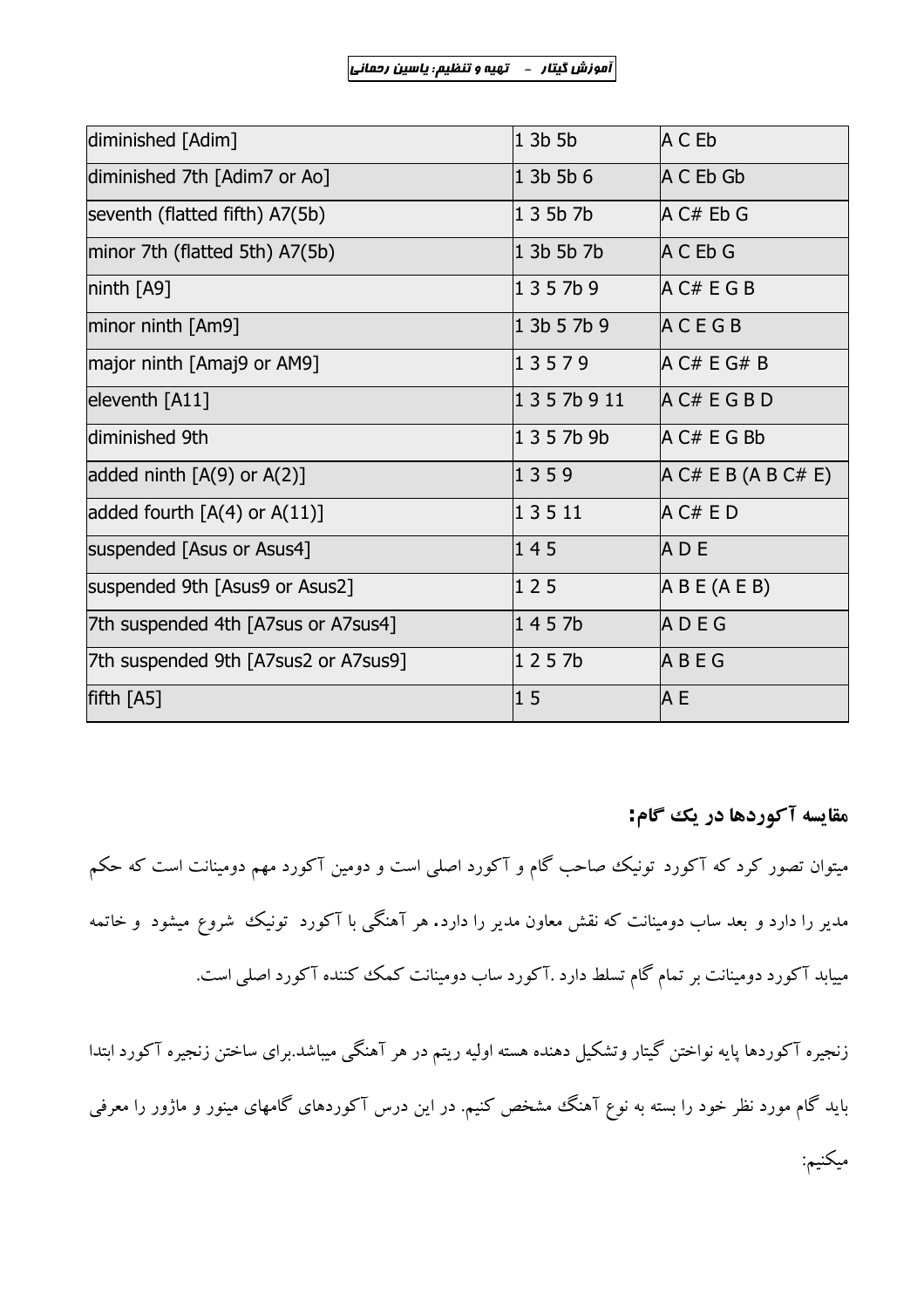| diminished [Adim] | 1 3b 5b | A C Eb |
| --- | --- | --- |
| diminished 7th [Adim7 or Ao] | 1 3b 5b 6 | A C Eb Gb |
| seventh (flatted fifth) A7(5b) | 1 3 5b 7b | A C# Eb G |
| minor 7th (flatted 5th) A7(5b) | 1 3b 5b 7b | A C Eb G |
| ninth [A9] | 1 3 5 7b 9 | A C# E G B |
| minor ninth [Am9] | 1 3b 5 7b 9 | A C E G B |
| major ninth [Amaj9 or AM9] | 1 3 5 7 9 | A C# E G# B |
| eleventh [A11] | 1 3 5 7b 9 11 | A C# E G B D |
| diminished 9th | 1 3 5 7b 9b | A C# E G Bb |
| added ninth [A(9) or A(2)] | 1 3 5 9 | A C# E B (A B C# E) |
| added fourth [A(4) or A(11)] | 1 3 5 11 | A C# E D |
| suspended [Asus or Asus4] | 1 4 5 | A D E |
| suspended 9th [Asus9 or Asus2] | 1 2 5 | A B E (A E B) |
| 7th suspended 4th [A7sus or A7sus4] | 1 4 5 7b | A D E G |
| 7th suspended 9th [A7sus2 or A7sus9] | 1 2 5 7b | A B E G |
| fifth [A5] | 1 5 | A E |

## مقایسه آکوردها در یک گام:

میتوان تصور کرد که آکورد تونیک صاحب گام و آکورد اصلی است و دومین آکورد مهم دومینانت است که حکم مدیر را دارد و بعد ساب دومینانت که نقش معاون مدیر را دارد. هر آهنگی با آکورد تونیک شروع میشود و خاتمه مییابد آکورد دومینانت بر تمام گام تسلط دارد .آکورد ساب دومینانت کمک کننده آکورد اصلی است.

زنجیره آکوردها پایه نواختن گیتار وتشکیل دهنده هسته اولیه ریتم در هر آهنگی میباشد.برای ساختن زنجیره آکورد ابتدا باید گام مورد نظر خود را بسته به نوع آهنگ مشخص کنیم. در این درس آکوردهای گامهای مینور و ماژور را معرفی میکنیم: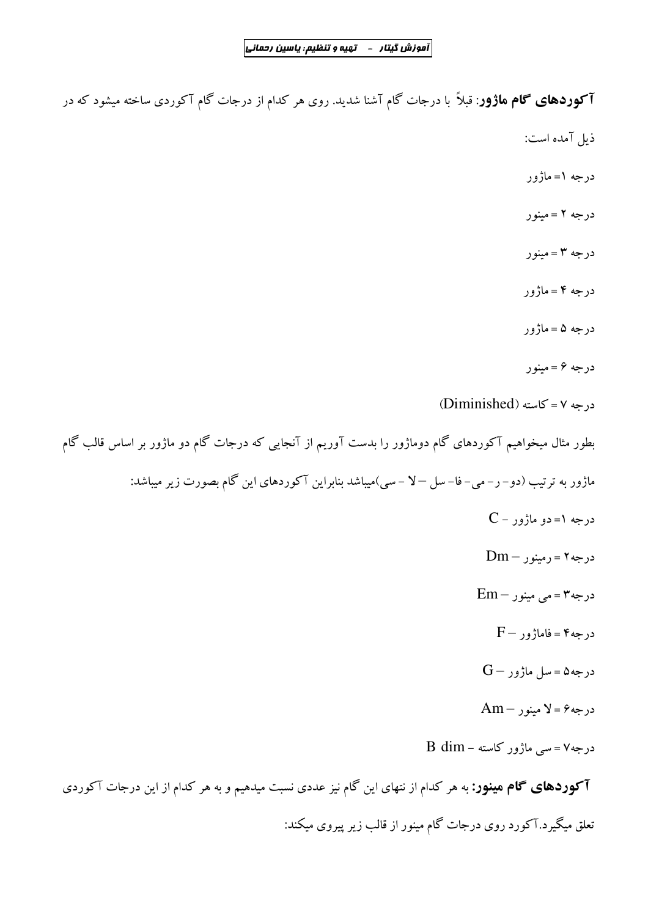**آکوردهای گام ماژور**: قبلاً با درجات گام آشنا شدید. روی هر کدام از درجات گام آکوردی ساخته میشود که در ذیل آمده است:

درجه ۱= ماژور

درجه ۲ = مینور

درجه ۳ = مینور

درجه ۴ = ماژور

درجه ۵ = ماژور

درجه ۶ = مینور

درجه ۷ = کاسته (Diminished)

بطور مثال میخواهیم آکوردهای گام دوماژور را بدست آوریم از آنجایی که درجات گام دو ماژور بر اساس قالب گام ماژور به ترتیب (دو- ر- می- فا- سل – لا - سی)میباشد بنابراین آکوردهای این گام بصورت زیر میباشد:

درجه ۱= دو ماژور - C

درجه۲ = رمینور – Dm

درجه۳ = می مینور – Em

درجه۴ = فاماژور – F

درجه۵ = سل ماژور – G

درجه۶ = لا مینور – Am

درجه۷ = سی ماژور کاسته - B dim

**آکوردهای گام مینور:** به هر کدام از نتهای این گام نیز عددی نسبت میدهیم و به هر کدام از این درجات آکوردی تعلق میگیرد.آکورد روی درجات گام مینور از قالب زیر پیروی میکند: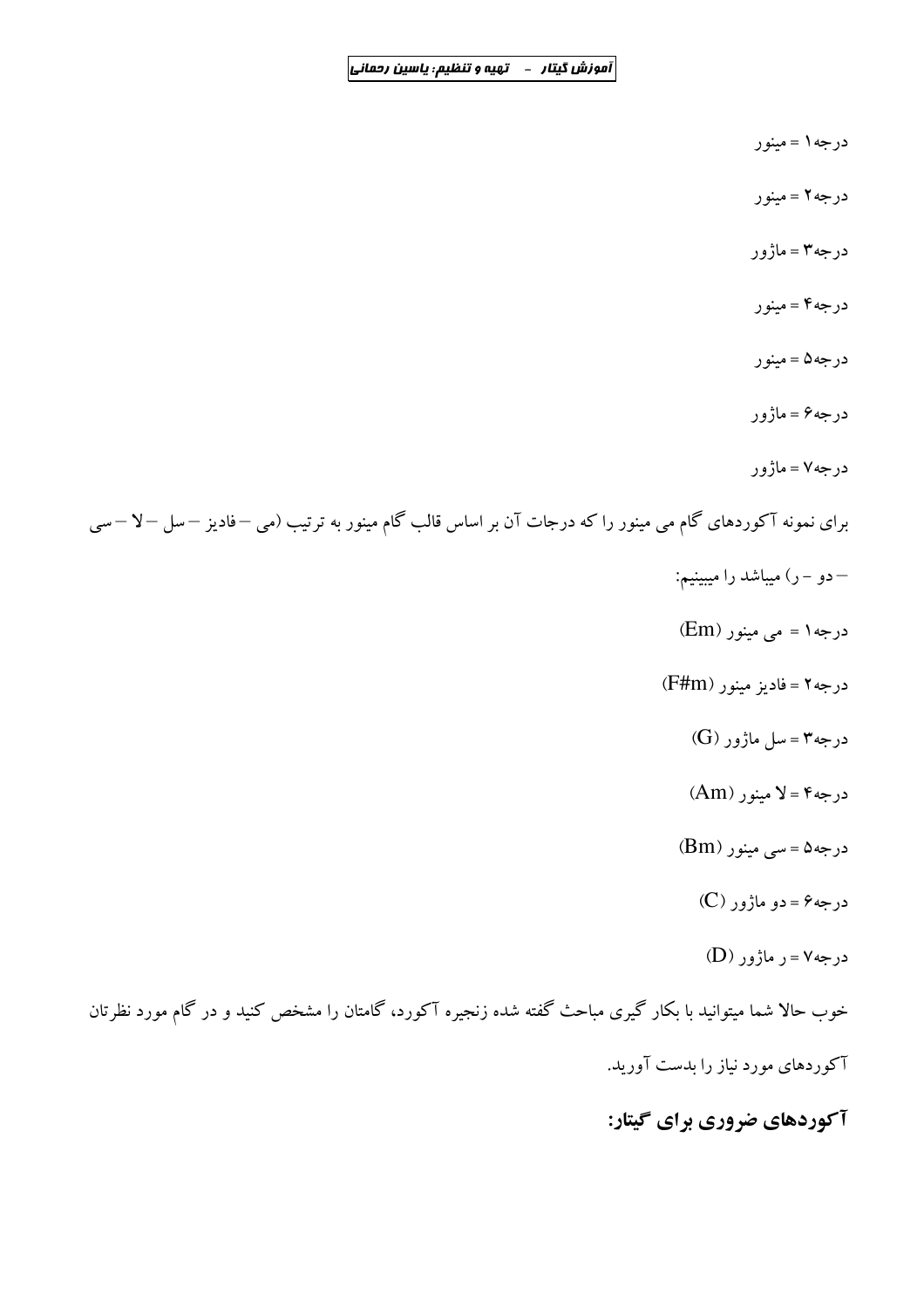درجه۱ = مینور

درجه۲ = مینور

درجه۳ = ماژور

درجه۴ = مینور

درجه۵ = مینور

درجه۶ = ماژور

درجه۷ = ماژور

برای نمونه آکوردهای گام می مینور را که درجات آن بر اساس قالب گام مینور به ترتیب (می – فادیز – سل – لا – سی – دو – ر) میباشد را میبینیم:

درجه۱ = می مینور (Em)

درجه۲ = فادیز مینور (F#m)

درجه۳ = سل ماژور (G)

درجه۴ = لا مینور (Am)

درجه۵ = سی مینور (Bm)

درجه۶ = دو ماژور (C)

درجه۷ = ر ماژور (D)

خوب حالا شما میتوانید با بکار گیری مباحث گفته شده زنجیره آکورد، گامتان را مشخص کنید و در گام مورد نظرتان آکوردهای مورد نیاز را بدست آورید.

## آکوردهای ضروری برای گیتار: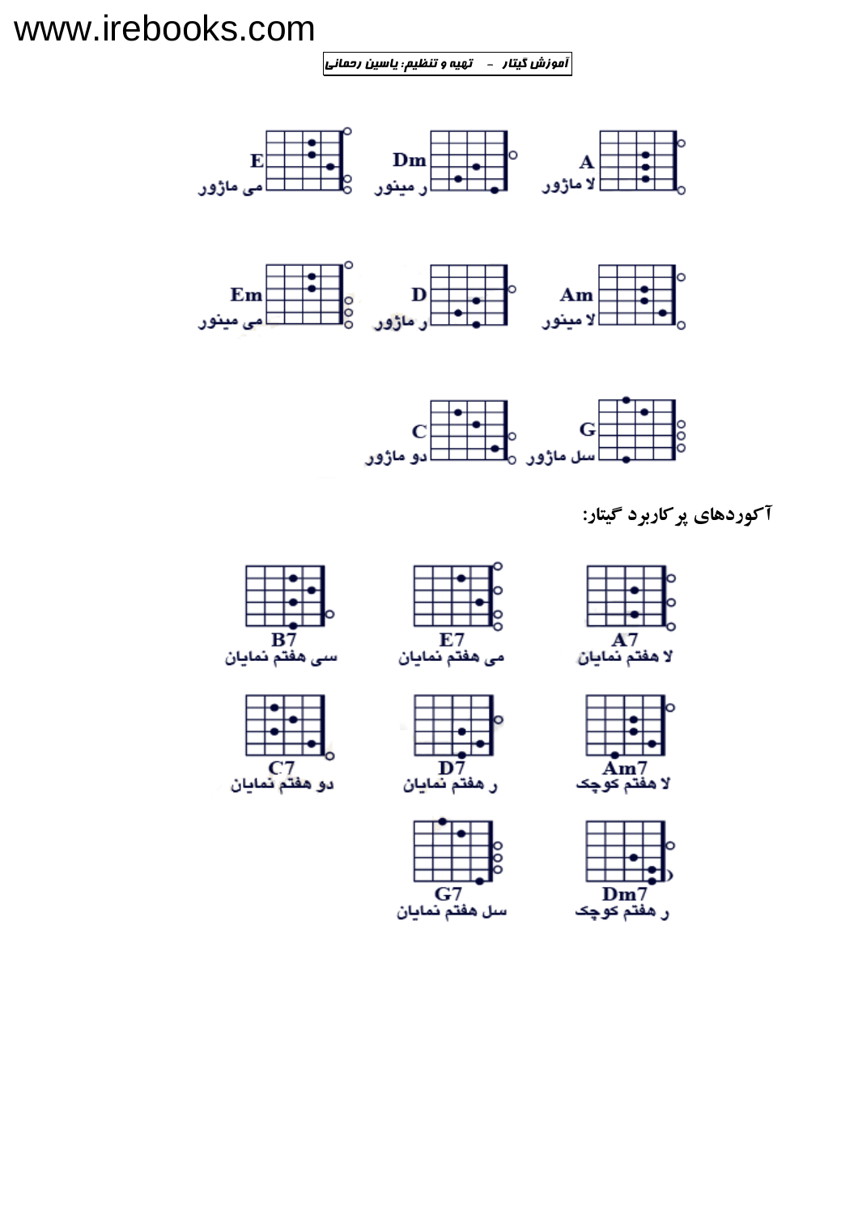E
می ماژور

Dm
ر مینور

A
لا ماژور

Em
می مینور

D
ر ماژور

Am
لا مینور

C
دو ماژور

G
سل ماژور

**آکوردهای پرکاربرد گیتار:**

B7
سی هفتم نمایان

E7
می هفتم نمایان

A7
لا هفتم نمایان

C7
دو هفتم نمایان

D7
ر هفتم نمایان

Am7
لا هفتم کوچک

G7
سل هفتم نمایان

Dm7
ر هفتم کوچک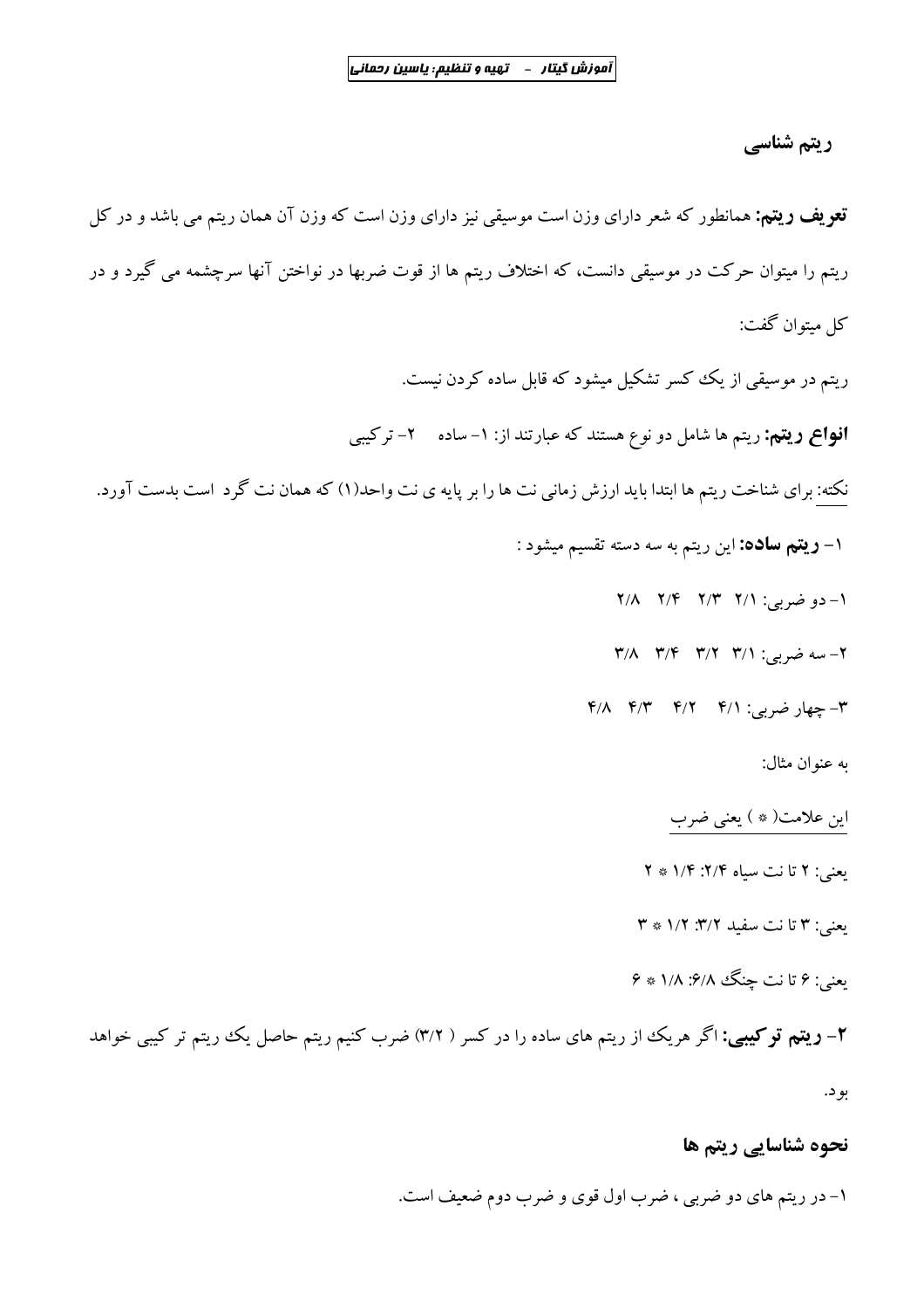## ریتم شناسی

**تعریف ریتم:** همانطور که شعر دارای وزن است موسیقی نیز دارای وزن است که وزن آن همان ریتم می باشد و در کل ریتم را میتوان حرکت در موسیقی دانست، که اختلاف ریتم ها از قوت ضربها در نواختن آنها سرچشمه می گیرد و در کل میتوان گفت:

ریتم در موسیقی از یک کسر تشکیل میشود که قابل ساده کردن نیست.

**انواع ریتم:** ریتم ها شامل دو نوع هستند که عبارتند از: ۱- ساده ۲- ترکیبی

نکته: برای شناخت ریتم ها ابتدا باید ارزش زمانی نت ها را بر پایه ی نت واحد(۱) که همان نت گرد است بدست آورد.

۱- **ریتم ساده:** این ریتم به سه دسته تقسیم میشود :

۱- دو ضربی: ۲/۱ ۲/۳ ۲/۴ ۲/۸

۲- سه ضربی: ۳/۱ ۳/۲ ۳/۴ ۳/۸

۳- چهار ضربی: ۴/۱ ۴/۲ ۴/۳ ۴/۸

به عنوان مثال:

این علامت( * ) یعنی ضرب

یعنی: ۲ تا نت سیاه ۲/۴: ۱/۴ * ۲

یعنی: ۳ تا نت سفید ۳/۲: ۱/۲ * ۳

یعنی: ۶ تا نت چنگ ۶/۸: ۱/۸ * ۶

**۲- ریتم ترکیبی:** اگر هریک از ریتم های ساده را در کسر ( ۳/۲) ضرب کنیم ریتم حاصل یک ریتم تر کیبی خواهد بود.

## نحوه شناسایی ریتم ها

۱- در ریتم های دو ضربی ، ضرب اول قوی و ضرب دوم ضعیف است.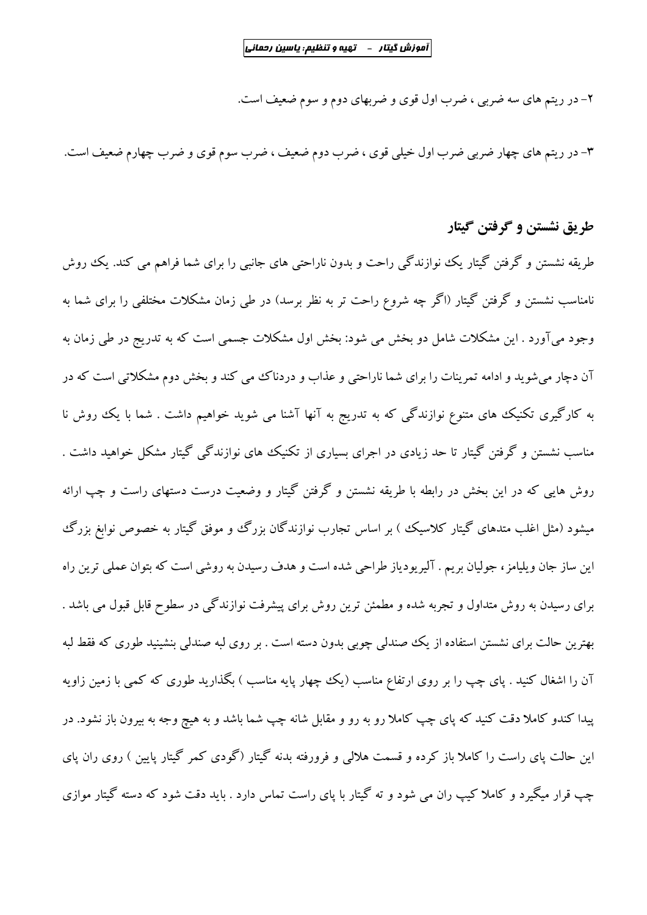۲- در ریتم های سه ضربی ، ضرب اول قوی و ضربهای دوم و سوم ضعیف است.

۳- در ریتم های چهار ضربی ضرب اول خیلی قوی ، ضرب دوم ضعیف ، ضرب سوم قوی و ضرب چهارم ضعیف است.

## طریق نشستن و گرفتن گیتار

طریقه نشستن و گرفتن گیتار یک نوازندگی راحت و بدون ناراحتی های جانبی را برای شما فراهم می کند. یک روش نامناسب نشستن و گرفتن گیتار (اگر چه شروع راحت تر به نظر برسد) در طی زمان مشکلات مختلفی را برای شما به وجود می‌آورد . این مشکلات شامل دو بخش می شود: بخش اول مشکلات جسمی است که به تدریج در طی زمان به آن دچار می‌شوید و ادامه تمرینات را برای شما ناراحتی و عذاب و دردناک می کند و بخش دوم مشکلاتی است که در به کارگیری تکنیک های متنوع نوازندگی که به تدریج به آنها آشنا می شوید خواهیم داشت . شما با یک روش نا مناسب نشستن و گرفتن گیتار تا حد زیادی در اجرای بسیاری از تکنیک های نوازندگی گیتار مشکل خواهید داشت . روش هایی که در این بخش در رابطه با طریقه نشستن و گرفتن گیتار و وضعیت درست دستهای راست و چپ ارائه میشود (مثل اغلب متدهای گیتار کلاسیک ) بر اساس تجارب نوازندگان بزرگ و موفق گیتار به خصوص نوابغ بزرگ این ساز جان ویلیامز، جولیان بریم . آلیریودیاز طراحی شده است و هدف رسیدن به روشی است که بتوان عملی ترین راه برای رسیدن به روش متداول و تجربه شده و مطمئن ترین روش برای پیشرفت نوازندگی در سطوح قابل قبول می باشد . بهترین حالت برای نشستن استفاده از یک صندلی چوبی بدون دسته است . بر روی لبه صندلی بنشینید طوری که فقط لبه آن را اشغال کنید . پای چپ را بر روی ارتفاع مناسب (یک چهار پایه مناسب ) بگذارید طوری که کمی با زمین زاویه پیدا کندو کاملا دقت کنید که پای چپ کاملا رو به رو و مقابل شانه چپ شما باشد و به هیچ وجه به بیرون باز نشود. در این حالت پای راست را کاملا باز کرده و قسمت هلالی و فرورفته بدنه گیتار (گودی کمر گیتار پایین ) روی ران پای چپ قرار میگیرد و کاملا کیپ ران می شود و ته گیتار با پای راست تماس دارد . باید دقت شود که دسته گیتار موازی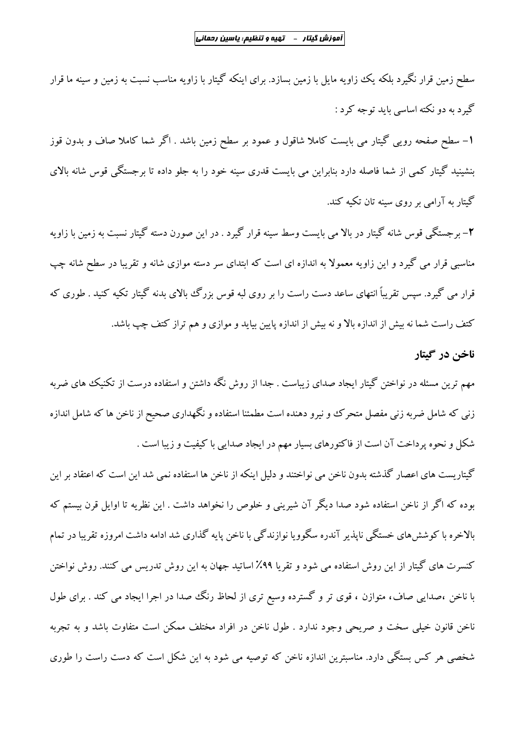سطح زمین قرار نگیرد بلکه یک زاویه مایل با زمین بسازد. برای اینکه گیتار با زاویه مناسب نسبت به زمین و سینه ما قرار گیرد به دو نکته اساسی باید توجه کرد :

۱- سطح صفحه رویی گیتار می بایست کاملا شاقول و عمود بر سطح زمین باشد . اگر شما کاملا صاف و بدون قوز بنشینید گیتار کمی از شما فاصله دارد بنابراین می بایست قدری سینه خود را به جلو داده تا برجستگی قوس شانه بالای گیتار به آرامی بر روی سینه تان تکیه کند.

۲- برجستگی قوس شانه گیتار در بالا می بایست وسط سینه قرار گیرد . در این صورن دسته گیتار نسبت به زمین با زاویه مناسبی قرار می گیرد و این زاویه معمولا به اندازه ای است که ابتدای سر دسته موازی شانه و تقریبا در سطح شانه چپ قرار می گیرد. سپس تقریباً انتهای ساعد دست راست را بر روی لبه قوس بزرگ بالای بدنه گیتار تکیه کنید . طوری که کتف راست شما نه بیش از اندازه بالا و نه بیش از اندازه پایین بیاید و موازی و هم تراز کتف چپ باشد.

## ناخن در گیتار

مهم ترین مسئله در نواختن گیتار ایجاد صدای زیباست . جدا از روش نگه داشتن و استفاده درست از تکنیک های ضربه زنی که شامل ضربه زنی مفصل متحرک و نیرو دهنده است مطمئنا استفاده و نگهداری صحیح از ناخن ها که شامل اندازه شکل و نحوه پرداخت آن است از فاکتورهای بسیار مهم در ایجاد صدایی با کیفیت و زیبا است .

گیتاریست های اعصار گذشته بدون ناخن می نواختند و دلیل اینکه از ناخن ها استفاده نمی شد این است که اعتقاد بر این بوده که اگر از ناخن استفاده شود صدا دیگر آن شیرینی و خلوص را نخواهد داشت . این نظریه تا اوایل قرن بیستم که بالاخره با کوشش‌های خستگی ناپذیر آندره سگوویا نوازندگی با ناخن پایه گذاری شد ادامه داشت امروزه تقریبا در تمام کنسرت های گیتار از این روش استفاده می شود و تقریا ۹۹٪ اساتید جهان به این روش تدریس می کنند. روش نواختن با ناخن ،صدایی صاف، متوازن ، قوی تر و گسترده وسیع تری از لحاظ رنگ صدا در اجرا ایجاد می کند . برای طول ناخن قانون خیلی سخت و صریحی وجود ندارد . طول ناخن در افراد مختلف ممکن است متفاوت باشد و به تجربه شخصی هر کس بستگی دارد. مناسبترین اندازه ناخن که توصیه می شود به این شکل است که دست راست را طوری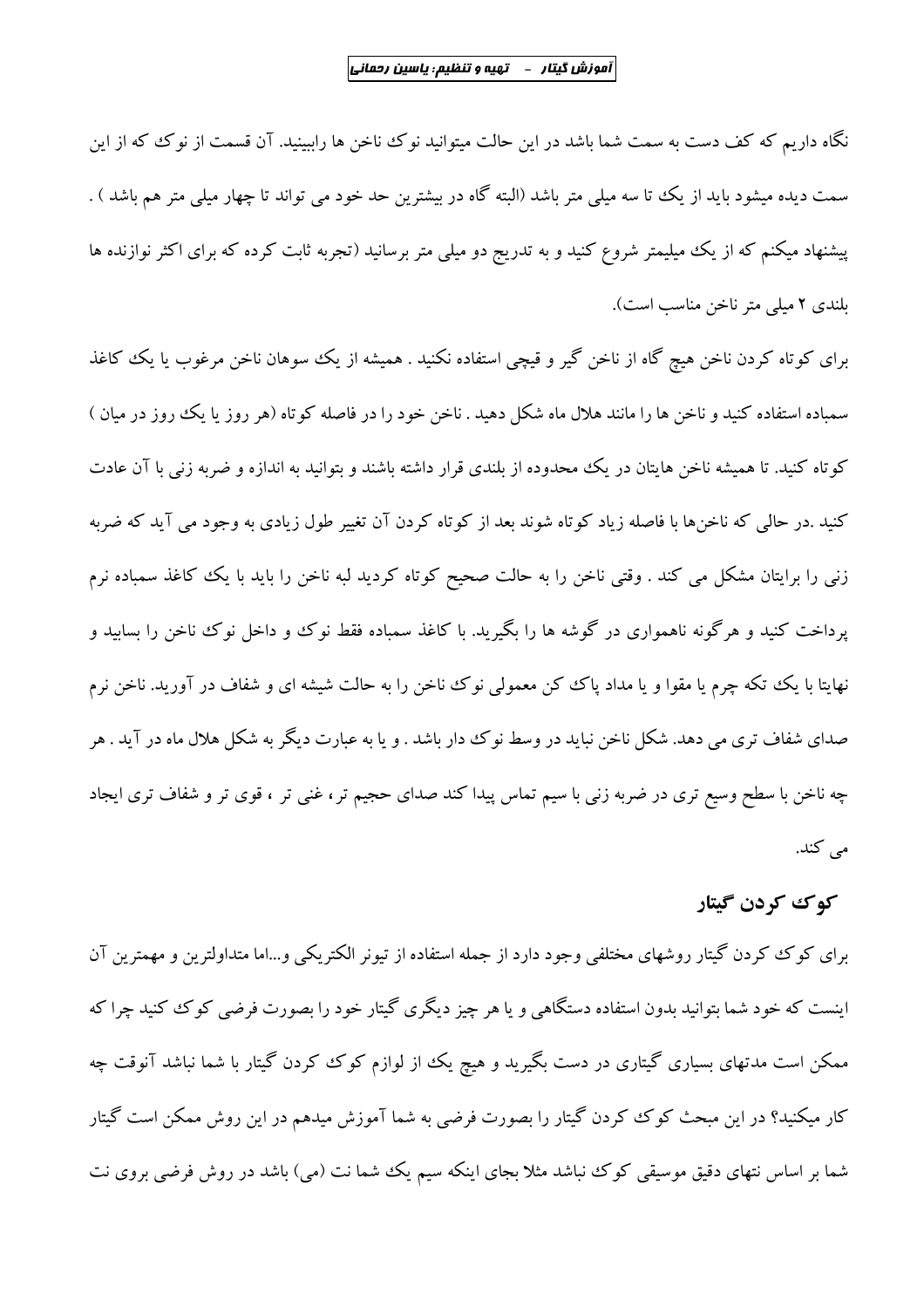نگاه داریم که کف دست به سمت شما باشد در این حالت میتوانید نوک ناخن ها راببینید. آن قسمت از نوک که از این سمت دیده میشود باید از یک تا سه میلی متر باشد (البته گاه در بیشترین حد خود می تواند تا چهار میلی متر هم باشد ) . پیشنهاد میکنم که از یک میلیمتر شروع کنید و به تدریج دو میلی متر برسانید (تجربه ثابت کرده که برای اکثر نوازنده ها بلندی ۲ میلی متر ناخن مناسب است).

برای کوتاه کردن ناخن هیچ گاه از ناخن گیر و قیچی استفاده نکنید . همیشه از یک سوهان ناخن مرغوب یا یک کاغذ سمباده استفاده کنید و ناخن ها را مانند هلال ماه شکل دهید . ناخن خود را در فاصله کوتاه (هر روز یا یک روز در میان ) کوتاه کنید. تا همیشه ناخن هایتان در یک محدوده از بلندی قرار داشته باشند و بتوانید به اندازه و ضربه زنی با آن عادت کنید .در حالی که ناخن‌ها با فاصله زیاد کوتاه شوند بعد از کوتاه کردن آن تغییر طول زیادی به وجود می آید که ضربه زنی را برایتان مشکل می کند . وقتی ناخن را به حالت صحیح کوتاه کردید لبه ناخن را باید با یک کاغذ سمباده نرم پرداخت کنید و هرگونه ناهمواری در گوشه ها را بگیرید. با کاغذ سمباده فقط نوک و داخل نوک ناخن را بسایید و نهایتا با یک تکه چرم یا مقوا و یا مداد پاک کن معمولی نوک ناخن را به حالت شیشه ای و شفاف در آورید. ناخن نرم صدای شفاف تری می دهد. شکل ناخن نباید در وسط نوک دار باشد . و یا به عبارت دیگر به شکل هلال ماه در آید . هر چه ناخن با سطح وسیع تری در ضربه زنی با سیم تماس پیدا کند صدای حجیم تر، غنی تر ، قوی تر و شفاف تری ایجاد می کند.

## کوک کردن گیتار

برای کوک کردن گیتار روشهای مختلفی وجود دارد از جمله استفاده از تیونر الکتریکی و...اما متداولترین و مهمترین آن اینست که خود شما بتوانید بدون استفاده دستگاهی و یا هر چیز دیگری گیتار خود را بصورت فرضی کوک کنید چرا که ممکن است مدتهای بسیاری گیتاری در دست بگیرید و هیچ یک از لوازم کوک کردن گیتار با شما نباشد آنوقت چه کار میکنید؟ در این مبحث کوک کردن گیتار را بصورت فرضی به شما آموزش میدهم در این روش ممکن است گیتار شما بر اساس نتهای دقیق موسیقی کوک نباشد مثلا بجای اینکه سیم یک شما نت (می) باشد در روش فرضی بروی نت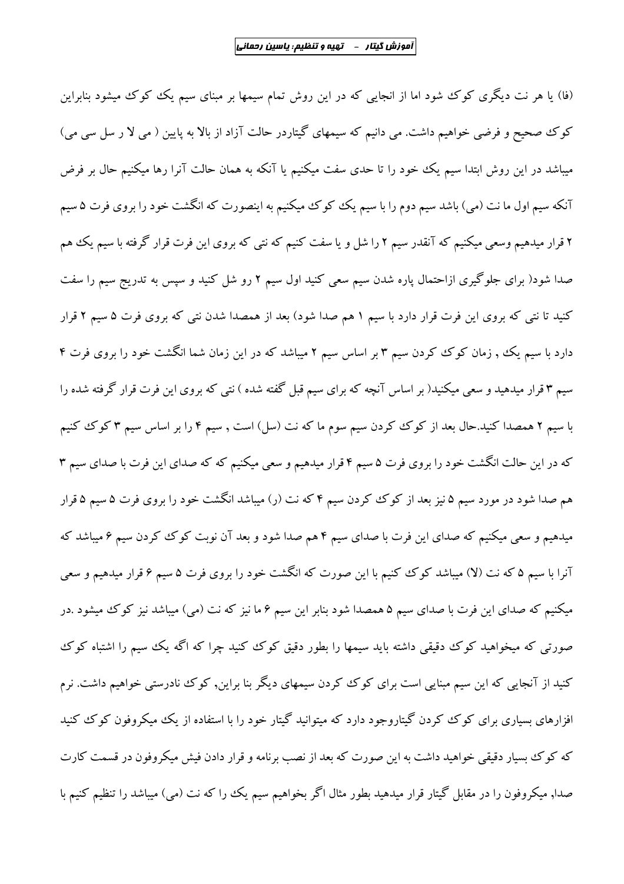(فا) یا هر نت دیگری کوک شود اما از انجایی که در این روش تمام سیمها بر مبنای سیم یک کوک میشود بنابراین کوک صحیح و فرضی خواهیم داشت. می دانیم که سیمهای گیتاردر حالت آزاد از بالا به پایین ( می لا ر سل سی می) میباشد در این روش ابتدا سیم یک خود را تا حدی سفت میکنیم یا آنکه به همان حالت آنرا رها میکنیم حال بر فرض آنکه سیم اول ما نت (می) باشد سیم دوم را با سیم یک کوک میکنیم به اینصورت که انگشت خود را بروی فرت ۵ سیم ۲ قرار میدهیم وسعی میکنیم که آنقدر سیم ۲ را شل و یا سفت کنیم که نتی که بروی این فرت قرار گرفته با سیم یک هم صدا شود( برای جلوگیری ازاحتمال پاره شدن سیم سعی کنید اول سیم ۲ رو شل کنید و سپس به تدریج سیم را سفت کنید تا نتی که بروی این فرت قرار دارد با سیم ۱ هم صدا شود) بعد از همصدا شدن نتی که بروی فرت ۵ سیم ۲ قرار دارد با سیم یک , زمان کوک کردن سیم ۳ بر اساس سیم ۲ میباشد که در این زمان شما انگشت خود را بروی فرت ۴ سیم ۳ قرار میدهید و سعی میکنید( بر اساس آنچه که برای سیم قبل گفته شده ) نتی که بروی این فرت قرار گرفته شده را با سیم ۲ همصدا کنید.حال بعد از کوک کردن سیم سوم ما که نت (سل) است , سیم ۴ را بر اساس سیم ۳ کوک کنیم که در این حالت انگشت خود را بروی فرت ۵ سیم ۴ قرار میدهیم و سعی میکنیم که که صدای این فرت با صدای سیم ۳ هم صدا شود در مورد سیم ۵ نیز بعد از کوک کردن سیم ۴ که نت (ر) میباشد انگشت خود را بروی فرت ۵ سیم ۵ قرار میدهیم و سعی میکنیم که صدای این فرت با صدای سیم ۴ هم صدا شود و بعد آن نوبت کوک کردن سیم ۶ میباشد که آنرا با سیم ۵ که نت (لا) میباشد کوک کنیم با این صورت که انگشت خود را بروی فرت ۵ سیم ۶ قرار میدهیم و سعی میکنیم که صدای این فرت با صدای سیم ۵ همصدا شود بنابر این سیم ۶ ما نیز که نت (می) میباشد نیز کوک میشود .در صورتی که میخواهید کوک دقیقی داشته باید سیمها را بطور دقیق کوک کنید چرا که اگه یک سیم را اشتباه کوک کنید از آنجایی که این سیم مبنایی است برای کوک کردن سیمهای دیگر بنا براین, کوک نادرستی خواهیم داشت. نرم افزارهای بسیاری برای کوک کردن گیتاروجود دارد که میتوانید گیتار خود را با استفاده از یک میکروفون کوک کنید که کوک بسیار دقیقی خواهید داشت به این صورت که بعد از نصب برنامه و قرار دادن فیش میکروفون در قسمت کارت صدا, میکروفون را در مقابل گیتار قرار میدهید بطور مثال اگر بخواهیم سیم یک را که نت (می) میباشد را تنظیم کنیم با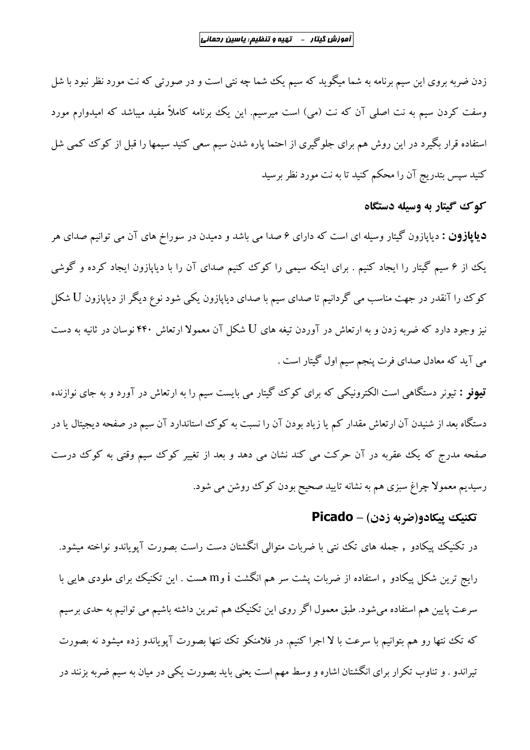زدن ضربه بروی این سیم برنامه به شما میگوید که سیم یک شما چه نتی است و در صورتی که نت مورد نظر نبود با شل وسفت کردن سیم به نت اصلی آن که نت (می) است میرسیم. این یک برنامه کاملاً مفید میباشد که امیدوارم مورد استفاده قرار بگیرد در این روش هم برای جلوگیری از احتما پاره شدن سیم سعی کنید سیمها را قبل از کوک کمی شل کنید سپس بتدریج آن را محکم کنید تا به نت مورد نظر برسید

## کوک گیتار به وسیله دستگاه

**دیاپازون :** دیاپازون گیتار وسیله ای است که دارای ۶ صدا می باشد و دمیدن در سوراخ های آن می توانیم صدای هر یک از ۶ سیم گیتار را ایجاد کنیم . برای اینکه سیمی را کوک کنیم صدای آن را با دیاپازون ایجاد کرده و گوشی کوک را آنقدر در جهت مناسب می گردانیم تا صدای سیم با صدای دیاپازون یکی شود نوع دیگر از دیاپازون U شکل نیز وجود دارد که ضربه زدن و به ارتعاش در آوردن تیغه های U شکل آن معمولا ارتعاش ۴۴۰ نوسان در ثانیه به دست می آید که معادل صدای فرت پنجم سیم اول گیتار است .

**تیونر :** تیونر دستگاهی است الکترونیکی که برای کوک گیتار می بایست سیم را به ارتعاش در آورد و به جای نوازنده دستگاه بعد از شنیدن آن ارتعاش مقدار کم یا زیاد بودن آن را نسبت به کوک استاندارد آن سیم در صفحه دیجیتال یا در صفحه مدرج که یک عقربه در آن حرکت می کند نشان می دهد و بعد از تغییر کوک سیم وقتی به کوک درست رسیدیم معمولا چراغ سبزی هم به نشانه تایید صحیح بودن کوک روشن می شود.

## تکنیک پیکادو(ضربه زدن) – Picado

در تکنیک پیکادو , جمله های تک نتی با ضربات متوالی انگشتان دست راست بصورت آپویاندو نواخته میشود. رایج ترین شکل پیکادو , استفاده از ضربات پشت سر هم انگشت i وm هست . این تکنیک برای ملودی هایی با سرعت پایین هم استفاده میشود. طبق معمول اگر روی این تکنیک هم تمرین داشته باشیم می توانیم به حدی برسیم که تک نتها رو هم بتوانیم با سرعت با لا اجرا کنیم. در فلامنکو تک نتها بصورت آپویاندو زده میشود نه بصورت تیراندو . و تناوب تکرار برای انگشتان اشاره و وسط مهم است یعنی باید بصورت یکی در میان به سیم ضربه بزنند در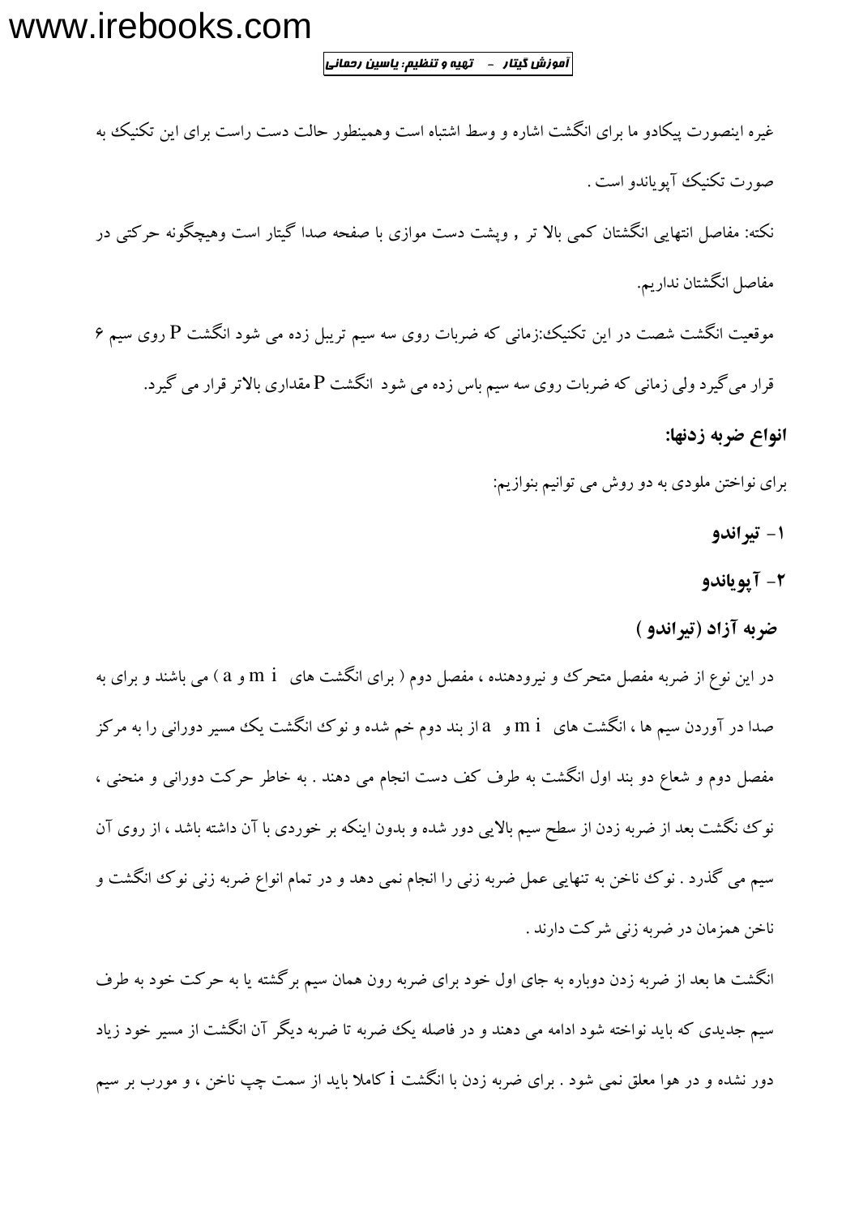غیره اینصورت پیکادو ما برای انگشت اشاره و وسط اشتباه است وهمینطور حالت دست راست برای این تکنیک به صورت تکنیک آپویاندو است .

نکته: مفاصل انتهایی انگشتان کمی بالا تر , وپشت دست موازی با صفحه صدا گیتار است وهیچگونه حرکتی در مفاصل انگشتان نداریم.

موقعیت انگشت شصت در این تکنیک:زمانی که ضربات روی سه سیم تریبل زده می شود انگشت P روی سیم ۶ قرار می‌گیرد ولی زمانی که ضربات روی سه سیم باس زده می شود انگشت P مقداری بالاتر قرار می گیرد.

**انواع ضربه زدنها:**

برای نواختن ملودی به دو روش می توانیم بنوازیم:

**۱- تیراندو**

**۲- آپویاندو**

### ضربه آزاد (تیراندو )

در این نوع از ضربه مفصل متحرک و نیرودهنده ، مفصل دوم ( برای انگشت های m i و a ) می باشند و برای به صدا در آوردن سیم ها ، انگشت های m i و a از بند دوم خم شده و نوک انگشت یک مسیر دورانی را به مرکز مفصل دوم و شعاع دو بند اول انگشت به طرف کف دست انجام می دهند . به خاطر حرکت دورانی و منحنی ، نوک نگشت بعد از ضربه زدن از سطح سیم بالایی دور شده و بدون اینکه بر خوردی با آن داشته باشد ، از روی آن سیم می گذرد . نوک ناخن به تنهایی عمل ضربه زنی را انجام نمی دهد و در تمام انواع ضربه زنی نوک انگشت و ناخن همزمان در ضربه زنی شرکت دارند .

انگشت ها بعد از ضربه زدن دوباره به جای اول خود برای ضربه رون همان سیم برگشته یا به حرکت خود به طرف سیم جدیدی که باید نواخته شود ادامه می دهند و در فاصله یک ضربه تا ضربه دیگر آن انگشت از مسیر خود زیاد دور نشده و در هوا معلق نمی شود . برای ضربه زدن با انگشت i کاملا باید از سمت چپ ناخن ، و مورب بر سیم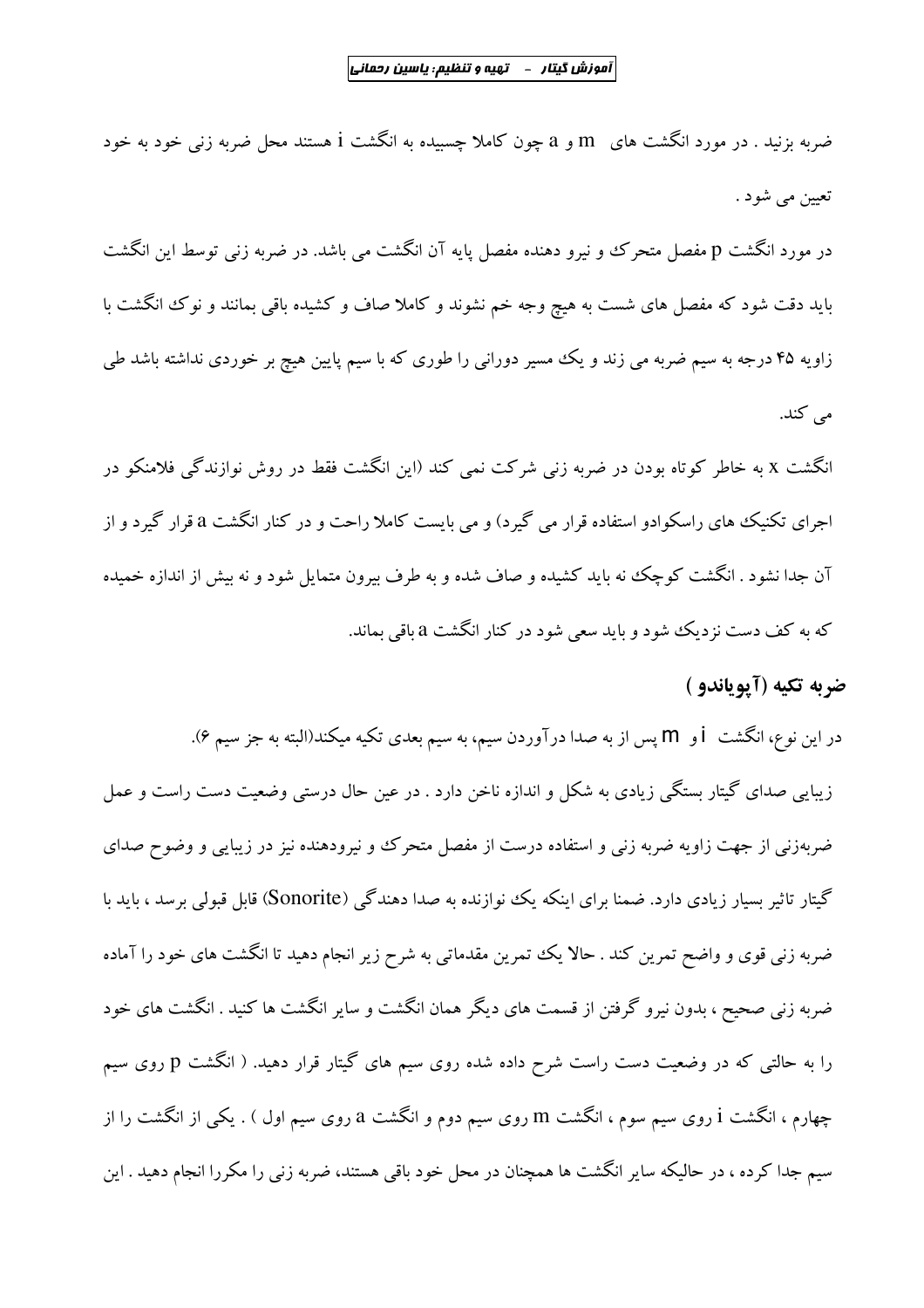ضربه بزنید . در مورد انگشت های m و a چون کاملا چسبیده به انگشت i هستند محل ضربه زنی خود به خود تعیین می شود .

در مورد انگشت p مفصل متحرک و نیرو دهنده مفصل پایه آن انگشت می باشد. در ضربه زنی توسط این انگشت باید دقت شود که مفصل های شست به هیچ وجه خم نشوند و کاملا صاف و کشیده باقی بمانند و نوک انگشت با زاویه ۴۵ درجه به سیم ضربه می زند و یک مسیر دورانی را طوری که با سیم پایین هیچ بر خوردی نداشته باشد طی می کند.

انگشت x به خاطر کوتاه بودن در ضربه زنی شرکت نمی کند (این انگشت فقط در روش نوازندگی فلامنکو در اجرای تکنیک های راسکوادو استفاده قرار می گیرد) و می بایست کاملا راحت و در کنار انگشت a قرار گیرد و از آن جدا نشود . انگشت کوچک نه باید کشیده و صاف شده و به طرف بیرون متمایل شود و نه بیش از اندازه خمیده که به کف دست نزدیک شود و باید سعی شود در کنار انگشت a باقی بماند.

## ضربه تکیه (آپویاندو )

در این نوع، انگشت i و m پس از به صدا درآوردن سیم، به سیم بعدی تکیه میکند(البته به جز سیم ۶).

زیبایی صدای گیتار بستگی زیادی به شکل و اندازه ناخن دارد . در عین حال درستی وضعیت دست راست و عمل ضربه‌زنی از جهت زاویه ضربه زنی و استفاده درست از مفصل متحرک و نیرودهنده نیز در زیبایی و وضوح صدای گیتار تاثیر بسیار زیادی دارد. ضمنا برای اینکه یک نوازنده به صدا دهندگی (Sonorite) قابل قبولی برسد ، باید با ضربه زنی قوی و واضح تمرین کند . حالا یک تمرین مقدماتی به شرح زیر انجام دهید تا انگشت های خود را آماده ضربه زنی صحیح ، بدون نیرو گرفتن از قسمت های دیگر همان انگشت و سایر انگشت ها کنید . انگشت های خود را به حالتی که در وضعیت دست راست شرح داده شده روی سیم های گیتار قرار دهید. ( انگشت p روی سیم چهارم ، انگشت i روی سیم سوم ، انگشت m روی سیم دوم و انگشت a روی سیم اول ) . یکی از انگشت را از سیم جدا کرده ، در حالیکه سایر انگشت ها همچنان در محل خود باقی هستند، ضربه زنی را مکررا انجام دهید . این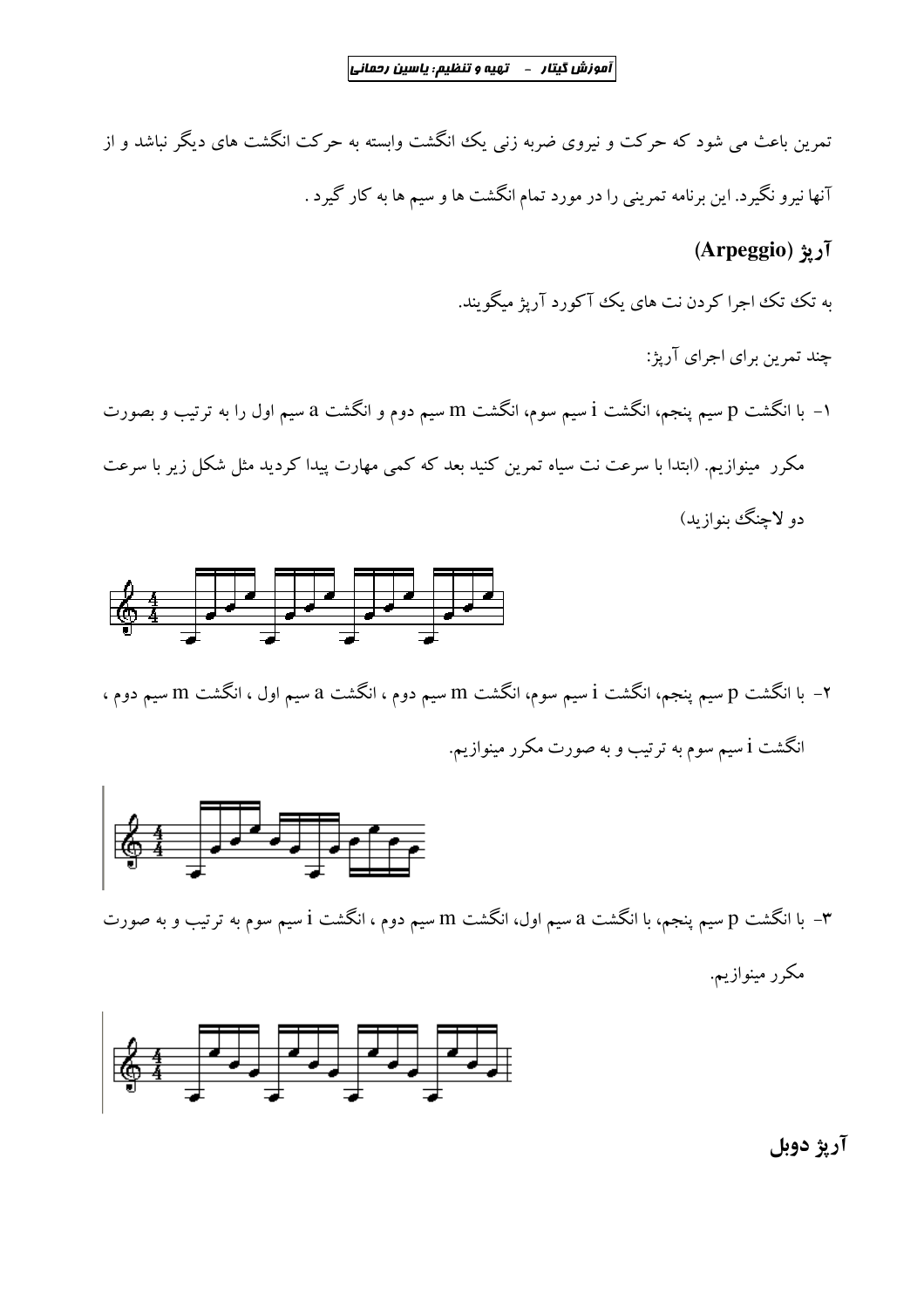تمرین باعث می شود که حرکت و نیروی ضربه زنی یک انگشت وابسته به حرکت انگشت های دیگر نباشد و از آنها نیرو نگیرد. این برنامه تمرینی را در مورد تمام انگشت ها و سیم ها به کار گیرد .

## آرپژ (Arpeggio)

به تک تک اجرا کردن نت های یک آکورد آرپژ میگویند.

چند تمرین برای اجرای آرپژ:

۱- با انگشت p سیم پنجم، انگشت i سیم سوم، انگشت m سیم دوم و انگشت a سیم اول را به ترتیب و بصورت مکرر مینوازیم. (ابتدا با سرعت نت سیاه تمرین کنید بعد که کمی مهارت پیدا کردید مثل شکل زیر با سرعت دو لاچنگ بنوازید)

۲- با انگشت p سیم پنجم، انگشت i سیم سوم، انگشت m سیم دوم ، انگشت a سیم اول ، انگشت m سیم دوم ، انگشت i سیم سوم به ترتیب و به صورت مکرر مینوازیم.

۳- با انگشت p سیم پنجم، با انگشت a سیم اول، انگشت m سیم دوم ، انگشت i سیم سوم به ترتیب و به صورت مکرر مینوازیم.

## آرپژ دوبل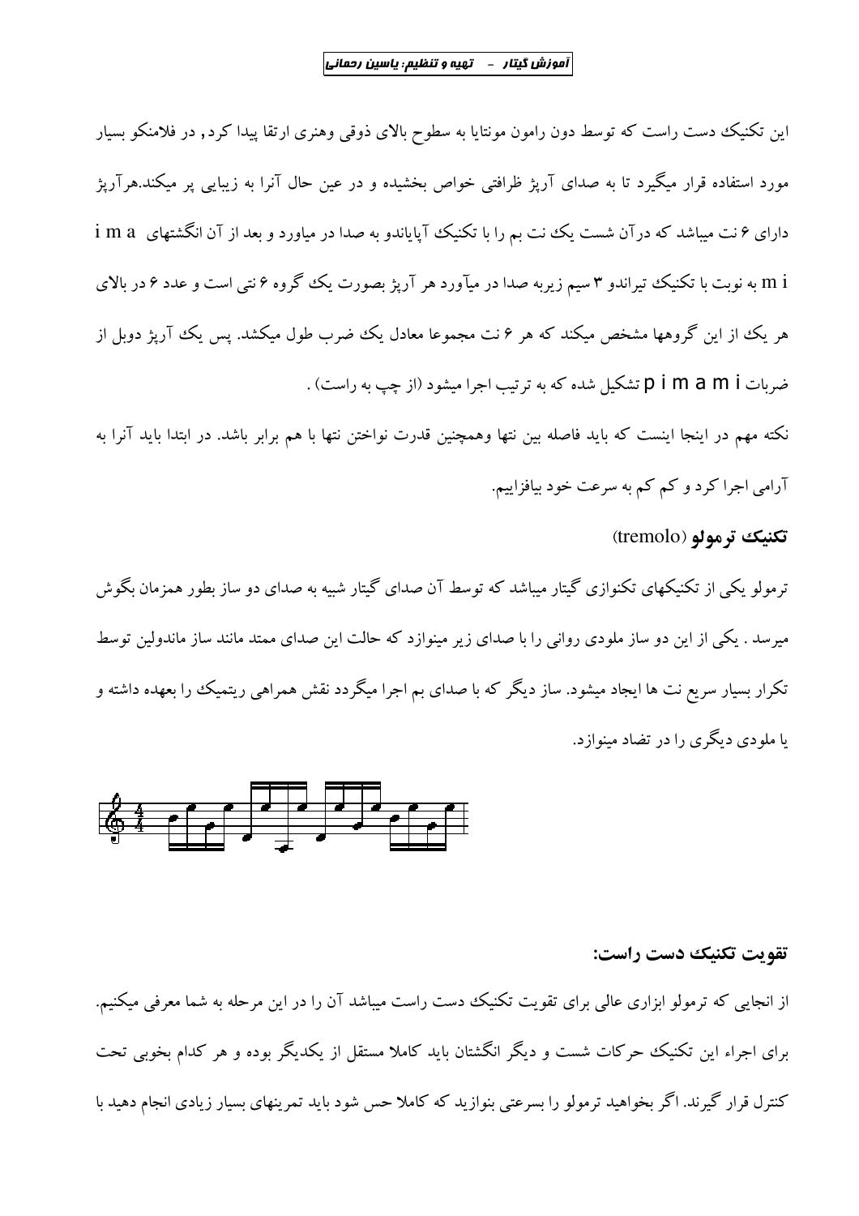این تکنیک دست راست که توسط دون رامون مونتایا به سطوح بالای ذوقی وهنری ارتقا پیدا کرد, در فلامنکو بسیار مورد استفاده قرار میگیرد تا به صدای آرپژ ظرافتی خواص بخشیده و در عین حال آنرا به زیبایی پر میکند.هرآرپژ دارای ۶ نت میباشد که درآن شست یک نت بم را با تکنیک آپایاندو به صدا در میاورد و بعد از آن انگشتهای i m a m i به نوبت با تکنیک تیراندو ۳ سیم زیربه صدا در میآورد هر آرپژ بصورت یک گروه ۶ نتی است و عدد ۶ در بالای هر یک از این گروهها مشخص میکند که هر ۶ نت مجموعا معادل یک ضرب طول میکشد. پس یک آرپژ دوبل از ضربات p i m a m i تشکیل شده که به ترتیب اجرا میشود (از چپ به راست) .

نکته مهم در اینجا اینست که باید فاصله بین نتها وهمچنین قدرت نواختن نتها با هم برابر باشد. در ابتدا باید آنرا به آرامی اجرا کرد و کم کم به سرعت خود بیافزاییم.

### تکنیک ترمولو (tremolo)

ترمولو یکی از تکنیکهای تکنوازی گیتار میباشد که توسط آن صدای گیتار شبیه به صدای دو ساز بطور همزمان بگوش میرسد . یکی از این دو ساز ملودی روانی را با صدای زیر مینوازد که حالت این صدای ممتد مانند ساز ماندولین توسط تکرار بسیار سریع نت ها ایجاد میشود. ساز دیگر که با صدای بم اجرا میگردد نقش همراهی ریتمیک را بعهده داشته و یا ملودی دیگری را در تضاد مینوازد.

### تقویت تکنیک دست راست:

از انجایی که ترمولو ابزاری عالی برای تقویت تکنیک دست راست میباشد آن را در این مرحله به شما معرفی میکنیم. برای اجراء این تکنیک حرکات شست و دیگر انگشتان باید کاملا مستقل از یکدیگر بوده و هر کدام بخوبی تحت کنترل قرار گیرند. اگر بخواهید ترمولو را بسرعتی بنوازید که کاملا حس شود باید تمرینهای بسیار زیادی انجام دهید با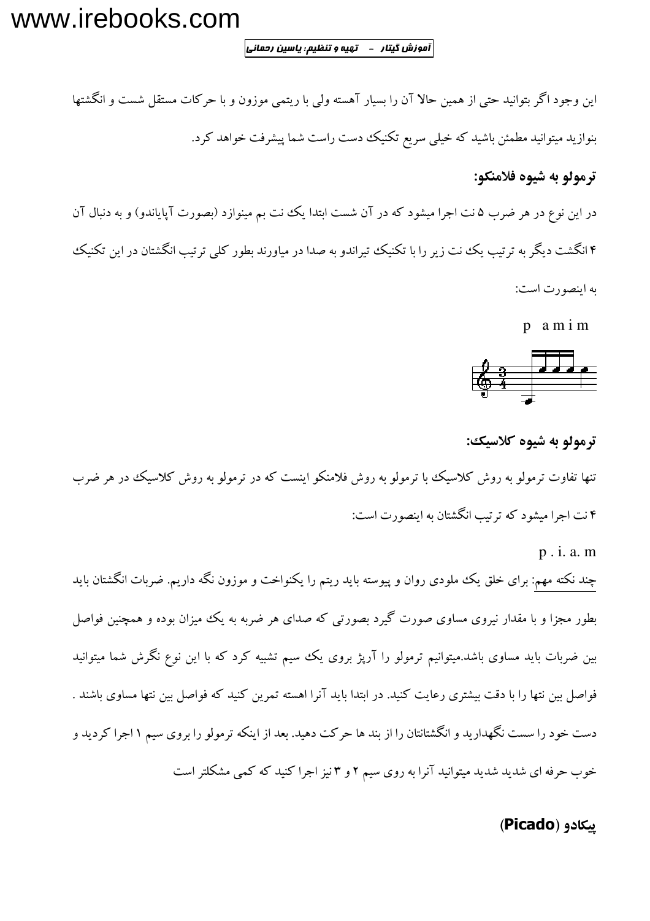این وجود اگر بتوانید حتی از همین حالا آن را بسیار آهسته ولی با ریتمی موزون و با حرکات مستقل شست و انگشتها بنوازید میتوانید مطمئن باشید که خیلی سریع تکنیک دست راست شما پیشرفت خواهد کرد.

**ترمولو به شیوه فلامنکو:**

در این نوع در هر ضرب ۵ نت اجرا میشود که در آن شست ابتدا یک نت بم مینوازد (بصورت آپایاندو) و به دنبال آن ۴ انگشت دیگر به ترتیب یک نت زیر را با تکنیک تیراندو به صدا در میاورند بطور کلی ترتیب انگشتان در این تکنیک به اینصورت است:

p  a m i m

**ترمولو به شیوه کلاسیک:**

تنها تفاوت ترمولو به روش کلاسیک با ترمولو به روش فلامنکو اینست که در ترمولو به روش کلاسیک در هر ضرب ۴ نت اجرا میشود که ترتیب انگشتان به اینصورت است:

p . i. a. m

<u>چند نکته مهم</u>: برای خلق یک ملودی روان و پیوسته باید ریتم را یکنواخت و موزون نگه داریم. ضربات انگشتان باید بطور مجزا و با مقدار نیروی مساوی صورت گیرد بصورتی که صدای هر ضربه به یک میزان بوده و همچنین فواصل بین ضربات باید مساوی باشد.میتوانیم ترمولو را آرپژ بروی یک سیم تشبیه کرد که با این نوع نگرش شما میتوانید فواصل بین نتها را با دقت بیشتری رعایت کنید. در ابتدا باید آنرا اهسته تمرین کنید که فواصل بین نتها مساوی باشند . دست خود را سست نگهدارید و انگشتانتان را از بند ها حرکت دهید. بعد از اینکه ترمولو را بروی سیم ۱ اجرا کردید و خوب حرفه ای شدید شدید میتوانید آنرا به روی سیم ۲ و ۳ نیز اجرا کنید که کمی مشکلتر است

**پیکادو (Picado)**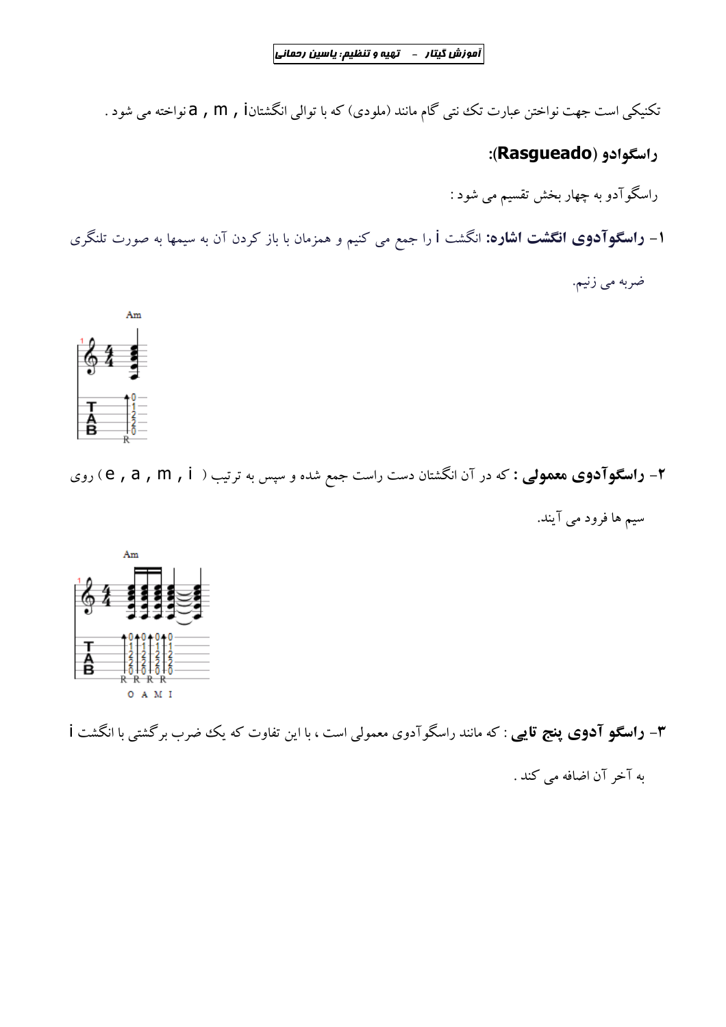تکنیکی است جهت نواختن عبارت تک نتی گام مانند (ملودی) که با توالی انگشتان a , m , i نواخته می شود .

### راسگوادو (**Rasgueado**):

راسگوآدو به چهار بخش تقسیم می شود :

۱- **راسگوآدوی انگشت اشاره:** انگشت i را جمع می کنیم و همزمان با باز کردن آن به سیمها به صورت تلنگری ضربه می زنیم.

۲- **راسگوآدوی معمولی :** که در آن انگشتان دست راست جمع شده و سپس به ترتیب ( e , a , m , i ) روی سیم ها فرود می آیند.

۳- **راسگو آدوی پنج تایی** : که مانند راسگوآدوی معمولی است ، با این تفاوت که یک ضرب برگشتی با انگشت i به آخر آن اضافه می کند .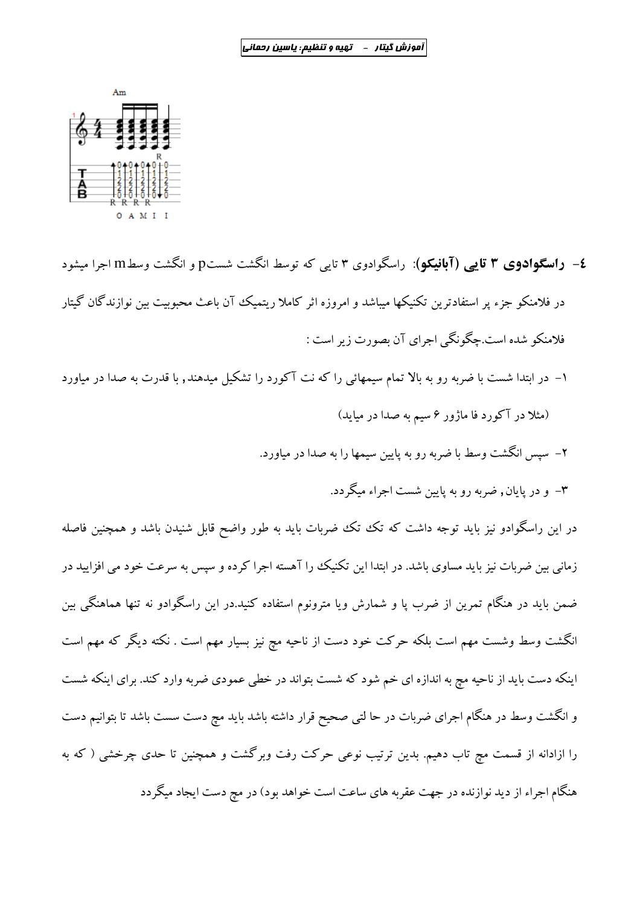**٤- راسگوادوی ٣ تایی (آبانیکو):** راسگوادوی ۳ تایی که توسط انگشت شستp و انگشت وسطm اجرا میشود در فلامنکو جزء پر استفادترین تکنیکها میباشد و امروزه اثر کاملا ریتمیک آن باعث محبوبیت بین نوازندگان گیتار فلامنکو شده است.چگونگی اجرای آن بصورت زیر است :

١- در ابتدا شست با ضربه رو به بالا تمام سیمهائی را که نت آکورد را تشکیل میدهند, با قدرت به صدا در میاورد (مثلا در آکورد فا ماژور ۶ سیم به صدا در میاید)

٢- سپس انگشت وسط با ضربه رو به پایین سیمها را به صدا در میاورد.

٣- و در پایان, ضربه رو به پایین شست اجراء میگردد.

در این راسگوادو نیز باید توجه داشت که تک تک ضربات باید به طور واضح قابل شنیدن باشد و همچنین فاصله زمانی بین ضربات نیز باید مساوی باشد. در ابتدا این تکنیک را آهسته اجرا کرده و سپس به سرعت خود می افزایید در ضمن باید در هنگام تمرین از ضرب پا و شمارش ویا مترونوم استفاده کنید.در این راسگوادو نه تنها هماهنگی بین انگشت وسط وشست مهم است بلکه حرکت خود دست از ناحیه مچ نیز بسیار مهم است . نکته دیگر که مهم است اینکه دست باید از ناحیه مچ به اندازه ای خم شود که شست بتواند در خطی عمودی ضربه وارد کند. برای اینکه شست و انگشت وسط در هنگام اجرای ضربات در حا لتی صحیح قرار داشته باشد باید مچ دست سست باشد تا بتوانیم دست را ازادانه از قسمت مچ تاب دهیم. بدین ترتیب نوعی حرکت رفت وبرگشت و همچنین تا حدی چرخشی ( که به هنگام اجراء از دید نوازنده در جهت عقربه های ساعت است خواهد بود) در مچ دست ایجاد میگردد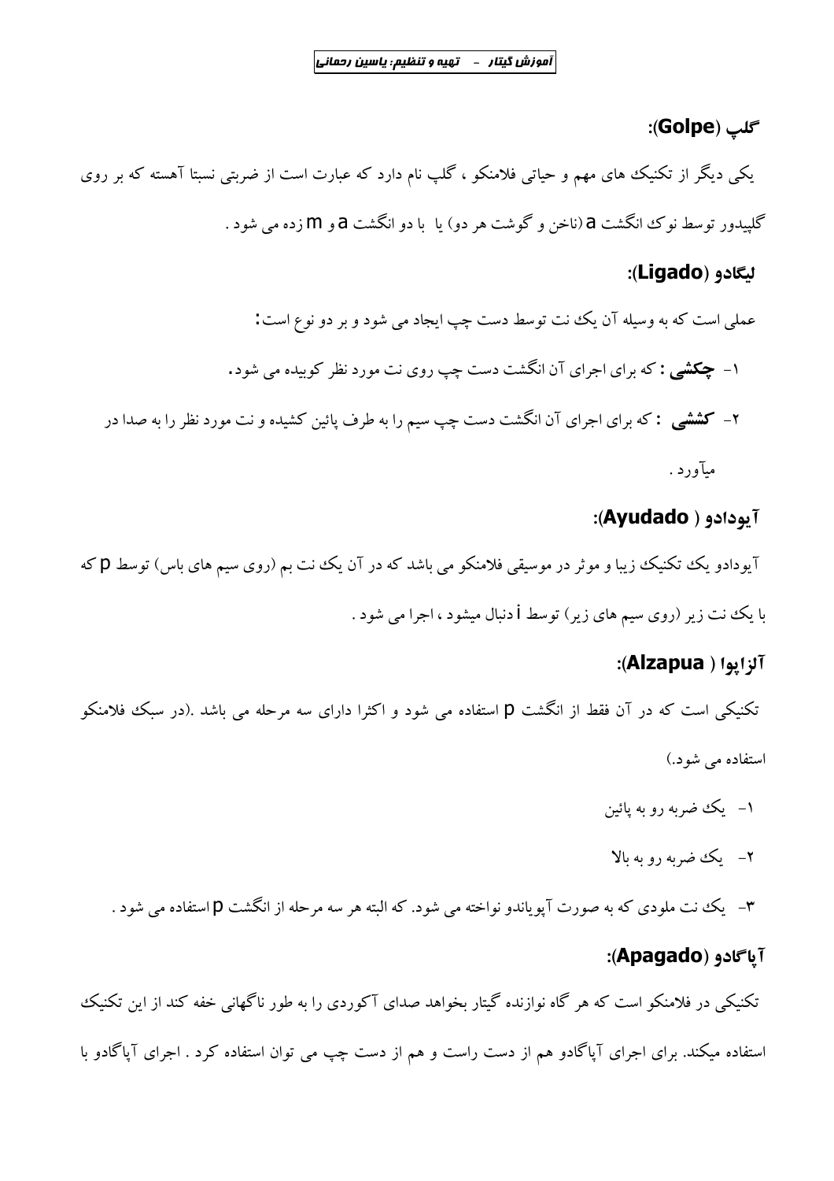### گلپ (Golpe):

یکی دیگر از تکنیک های مهم و حیاتی فلامنکو ، گلپ نام دارد که عبارت است از ضربتی نسبتا آهسته که بر روی گلپیدور توسط نوک انگشت a (ناخن و گوشت هر دو) یا با دو انگشت a و m زده می شود .

### لیگادو (Ligado):

عملی است که به وسیله آن یک نت توسط دست چپ ایجاد می شود و بر دو نوع است:

۱- **چکشی** : که برای اجرای آن انگشت دست چپ روی نت مورد نظر کوبیده می شود.

۲- **کششی** : که برای اجرای آن انگشت دست چپ سیم را به طرف پائین کشیده و نت مورد نظر را به صدا در میآورد .

### آیودادو ( Ayudado):

آیودادو یک تکنیک زیبا و موثر در موسیقی فلامنکو می باشد که در آن یک نت بم (روی سیم های باس) توسط p که با یک نت زیر (روی سیم های زیر) توسط i دنبال میشود ، اجرا می شود .

### آلزاپوا ( Alzapua):

تکنیکی است که در آن فقط از انگشت p استفاده می شود و اکثرا دارای سه مرحله می باشد .(در سبک فلامنکو استفاده می شود.)

۱- یک ضربه رو به پائین

۲- یک ضربه رو به بالا

۳- یک نت ملودی که به صورت آپویاندو نواخته می شود. که البته هر سه مرحله از انگشت p استفاده می شود .

### آپاگادو (Apagado):

تکنیکی در فلامنکو است که هر گاه نوازنده گیتار بخواهد صدای آکوردی را به طور ناگهانی خفه کند از این تکنیک استفاده میکند. برای اجرای آپاگادو هم از دست راست و هم از دست چپ می توان استفاده کرد . اجرای آپاگادو با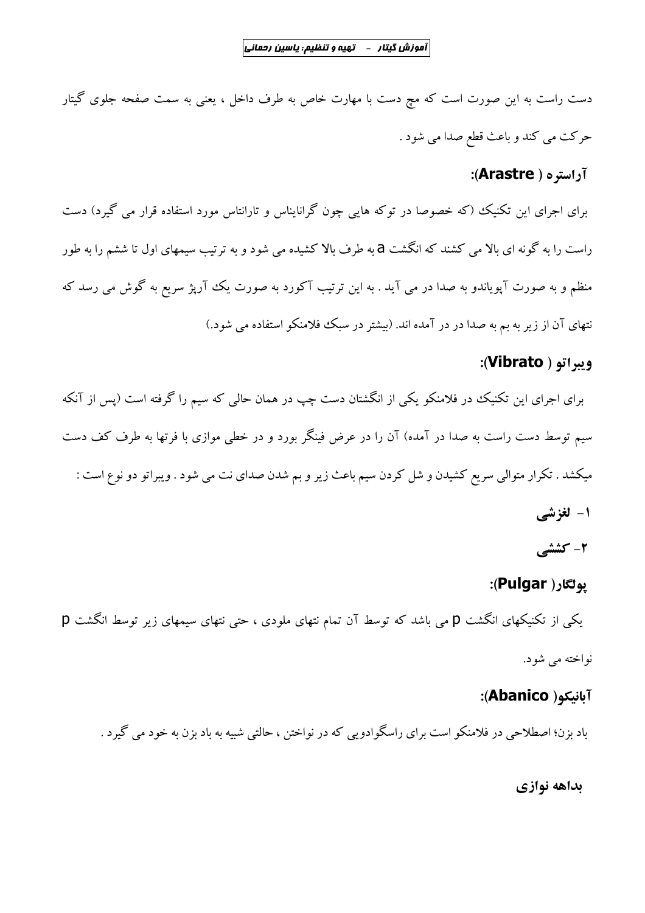دست راست به این صورت است که مچ دست با مهارت خاص به طرف داخل ، یعنی به سمت صفحه جلوی گیتار حرکت می کند و باعث قطع صدا می شود .

### آراستره ( Arastre):

برای اجرای این تکنیک (که خصوصا در توکه هایی چون گرانایناس و تارانتاس مورد استفاده قرار می گیرد) دست راست را به گونه ای بالا می کشند که انگشت a به طرف بالا کشیده می شود و به ترتیب سیمهای اول تا ششم را به طور منظم و به صورت آپویاندو به صدا در می آید . به این ترتیب آکورد به صورت یک آرپژ سریع به گوش می رسد که نتهای آن از زیر به بم به صدا در در آمده اند. (بیشتر در سبک فلامنکو استفاده می شود.)

### ویبراتو ( Vibrato):

برای اجرای این تکنیک در فلامنکو یکی از انگشتان دست چپ در همان حالی که سیم را گرفته است (پس از آنکه سیم توسط دست راست به صدا در آمده) آن را در عرض فینگر بورد و در خطی موازی با فرتها به طرف کف دست میکشد . تکرار متوالی سریع کشیدن و شل کردن سیم باعث زیر و بم شدن صدای نت می شود . ویبراتو دو نوع است :

۱- **لغزشی**

۲- **کششی**

### پولگار( Pulgar):

یکی از تکنیکهای انگشت p می باشد که توسط آن تمام نتهای ملودی ، حتی نتهای سیمهای زیر توسط انگشت p نواخته می شود.

### آبانیکو( Abanico):

باد بزن؛ اصطلاحی در فلامنکو است برای راسگوادویی که در نواختن ، حالتی شبیه به باد بزن به خود می گیرد .

### بداهه نوازی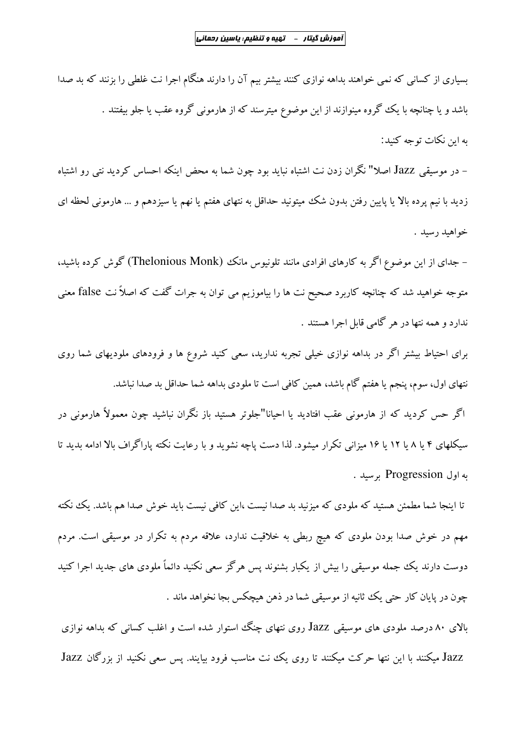بسیاری از کسانی که نمی خواهند بداهه نوازی کنند بیشتر بیم آن را دارند هنگام اجرا نت غلطی را بزنند که بد صدا باشد و یا چنانچه با یک گروه مینوازند از این موضوع میترسند که از هارمونی گروه عقب یا جلو بیفتند .

به این نکات توجه کنید:

- در موسیقی Jazz اصلا" نگران زدن نت اشتباه نباید بود چون شما به محض اینکه احساس کردید نتی رو اشتباه زدید با نیم پرده بالا یا پایین رفتن بدون شک میتونید حداقل به نتهای هفتم یا نهم یا سیزدهم و ... هارمونی لحظه ای خواهید رسید .

- جدای از این موضوع اگر به کارهای افرادی مانند تلونیوس مانک (Thelonious Monk) گوش کرده باشید، متوجه خواهید شد که چنانچه کاربرد صحیح نت ها را بیاموزیم می توان به جرات گفت که اصلاً نت false معنی ندارد و همه نتها در هر گامی قابل اجرا هستند .

برای احتیاط بیشتر اگر در بداهه نوازی خیلی تجربه ندارید، سعی کنید شروع ها و فرودهای ملودیهای شما روی نتهای اول، سوم، پنجم یا هفتم گام باشد، همین کافی است تا ملودی بداهه شما حداقل بد صدا نباشد.

اگر حس کردید که از هارمونی عقب افتادید یا احیانا"جلوتر هستید باز نگران نباشید چون معمولاً هارمونی در سیکلهای ۴ یا ۸ یا ۱۲ یا ۱۶ میزانی تکرار میشود. لذا دست پاچه نشوید و با رعایت نکته پاراگراف بالا ادامه بدید تا به اول Progression برسید .

تا اینجا شما مطمئن هستید که ملودی که میزنید بد صدا نیست ،این کافی نیست باید خوش صدا هم باشد. یک نکته مهم در خوش صدا بودن ملودی که هیچ ربطی به خلاقیت ندارد، علاقه مردم به تکرار در موسیقی است. مردم دوست دارند یک جمله موسیقی را بیش از یکبار بشنوند پس هرگز سعی نکنید دائماً ملودی های جدید اجرا کنید چون در پایان کار حتی یک ثانیه از موسیقی شما در ذهن هیچکس بجا نخواهد ماند .

بالای ۸۰ درصد ملودی های موسیقی Jazz روی نتهای چنگ استوار شده است و اغلب کسانی که بداهه نوازی Jazz میکنند با این نتها حرکت میکنند تا روی یک نت مناسب فرود بیایند. پس سعی نکنید از بزرگان Jazz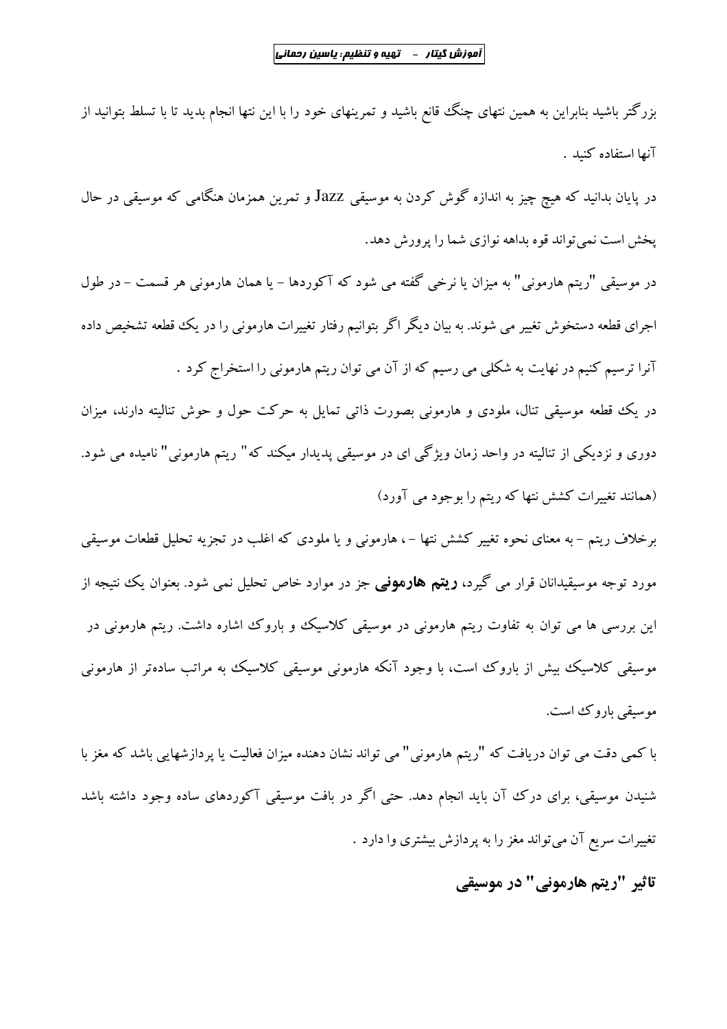بزرگتر باشید بنابراین به همین نتهای چنگ قانع باشید و تمرینهای خود را با این نتها انجام بدید تا با تسلط بتوانید از آنها استفاده کنید .

در پایان بدانید که هیچ چیز به اندازه گوش کردن به موسیقی Jazz و تمرین همزمان هنگامی که موسیقی در حال پخش است نمی‌تواند قوه بداهه نوازی شما را پرورش دهد.

در موسیقی "ریتم هارمونی" به میزان یا نرخی گفته می شود که آکوردها – یا همان هارمونی هر قسمت – در طول اجرای قطعه دستخوش تغییر می شوند. به بیان دیگر اگر بتوانیم رفتار تغییرات هارمونی را در یک قطعه تشخیص داده آنرا ترسیم کنیم در نهایت به شکلی می رسیم که از آن می توان ریتم هارمونی را استخراج کرد .

در یک قطعه موسیقی تنال، ملودی و هارمونی بصورت ذاتی تمایل به حرکت حول و حوش تنالیته دارند، میزان دوری و نزدیکی از تنالیته در واحد زمان ویژگی ای در موسیقی پدیدار میکند که" ریتم هارمونی" نامیده می شود. (همانند تغییرات کشش نتها که ریتم را بوجود می آورد)

برخلاف ریتم – به معنای نحوه تغییر کشش نتها – ، هارمونی و یا ملودی که اغلب در تجزیه تحلیل قطعات موسیقی مورد توجه موسیقیدانان قرار می گیرد، **ریتم هارمونی** جز در موارد خاص تحلیل نمی شود. بعنوان یک نتیجه از این بررسی ها می توان به تفاوت ریتم هارمونی در موسیقی کلاسیک و باروک اشاره داشت. ریتم هارمونی در موسیقی کلاسیک بیش از باروک است، با وجود آنکه هارمونی موسیقی کلاسیک به مراتب ساده‌تر از هارمونی موسیقی باروک است.

با کمی دقت می توان دریافت که "ریتم هارمونی" می تواند نشان دهنده میزان فعالیت یا پردازشهایی باشد که مغز با شنیدن موسیقی، برای درک آن باید انجام دهد. حتی اگر در بافت موسیقی آکوردهای ساده وجود داشته باشد تغییرات سریع آن می‌تواند مغز را به پردازش بیشتری وا دارد .

## تاثیر "ریتم هارمونی" در موسیقی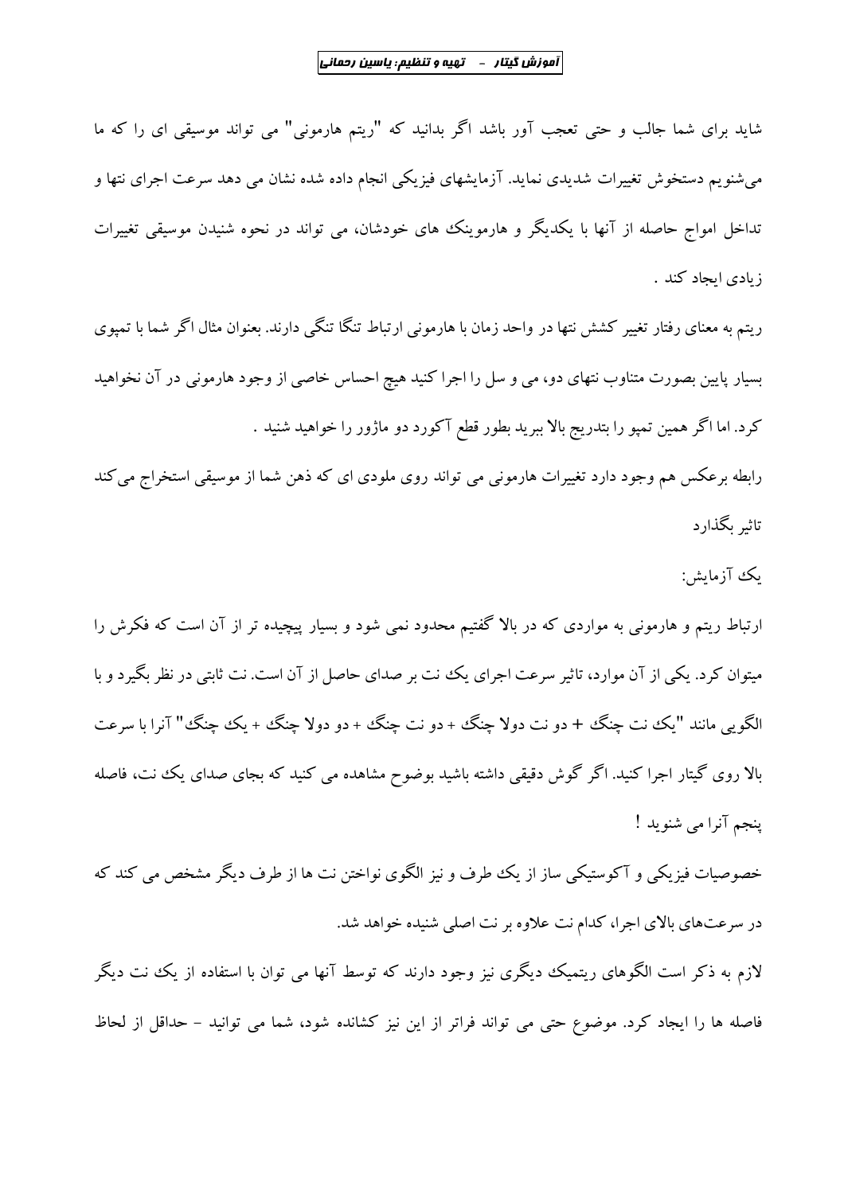شاید برای شما جالب و حتی تعجب آور باشد اگر بدانید که "ریتم هارمونی" می تواند موسیقی ای را که ما می‌شنویم دستخوش تغییرات شدیدی نماید. آزمایشهای فیزیکی انجام داده شده نشان می دهد سرعت اجرای نتها و تداخل امواج حاصله از آنها با یکدیگر و هارمونیک های خودشان، می تواند در نحوه شنیدن موسیقی تغییرات زیادی ایجاد کند .

ریتم به معنای رفتار تغییر کشش نتها در واحد زمان با هارمونی ارتباط تنگا تنگی دارند. بعنوان مثال اگر شما با تمپوی بسیار پایین بصورت متناوب نتهای دو، می و سل را اجرا کنید هیچ احساس خاصی از وجود هارمونی در آن نخواهید کرد. اما اگر همین تمپو را بتدریج بالا ببرید بطور قطع آکورد دو ماژور را خواهید شنید .

رابطه برعکس هم وجود دارد تغییرات هارمونی می تواند روی ملودی ای که ذهن شما از موسیقی استخراج می‌کند تاثیر بگذارد

یک آزمایش:

ارتباط ریتم و هارمونی به مواردی که در بالا گفتیم محدود نمی شود و بسیار پیچیده تر از آن است که فکرش را میتوان کرد. یکی از آن موارد، تاثیر سرعت اجرای یک نت بر صدای حاصل از آن است. نت ثابتی در نظر بگیرد و با الگویی مانند "یک نت چنگ + دو نت دولا چنگ + دو نت چنگ + دو دولا چنگ + یک چنگ" آنرا با سرعت بالا روی گیتار اجرا کنید. اگر گوش دقیقی داشته باشید بوضوح مشاهده می کنید که بجای صدای یک نت، فاصله پنجم آنرا می شنوید !

خصوصیات فیزیکی و آکوستیکی ساز از یک طرف و نیز الگوی نواختن نت ها از طرف دیگر مشخص می کند که در سرعت‌های بالای اجرا، کدام نت علاوه بر نت اصلی شنیده خواهد شد.

لازم به ذکر است الگوهای ریتمیک دیگری نیز وجود دارند که توسط آنها می توان با استفاده از یک نت دیگر فاصله ها را ایجاد کرد. موضوع حتی می تواند فراتر از این نیز کشانده شود، شما می توانید – حداقل از لحاظ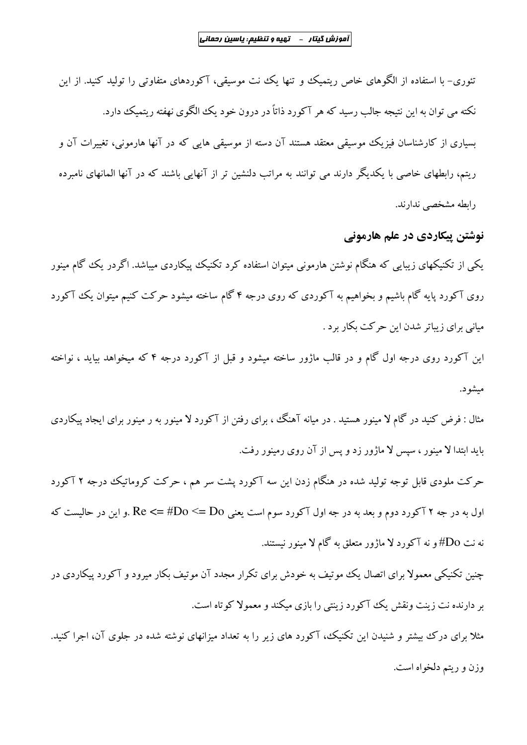تئوری- با استفاده از الگوهای خاص ریتمیک و تنها یک نت موسیقی، آکوردهای متفاوتی را تولید کنید. از این نکته می توان به این نتیجه جالب رسید که هر آکورد ذاتاً در درون خود یک الگوی نهفته ریتمیک دارد.

بسیاری از کارشناسان فیزیک موسیقی معتقد هستند آن دسته از موسیقی هایی که در آنها هارمونی، تغییرات آن و ریتم، رابطهای خاصی با یکدیگر دارند می توانند به مراتب دلنشین تر از آنهایی باشند که در آنها المانهای نامبرده رابطه مشخصی ندارند.

## نوشتن پیکاردی در علم هارمونی

یکی از تکنیکهای زیبایی که هنگام نوشتن هارمونی میتوان استفاده کرد تکنیک پیکاردی میباشد. اگردر یک گام مینور روی آکورد پایه گام باشیم و بخواهیم به آکوردی که روی درجه ۴ گام ساخته میشود حرکت کنیم میتوان یک آکورد میانی برای زیباتر شدن این حرکت بکار برد .

این آکورد روی درجه اول گام و در قالب ماژور ساخته میشود و قبل از آکورد درجه ۴ که میخواهد بیاید ، نواخته میشود.

مثال : فرض کنید در گام لا مینور هستید . در میانه آهنگ ، برای رفتن از آکورد لا مینور به ر مینور برای ایجاد پیکاردی باید ابتدا لا مینور ، سپس لا ماژور زد و پس از آن روی رمینور رفت.

حرکت ملودی قابل توجه تولید شده در هنگام زدن این سه آکورد پشت سر هم ، حرکت کروماتیک درجه ۲ آکورد اول به در جه ۲ آکورد دوم و بعد به در جه اول آکورد سوم است یعنی Do <= #Do <= Re .و این در حالیست که نه نت #Do و نه آکورد لا ماژور متعلق به گام لا مینور نیستند.

چنین تکنیکی معمولا برای اتصال یک موتیف به خودش برای تکرار مجدد آن موتیف بکار میرود و آکورد پیکاردی در بر دارنده نت زینت ونقش یک آکورد زینتی را بازی میکند و معمولا کوتاه است.

مثلا برای درک بیشتر و شنیدن این تکنیک، آکورد های زیر را به تعداد میزانهای نوشته شده در جلوی آن، اجرا کنید. وزن و ریتم دلخواه است.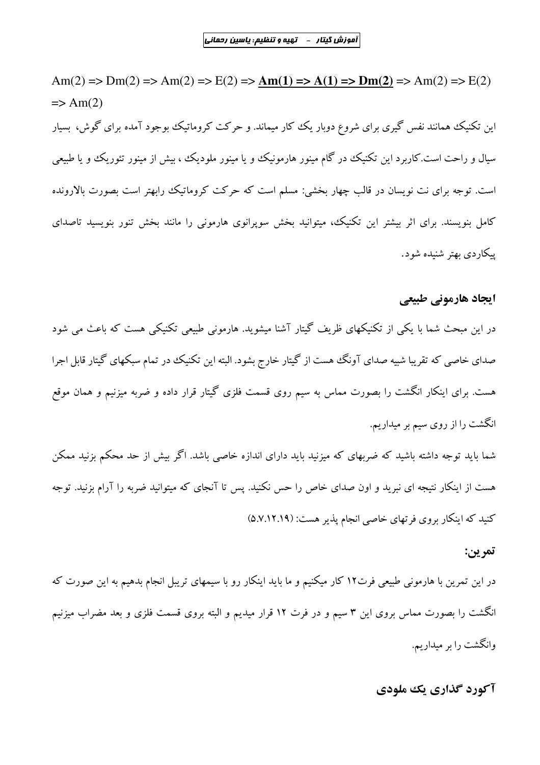Am(2) => Dm(2) => Am(2) => E(2) => **Am(1) => A(1) => Dm(2)** => Am(2) => E(2) => Am(2)

این تکنیک همانند نفس گیری برای شروع دوبار یک کار میماند. و حرکت کروماتیک بوجود آمده برای گوش، بسیار سیال و راحت است.کاربرد این تکنیک در گام مینور هارمونیک و یا مینور ملودیک ، بیش از مینور تئوریک و یا طبیعی است. توجه برای نت نویسان در قالب چهار بخشی: مسلم است که حرکت کروماتیک رابهتر است بصورت بالارونده کامل بنویسند. برای اثر بیشتر این تکنیک، میتوانید بخش سوپرانوی هارمونی را مانند بخش تنور بنویسید تاصدای پیکاردی بهتر شنیده شود.

## ایجاد هارمونی طبیعی

در این مبحث شما با یکی از تکنیکهای ظریف گیتار آشنا میشوید. هارمونی طبیعی تکنیکی هست که باعث می شود صدای خاصی که تقریبا شبیه صدای آونگ هست از گیتار خارج بشود. البته این تکنیک در تمام سبکهای گیتار قابل اجرا هست. برای اینکار انگشت را بصورت مماس به سیم روی قسمت فلزی گیتار قرار داده و ضربه میزنیم و همان موقع انگشت را از روی سیم بر میداریم.

شما باید توجه داشته باشید که ضربهای که میزنید باید دارای اندازه خاصی باشد. اگر بیش از حد محکم بزنید ممکن هست از اینکار نتیجه ای نبرید و اون صدای خاص را حس نکنید. پس تا آنجای که میتوانید ضربه را آرام بزنید. توجه کنید که اینکار بروی فرتهای خاصی انجام پذیر هست: (۵.۷.۱۲.۱۹)

### تمرین:

در این تمرین با هارمونی طبیعی فرت۱۲ کار میکنیم و ما باید اینکار رو با سیمهای تریبل انجام بدهیم به این صورت که انگشت را بصورت مماس بروی این ۳ سیم و در فرت ۱۲ قرار میدیم و البته بروی قسمت فلزی و بعد مضراب میزنیم وانگشت را بر میداریم.

## آکورد گذاری یک ملودی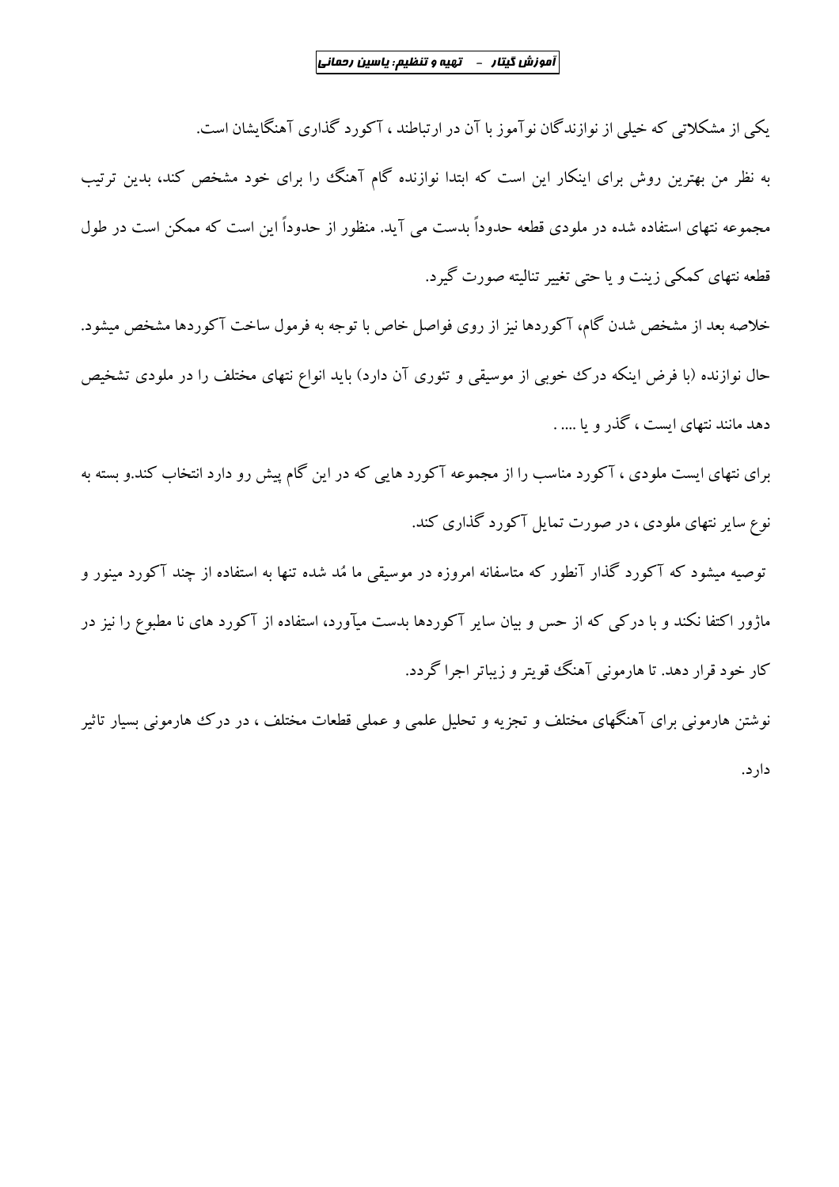یکی از مشکلاتی که خیلی از نوازندگان نوآموز با آن در ارتباطند ، آکورد گذاری آهنگایشان است.

به نظر من بهترین روش برای اینکار این است که ابتدا نوازنده گام آهنگ را برای خود مشخص کند، بدین ترتیب مجموعه نتهای استفاده شده در ملودی قطعه حدوداً بدست می آید. منظور از حدوداً این است که ممکن است در طول قطعه نتهای کمکی زینت و یا حتی تغییر تنالیته صورت گیرد.

خلاصه بعد از مشخص شدن گام، آکوردها نیز از روی فواصل خاص با توجه به فرمول ساخت آکوردها مشخص میشود.

حال نوازنده (با فرض اینکه درک خوبی از موسیقی و تئوری آن دارد) باید انواع نتهای مختلف را در ملودی تشخیص دهد مانند نتهای ایست ، گذر و یا .... .

برای نتهای ایست ملودی ، آکورد مناسب را از مجموعه آکورد هایی که در این گام پیش رو دارد انتخاب کند.و بسته به نوع سایر نتهای ملودی ، در صورت تمایل آکورد گذاری کند.

توصیه میشود که آکورد گذار آنطور که متاسفانه امروزه در موسیقی ما مُد شده تنها به استفاده از چند آکورد مینور و ماژور اکتفا نکند و با درکی که از حس و بیان سایر آکوردها بدست میآورد، استفاده از آکورد های نا مطبوع را نیز در کار خود قرار دهد. تا هارمونی آهنگ قویتر و زیباتر اجرا گردد.

نوشتن هارمونی برای آهنگهای مختلف و تجزیه و تحلیل علمی و عملی قطعات مختلف ، در درک هارمونی بسیار تاثیر دارد.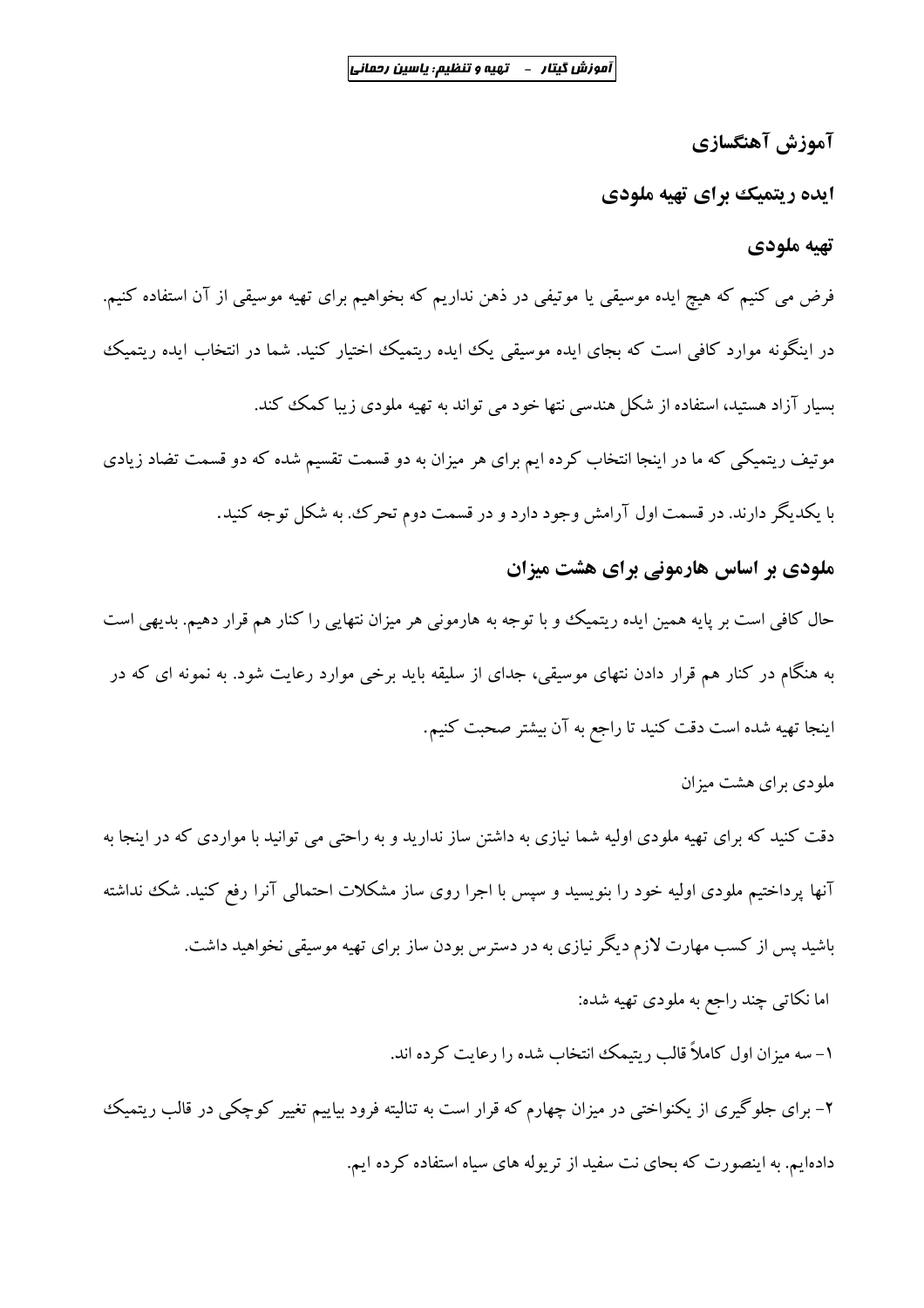## آموزش آهنگسازی

## ایده ریتمیک برای تهیه ملودی

## تهیه ملودی

فرض می کنیم که هیچ ایده موسیقی یا موتیفی در ذهن نداریم که بخواهیم برای تهیه موسیقی از آن استفاده کنیم. در اینگونه موارد کافی است که بجای ایده موسیقی یک ایده ریتمیک اختیار کنید. شما در انتخاب ایده ریتمیک بسیار آزاد هستید، استفاده از شکل هندسی نتها خود می تواند به تهیه ملودی زیبا کمک کند.

موتیف ریتمیکی که ما در اینجا انتخاب کرده ایم برای هر میزان به دو قسمت تقسیم شده که دو قسمت تضاد زیادی با یکدیگر دارند. در قسمت اول آرامش وجود دارد و در قسمت دوم تحرک. به شکل توجه کنید.

## ملودی بر اساس هارمونی برای هشت میزان

حال کافی است بر پایه همین ایده ریتمیک و با توجه به هارمونی هر میزان نتهایی را کنار هم قرار دهیم. بدیهی است به هنگام در کنار هم قرار دادن نتهای موسیقی، جدای از سلیقه باید برخی موارد رعایت شود. به نمونه ای که در اینجا تهیه شده است دقت کنید تا راجع به آن بیشتر صحبت کنیم.

ملودی برای هشت میزان

دقت کنید که برای تهیه ملودی اولیه شما نیازی به داشتن ساز ندارید و به راحتی می توانید با مواردی که در اینجا به آنها پرداختیم ملودی اولیه خود را بنویسید و سپس با اجرا روی ساز مشکلات احتمالی آنرا رفع کنید. شک نداشته باشید پس از کسب مهارت لازم دیگر نیازی به در دسترس بودن ساز برای تهیه موسیقی نخواهید داشت.

اما نکاتی چند راجع به ملودی تهیه شده:

۱- سه میزان اول کاملاً قالب ریتمیک انتخاب شده را رعایت کرده اند.

۲- برای جلوگیری از یکنواختی در میزان چهارم که قرار است به تنالیته فرود بیاییم تغییر کوچکی در قالب ریتمیک داده‌ایم. به اینصورت که بجای نت سفید از تریوله های سیاه استفاده کرده ایم.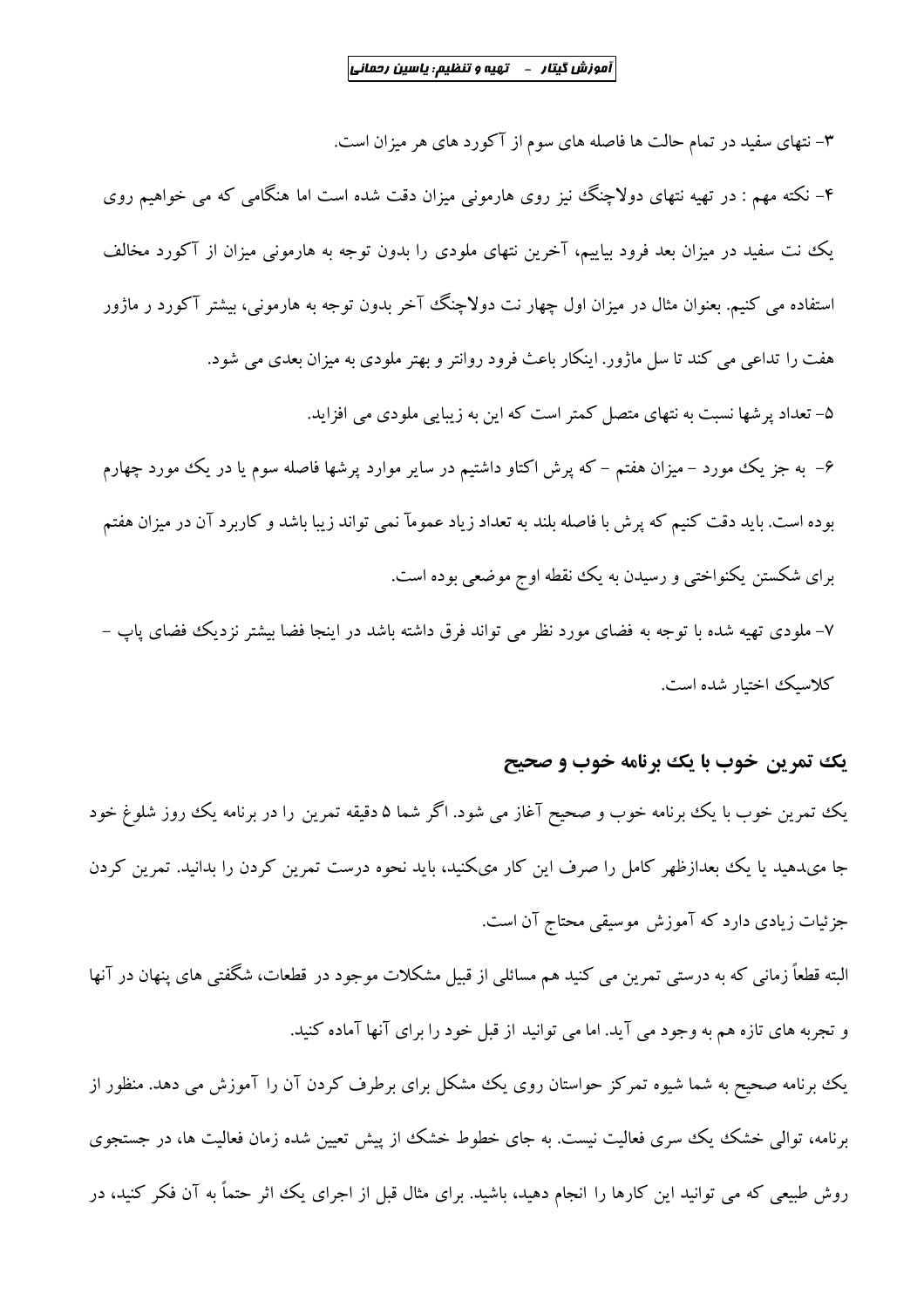۳- نتهای سفید در تمام حالت ها فاصله های سوم از آکورد های هر میزان است.

۴- نکته مهم : در تهیه نتهای دولاچنگ نیز روی هارمونی میزان دقت شده است اما هنگامی که می خواهیم روی یک نت سفید در میزان بعد فرود بیاییم، آخرین نتهای ملودی را بدون توجه به هارمونی میزان از آکورد مخالف استفاده می کنیم. بعنوان مثال در میزان اول چهار نت دولاچنگ آخر بدون توجه به هارمونی، بیشتر آکورد ر ماژور هفت را تداعی می کند تا سل ماژور. اینکار باعث فرود روانتر و بهتر ملودی به میزان بعدی می شود.

۵- تعداد پرشها نسبت به نتهای متصل کمتر است که این به زیبایی ملودی می افزاید.

۶- به جز یک مورد – میزان هفتم – که پرش اکتاو داشتیم در سایر موارد پرشها فاصله سوم یا در یک مورد چهارم بوده است. باید دقت کنیم که پرش با فاصله بلند به تعداد زیاد عموماً نمی تواند زیبا باشد و کاربرد آن در میزان هفتم برای شکستن یکنواختی و رسیدن به یک نقطه اوج موضعی بوده است.

۷- ملودی تهیه شده با توجه به فضای مورد نظر می تواند فرق داشته باشد در اینجا فضا بیشتر نزدیک فضای پاپ – کلاسیک اختیار شده است.

## یک تمرین خوب با یک برنامه خوب و صحیح

یک تمرین خوب با یک برنامه خوب و صحیح آغاز می شود. اگر شما ۵ دقیقه تمرین را در برنامه یک روز شلوغ خود جا می‌دهید یا یک بعدازظهر کامل را صرف این کار می‌کنید، باید نحوه درست تمرین کردن را بدانید. تمرین کردن جزئیات زیادی دارد که آموزش موسیقی محتاج آن است.

البته قطعاً زمانی که به درستی تمرین می کنید هم مسائلی از قبیل مشکلات موجود در قطعات، شگفتی های پنهان در آنها و تجربه های تازه هم به وجود می آید. اما می توانید از قبل خود را برای آنها آماده کنید.

یک برنامه صحیح به شما شیوه تمرکز حواستان روی یک مشکل برای برطرف کردن آن را آموزش می دهد. منظور از برنامه، توالی خشک یک سری فعالیت نیست. به جای خطوط خشک از پیش تعیین شده زمان فعالیت ها، در جستجوی روش طبیعی که می توانید این کارها را انجام دهید، باشید. برای مثال قبل از اجرای یک اثر حتماً به آن فکر کنید، در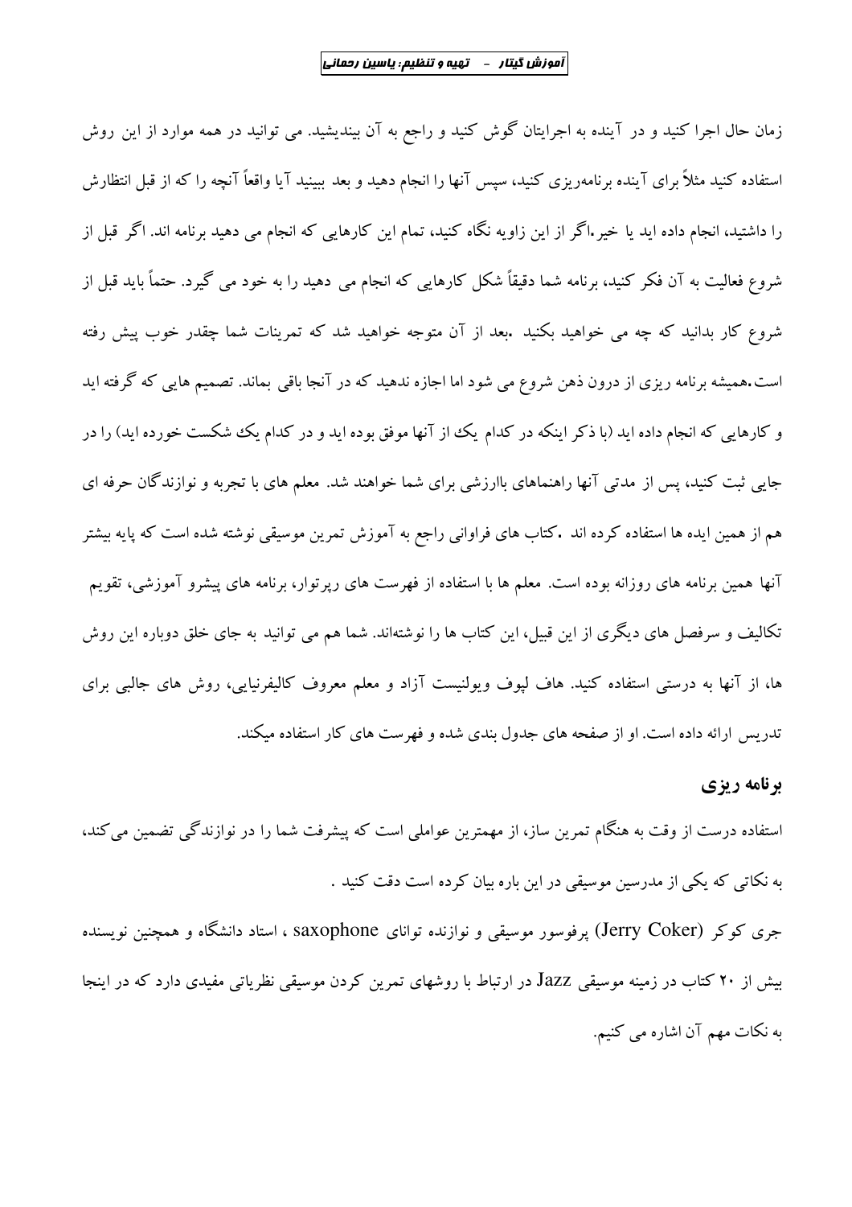زمان حال اجرا کنید و در آینده به اجرایتان گوش کنید و راجع به آن بیندیشید. می توانید در همه موارد از این روش استفاده کنید مثلاً برای آینده برنامه‌ریزی کنید، سپس آنها را انجام دهید و بعد ببینید آیا واقعاً آنچه را که از قبل انتظارش را داشتید، انجام داده اید یا خیر.اگر از این زاویه نگاه کنید، تمام این کارهایی که انجام می دهید برنامه اند. اگر قبل از شروع فعالیت به آن فکر کنید، برنامه شما دقیقاً شکل کارهایی که انجام می دهید را به خود می گیرد. حتماً باید قبل از شروع کار بدانید که چه می خواهید بکنید .بعد از آن متوجه خواهید شد که تمرینات شما چقدر خوب پیش رفته است.همیشه برنامه ریزی از درون ذهن شروع می شود اما اجازه ندهید که در آنجا باقی بماند. تصمیم هایی که گرفته اید و کارهایی که انجام داده اید (با ذکر اینکه در کدام یک از آنها موفق بوده اید و در کدام یک شکست خورده اید) را در جایی ثبت کنید، پس از مدتی آنها راهنماهای باارزشی برای شما خواهند شد. معلم های با تجربه و نوازندگان حرفه ای هم از همین ایده ها استفاده کرده اند .کتاب های فراوانی راجع به آموزش تمرین موسیقی نوشته شده است که پایه بیشتر آنها همین برنامه های روزانه بوده است. معلم ها با استفاده از فهرست های رپرتوار، برنامه های پیشرو آموزشی، تقویم تکالیف و سرفصل های دیگری از این قبیل، این کتاب ها را نوشته‌اند. شما هم می توانید به جای خلق دوباره این روش ها، از آنها به درستی استفاده کنید. هاف لپوف ویولنیست آزاد و معلم معروف کالیفرنیایی، روش های جالبی برای تدریس ارائه داده است. او از صفحه های جدول بندی شده و فهرست های کار استفاده میکند.

## برنامه ریزی

استفاده درست از وقت به هنگام تمرین ساز، از مهمترین عواملی است که پیشرفت شما را در نوازندگی تضمین می‌کند، به نکاتی که یکی از مدرسین موسیقی در این باره بیان کرده است دقت کنید .

جری کوکر (Jerry Coker) پرفوسور موسیقی و نوازنده توانای saxophone ، استاد دانشگاه و همچنین نویسنده بیش از ۲۰ کتاب در زمینه موسیقی Jazz در ارتباط با روشهای تمرین کردن موسیقی نظریاتی مفیدی دارد که در اینجا به نکات مهم آن اشاره می کنیم.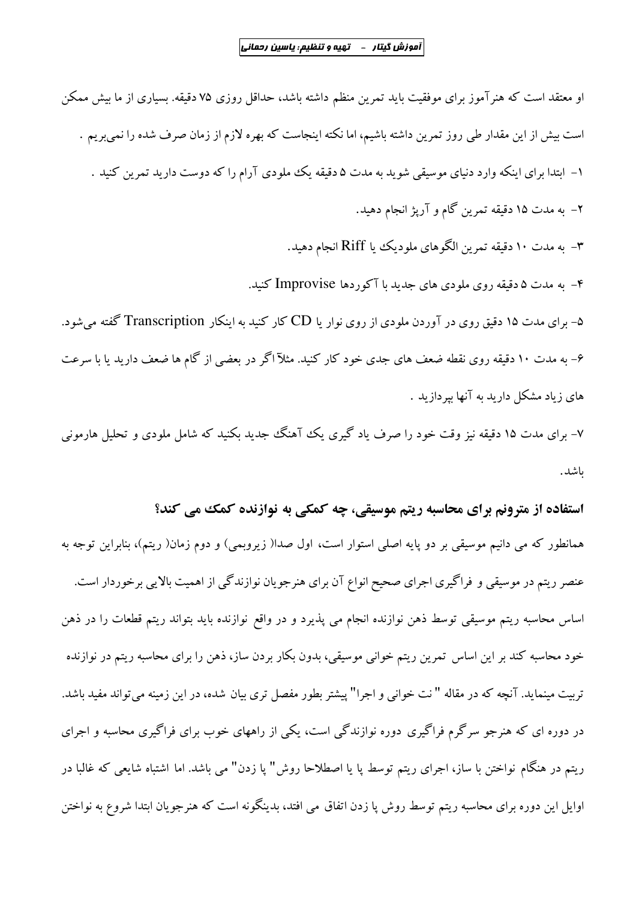او معتقد است که هنرآموز برای موفقیت باید تمرین منظم داشته باشد، حداقل روزی ۷۵ دقیقه. بسیاری از ما بیش ممکن است بیش از این مقدار طی روز تمرین داشته باشیم، اما نکته اینجاست که بهره لازم از زمان صرف شده را نمی‌بریم .

۱- ابتدا برای اینکه وارد دنیای موسیقی شوید به مدت ۵ دقیقه یک ملودی آرام را که دوست دارید تمرین کنید .

۲- به مدت ۱۵ دقیقه تمرین گام و آرپژ انجام دهید.

۳- به مدت ۱۰ دقیقه تمرین الگوهای ملودیک یا Riff انجام دهید.

۴- به مدت ۵ دقیقه روی ملودی های جدید با آکوردها Improvise کنید.

۵- برای مدت ۱۵ دقیق روی در آوردن ملودی از روی نوار یا CD کار کنید به اینکار Transcription گفته می‌شود.

۶- به مدت ۱۰ دقیقه روی نقطه ضعف های جدی خود کار کنید. مثلاً اگر در بعضی از گام ها ضعف دارید یا با سرعت های زیاد مشکل دارید به آنها بپردازید .

۷- برای مدت ۱۵ دقیقه نیز وقت خود را صرف یاد گیری یک آهنگ جدید بکنید که شامل ملودی و تحلیل هارمونی باشد.

### استفاده از مترونم برای محاسبه ریتم موسیقی، چه کمکی به نوازنده کمک می کند؟

همانطور که می دانیم موسیقی بر دو پایه اصلی استوار است، اول صدا( زیروبمی) و دوم زمان( ریتم)، بنابراین توجه به عنصر ریتم در موسیقی و فراگیری اجرای صحیح انواع آن برای هنرجویان نوازندگی از اهمیت بالایی برخوردار است. اساس محاسبه ریتم موسیقی توسط ذهن نوازنده انجام می پذیرد و در واقع نوازنده باید بتواند ریتم قطعات را در ذهن خود محاسبه کند بر این اساس تمرین ریتم خوانی موسیقی، بدون بکار بردن ساز، ذهن را برای محاسبه ریتم در نوازنده تربیت مینماید. آنچه که در مقاله " نت خوانی و اجرا" پیشتر بطور مفصل تری بیان شده، در این زمینه می‌تواند مفید باشد. در دوره ای که هنرجو سرگرم فراگیری دوره نوازندگی است، یکی از راههای خوب برای فراگیری محاسبه و اجرای ریتم در هنگام نواختن با ساز، اجرای ریتم توسط پا یا اصطلاحا روش" پا زدن" می باشد. اما اشتباه شایعی که غالبا در اوایل این دوره برای محاسبه ریتم توسط روش پا زدن اتفاق می افتد، بدینگونه است که هنرجویان ابتدا شروع به نواختن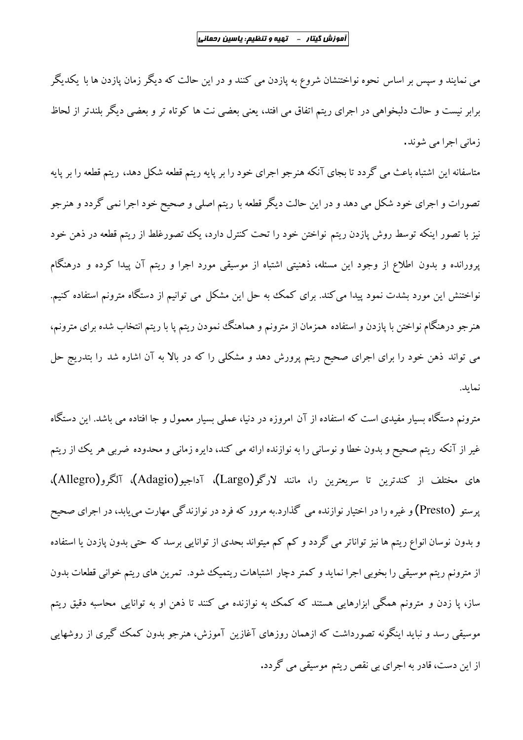می نمایند و سپس بر اساس نحوه نواختنشان شروع به پازدن می کنند و در این حالت که دیگر زمان پازدن ها با یکدیگر برابر نیست و حالت دلبخواهی در اجرای ریتم اتفاق می افتد، یعنی بعضی نت ها کوتاه تر و بعضی دیگر بلندتر از لحاظ زمانی اجرا می شوند.

متاسفانه این اشتباه باعث می گردد تا بجای آنکه هنرجو اجرای خود را بر پایه ریتم قطعه شکل دهد، ریتم قطعه را بر پایه تصورات و اجرای خود شکل می دهد و در این حالت دیگر قطعه با ریتم اصلی و صحیح خود اجرا نمی گردد و هنرجو نیز با تصور اینکه توسط روش پازدن ریتم نواختن خود را تحت کنترل دارد، یک تصورغلط از ریتم قطعه در ذهن خود پرورانده و بدون اطلاع از وجود این مسئله، ذهنیتی اشتباه از موسیقی مورد اجرا و ریتم آن پیدا کرده و درهنگام نواختنش این مورد بشدت نمود پیدا می‌کند. برای کمک به حل این مشکل می توانیم از دستگاه مترونم استفاده کنیم. هنرجو درهنگام نواختن با پازدن و استفاده همزمان از مترونم و هماهنگ نمودن ریتم پا با ریتم انتخاب شده برای مترونم، می تواند ذهن خود را برای اجرای صحیح ریتم پرورش دهد و مشکلی را که در بالا به آن اشاره شد را بتدریج حل نماید.

مترونم دستگاه بسیار مفیدی است که استفاده از آن امروزه در دنیا، عملی بسیار معمول و جا افتاده می باشد. این دستگاه غیر از آنکه ریتم صحیح و بدون خطا و نوسانی را به نوازنده ارائه می کند، دایره زمانی و محدوده ضربی هر یک از ریتم های مختلف از کندترین تا سریعترین را، مانند لارگو(Largo)، آداجیو(Adagio)، آلگرو(Allegro)، پرستو (Presto) و غیره را در اختیار نوازنده می گذارد.به مرور که فرد در نوازندگی مهارت می‌یابد، در اجرای صحیح و بدون نوسان انواع ریتم ها نیز تواناتر می گردد و کم کم میتواند بحدی از توانایی برسد که حتی بدون پازدن یا استفاده از مترونم ریتم موسیقی را بخوبی اجرا نماید و کمتر دچار اشتباهات ریتمیک شود. تمرین های ریتم خوانی قطعات بدون ساز، پا زدن و مترونم همگی ابزارهایی هستند که کمک به نوازنده می کنند تا ذهن او به توانایی محاسبه دقیق ریتم موسیقی رسد و نباید اینگونه تصورداشت که ازهمان روزهای آغازین آموزش، هنرجو بدون کمک گیری از روشهایی از این دست، قادر به اجرای بی نقص ریتم موسیقی می گردد.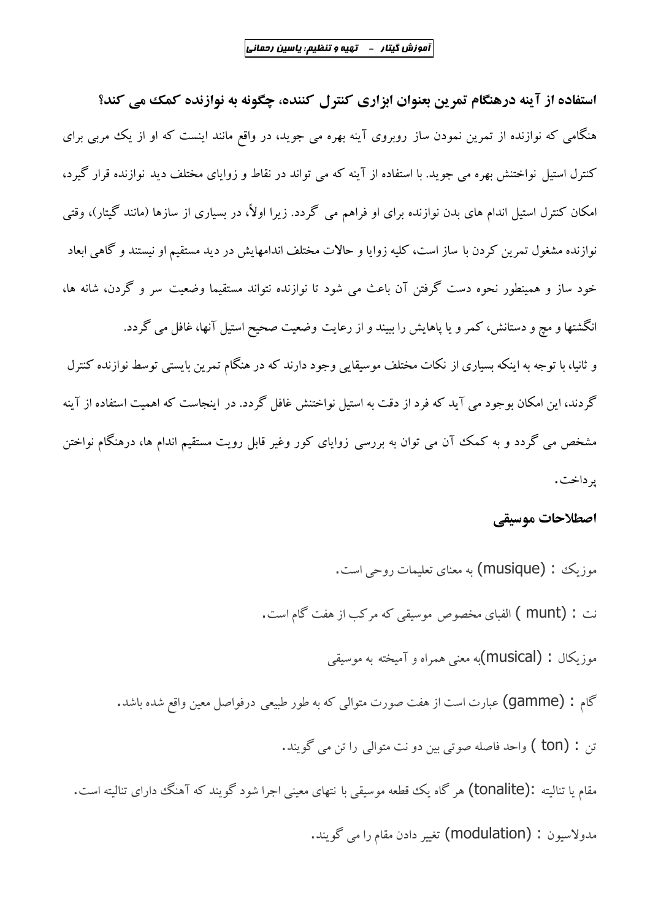**استفاده از آینه درهنگام تمرین بعنوان ابزاری کنترل کننده، چگونه به نوازنده کمک می کند؟**

هنگامی که نوازنده از تمرین نمودن ساز روبروی آینه بهره می جوید، در واقع مانند اینست که او از یک مربی برای کنترل استیل نواختنش بهره می جوید. با استفاده از آینه که می تواند در نقاط و زوایای مختلف دید نوازنده قرار گیرد، امکان کنترل استیل اندام های بدن نوازنده برای او فراهم می گردد. زیرا اولاً، در بسیاری از سازها (مانند گیتار)، وقتی نوازنده مشغول تمرین کردن با ساز است، کلیه زوایا و حالات مختلف اندامهایش در دید مستقیم او نیستند و گاهی ابعاد خود ساز و همینطور نحوه دست گرفتن آن باعث می شود تا نوازنده نتواند مستقیما وضعیت سر و گردن، شانه ها، انگشتها و مچ و دستانش، کمر و یا پاهایش را ببیند و از رعایت وضعیت صحیح استیل آنها، غافل می گردد.

و ثانیا، با توجه به اینکه بسیاری از نکات مختلف موسیقایی وجود دارند که در هنگام تمرین بایستی توسط نوازنده کنترل گردند، این امکان بوجود می آید که فرد از دقت به استیل نواختنش غافل گردد. در اینجاست که اهمیت استفاده از آینه مشخص می گردد و به کمک آن می توان به بررسی زوایای کور وغیر قابل رویت مستقیم اندام ها، درهنگام نواختن پرداخت.

**اصطلاحات موسیقی**

موزیک : (musique) به معنای تعلیمات روحی است.

نت : (munt ) الفبای مخصوص موسیقی که مرکب از هفت گام است.

موزیکال : (musical)به معنی همراه و آمیخته به موسیقی

گام : (gamme) عبارت است از هفت صورت متوالی که به طور طبیعی درفواصل معین واقع شده باشد.

تن : (ton ) واحد فاصله صوتی بین دو نت متوالی را تن می گویند.

مقام یا تنالیته :(tonalite) هر گاه یک قطعه موسیقی با نتهای معینی اجرا شود گویند که آهنگ دارای تنالیته است.

مدولاسیون : (modulation) تغییر دادن مقام را می گویند.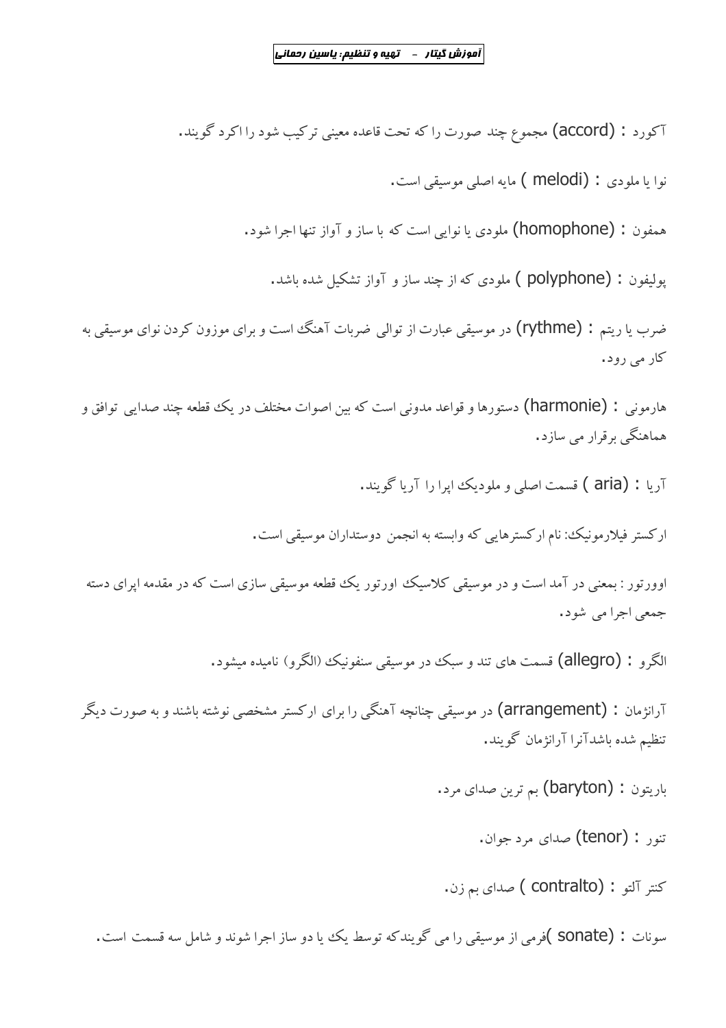آکورد : (accord) مجموع چند صورت را که تحت قاعده معینی ترکیب شود را اکرد گویند.

نوا یا ملودی : (melodi ) مایه اصلی موسیقی است.

همفون : (homophone) ملودی یا نوایی است که با ساز و آواز تنها اجرا شود.

پولیفون : (polyphone ) ملودی که از چند ساز و آواز تشکیل شده باشد.

ضرب یا ریتم : (rythme) در موسیقی عبارت از توالی ضربات آهنگ است و برای موزون کردن نوای موسیقی به کار می رود.

هارمونی : (harmonie) دستورها و قواعد مدونی است که بین اصوات مختلف در یک قطعه چند صدایی توافق و هماهنگی برقرار می سازد.

آریا : (aria ) قسمت اصلی و ملودیک اپرا را آریا گویند.

ارکستر فیلارمونیک: نام ارکسترهایی که وابسته به انجمن دوستداران موسیقی است.

اوورتور : بمعنی در آمد است و در موسیقی کلاسیک اورتور یک قطعه موسیقی سازی است که در مقدمه اپرای دسته جمعی اجرا می شود.

الگرو : (allegro) قسمت های تند و سبک در موسیقی سنفونیک (الگرو) نامیده میشود.

آرانژمان : (arrangement) در موسیقی چنانچه آهنگی را برای ارکستر مشخصی نوشته باشند و به صورت دیگر تنظیم شده باشدآنرا آرانژمان گویند.

باریتون : (baryton) بم ترین صدای مرد.

تنور : (tenor) صدای مرد جوان.

کنتر آلتو : (contralto ) صدای بم زن.

سونات : (sonate )فرمی از موسیقی را می گویندکه توسط یک یا دو ساز اجرا شوند و شامل سه قسمت است.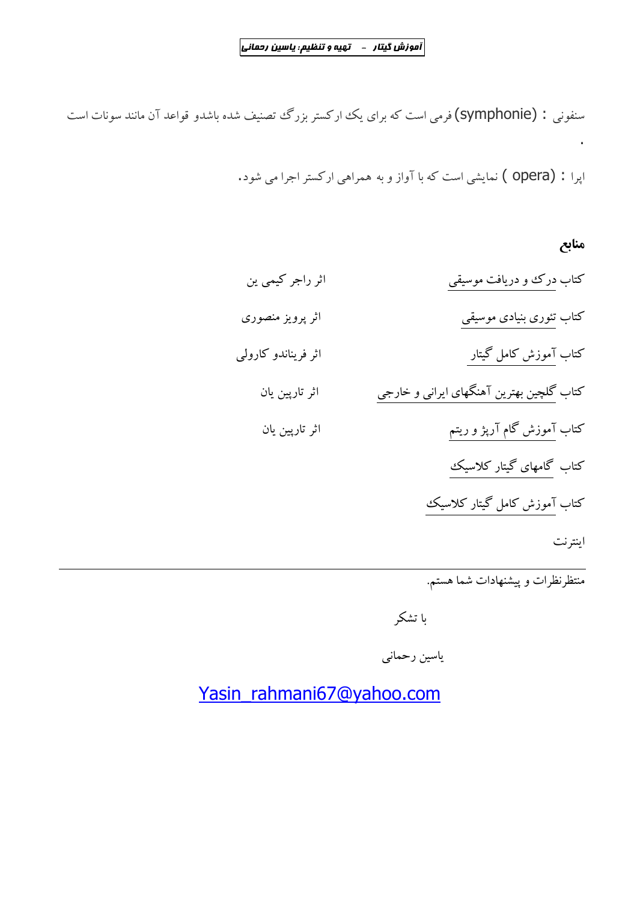سنفونی : (symphonie) فرمی است که برای یک ارکستر بزرگ تصنیف شده باشدو قواعد آن مانند سونات است .

اپرا : (opera ) نمایشی است که با آواز و به همراهی ارکستر اجرا می شود.

**منابع**

| | |
|---|---|
| کتاب درک و دریافت موسیقی | اثر راجر کیمی ین |
| کتاب تئوری بنیادی موسیقی | اثر پرویز منصوری |
| کتاب آموزش کامل گیتار | اثر فرینادو کارولی |
| کتاب گلچین بهترین آهنگهای ایرانی و خارجی | اثر تارپین یان |
| کتاب آموزش گام آرپژ و ریتم | اثر تارپین یان |
| کتاب گامهای گیتار کلاسیک | |
| کتاب آموزش کامل گیتار کلاسیک | |
| اینترنت | |

---

منتظرنظرات و پیشنهادات شما هستم.

با تشکر

یاسین رحمانی

Yasin_rahmani67@yahoo.com